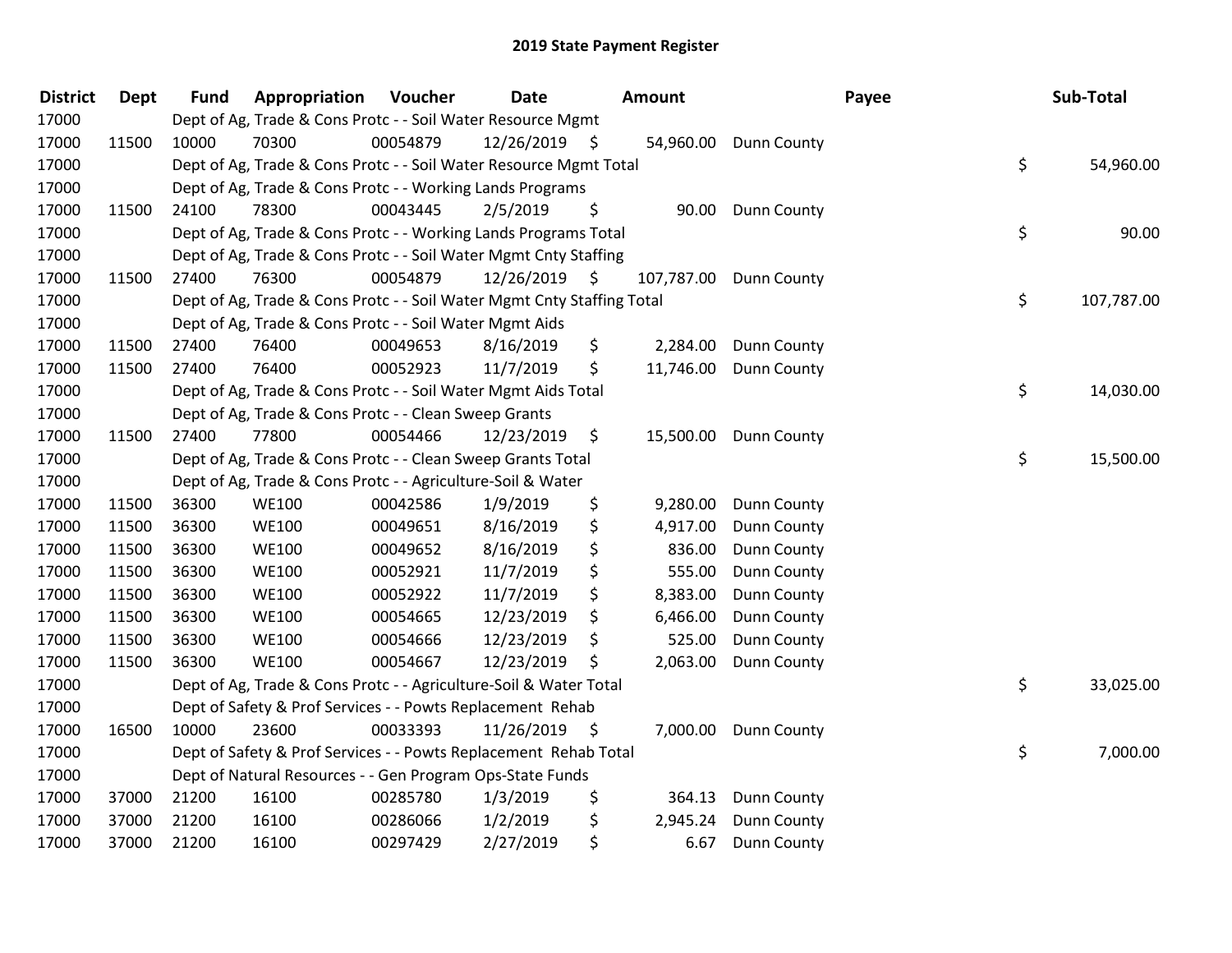# 2019 State Payment Register

| District | Dept | Fund | Appropriation | Voucher | Date | Amount | Payee | Sub-Total |
|---|---|---|---|---|---|---|---|---|
| 17000 | | Dept of Ag, Trade & Cons Protc - - Soil Water Resource Mgmt | | | | | | |
| 17000 | 11500 | 10000 | 70300 | 00054879 | 12/26/2019 | $ 54,960.00 | Dunn County | |
| 17000 | | Dept of Ag, Trade & Cons Protc - - Soil Water Resource Mgmt Total | | | | | | $ 54,960.00 |
| 17000 | | Dept of Ag, Trade & Cons Protc - - Working Lands Programs | | | | | | |
| 17000 | 11500 | 24100 | 78300 | 00043445 | 2/5/2019 | $ 90.00 | Dunn County | |
| 17000 | | Dept of Ag, Trade & Cons Protc - - Working Lands Programs Total | | | | | | $ 90.00 |
| 17000 | | Dept of Ag, Trade & Cons Protc - - Soil Water Mgmt Cnty Staffing | | | | | | |
| 17000 | 11500 | 27400 | 76300 | 00054879 | 12/26/2019 | $ 107,787.00 | Dunn County | |
| 17000 | | Dept of Ag, Trade & Cons Protc - - Soil Water Mgmt Cnty Staffing Total | | | | | | $ 107,787.00 |
| 17000 | | Dept of Ag, Trade & Cons Protc - - Soil Water Mgmt Aids | | | | | | |
| 17000 | 11500 | 27400 | 76400 | 00049653 | 8/16/2019 | $ 2,284.00 | Dunn County | |
| 17000 | 11500 | 27400 | 76400 | 00052923 | 11/7/2019 | $ 11,746.00 | Dunn County | |
| 17000 | | Dept of Ag, Trade & Cons Protc - - Soil Water Mgmt Aids Total | | | | | | $ 14,030.00 |
| 17000 | | Dept of Ag, Trade & Cons Protc - - Clean Sweep Grants | | | | | | |
| 17000 | 11500 | 27400 | 77800 | 00054466 | 12/23/2019 | $ 15,500.00 | Dunn County | |
| 17000 | | Dept of Ag, Trade & Cons Protc - - Clean Sweep Grants Total | | | | | | $ 15,500.00 |
| 17000 | | Dept of Ag, Trade & Cons Protc - - Agriculture-Soil & Water | | | | | | |
| 17000 | 11500 | 36300 | WE100 | 00042586 | 1/9/2019 | $ 9,280.00 | Dunn County | |
| 17000 | 11500 | 36300 | WE100 | 00049651 | 8/16/2019 | $ 4,917.00 | Dunn County | |
| 17000 | 11500 | 36300 | WE100 | 00049652 | 8/16/2019 | $ 836.00 | Dunn County | |
| 17000 | 11500 | 36300 | WE100 | 00052921 | 11/7/2019 | $ 555.00 | Dunn County | |
| 17000 | 11500 | 36300 | WE100 | 00052922 | 11/7/2019 | $ 8,383.00 | Dunn County | |
| 17000 | 11500 | 36300 | WE100 | 00054665 | 12/23/2019 | $ 6,466.00 | Dunn County | |
| 17000 | 11500 | 36300 | WE100 | 00054666 | 12/23/2019 | $ 525.00 | Dunn County | |
| 17000 | 11500 | 36300 | WE100 | 00054667 | 12/23/2019 | $ 2,063.00 | Dunn County | |
| 17000 | | Dept of Ag, Trade & Cons Protc - - Agriculture-Soil & Water Total | | | | | | $ 33,025.00 |
| 17000 | | Dept of Safety & Prof Services - - Powts Replacement Rehab | | | | | | |
| 17000 | 16500 | 10000 | 23600 | 00033393 | 11/26/2019 | $ 7,000.00 | Dunn County | |
| 17000 | | Dept of Safety & Prof Services - - Powts Replacement Rehab Total | | | | | | $ 7,000.00 |
| 17000 | | Dept of Natural Resources - - Gen Program Ops-State Funds | | | | | | |
| 17000 | 37000 | 21200 | 16100 | 00285780 | 1/3/2019 | $ 364.13 | Dunn County | |
| 17000 | 37000 | 21200 | 16100 | 00286066 | 1/2/2019 | $ 2,945.24 | Dunn County | |
| 17000 | 37000 | 21200 | 16100 | 00297429 | 2/27/2019 | $ 6.67 | Dunn County | |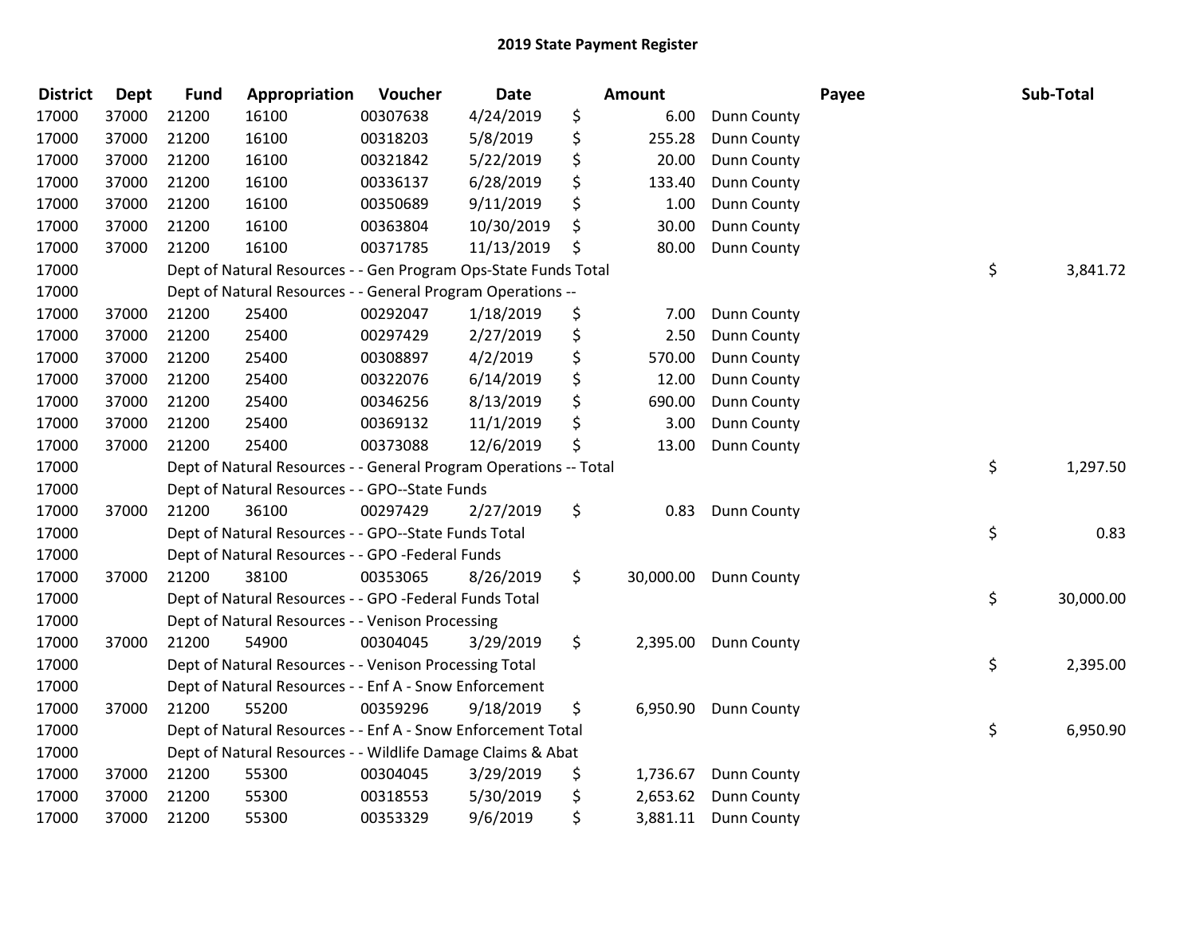# 2019 State Payment Register

| District | Dept | Fund | Appropriation | Voucher | Date | Amount | Payee | Sub-Total |
|---|---|---|---|---|---|---|---|---|
| 17000 | 37000 | 21200 | 16100 | 00307638 | 4/24/2019 | $ 6.00 | Dunn County | |
| 17000 | 37000 | 21200 | 16100 | 00318203 | 5/8/2019 | $ 255.28 | Dunn County | |
| 17000 | 37000 | 21200 | 16100 | 00321842 | 5/22/2019 | $ 20.00 | Dunn County | |
| 17000 | 37000 | 21200 | 16100 | 00336137 | 6/28/2019 | $ 133.40 | Dunn County | |
| 17000 | 37000 | 21200 | 16100 | 00350689 | 9/11/2019 | $ 1.00 | Dunn County | |
| 17000 | 37000 | 21200 | 16100 | 00363804 | 10/30/2019 | $ 30.00 | Dunn County | |
| 17000 | 37000 | 21200 | 16100 | 00371785 | 11/13/2019 | $ 80.00 | Dunn County | |
| 17000 | | Dept of Natural Resources - - Gen Program Ops-State Funds Total | | | | | | $ 3,841.72 |
| 17000 | | Dept of Natural Resources - - General Program Operations -- | | | | | | |
| 17000 | 37000 | 21200 | 25400 | 00292047 | 1/18/2019 | $ 7.00 | Dunn County | |
| 17000 | 37000 | 21200 | 25400 | 00297429 | 2/27/2019 | $ 2.50 | Dunn County | |
| 17000 | 37000 | 21200 | 25400 | 00308897 | 4/2/2019 | $ 570.00 | Dunn County | |
| 17000 | 37000 | 21200 | 25400 | 00322076 | 6/14/2019 | $ 12.00 | Dunn County | |
| 17000 | 37000 | 21200 | 25400 | 00346256 | 8/13/2019 | $ 690.00 | Dunn County | |
| 17000 | 37000 | 21200 | 25400 | 00369132 | 11/1/2019 | $ 3.00 | Dunn County | |
| 17000 | 37000 | 21200 | 25400 | 00373088 | 12/6/2019 | $ 13.00 | Dunn County | |
| 17000 | | Dept of Natural Resources - - General Program Operations -- Total | | | | | | $ 1,297.50 |
| 17000 | | Dept of Natural Resources - - GPO--State Funds | | | | | | |
| 17000 | 37000 | 21200 | 36100 | 00297429 | 2/27/2019 | $ 0.83 | Dunn County | |
| 17000 | | Dept of Natural Resources - - GPO--State Funds Total | | | | | | $ 0.83 |
| 17000 | | Dept of Natural Resources - - GPO -Federal Funds | | | | | | |
| 17000 | 37000 | 21200 | 38100 | 00353065 | 8/26/2019 | $ 30,000.00 | Dunn County | |
| 17000 | | Dept of Natural Resources - - GPO -Federal Funds Total | | | | | | $ 30,000.00 |
| 17000 | | Dept of Natural Resources - - Venison Processing | | | | | | |
| 17000 | 37000 | 21200 | 54900 | 00304045 | 3/29/2019 | $ 2,395.00 | Dunn County | |
| 17000 | | Dept of Natural Resources - - Venison Processing Total | | | | | | $ 2,395.00 |
| 17000 | | Dept of Natural Resources - - Enf A - Snow Enforcement | | | | | | |
| 17000 | 37000 | 21200 | 55200 | 00359296 | 9/18/2019 | $ 6,950.90 | Dunn County | |
| 17000 | | Dept of Natural Resources - - Enf A - Snow Enforcement Total | | | | | | $ 6,950.90 |
| 17000 | | Dept of Natural Resources - - Wildlife Damage Claims & Abat | | | | | | |
| 17000 | 37000 | 21200 | 55300 | 00304045 | 3/29/2019 | $ 1,736.67 | Dunn County | |
| 17000 | 37000 | 21200 | 55300 | 00318553 | 5/30/2019 | $ 2,653.62 | Dunn County | |
| 17000 | 37000 | 21200 | 55300 | 00353329 | 9/6/2019 | $ 3,881.11 | Dunn County | |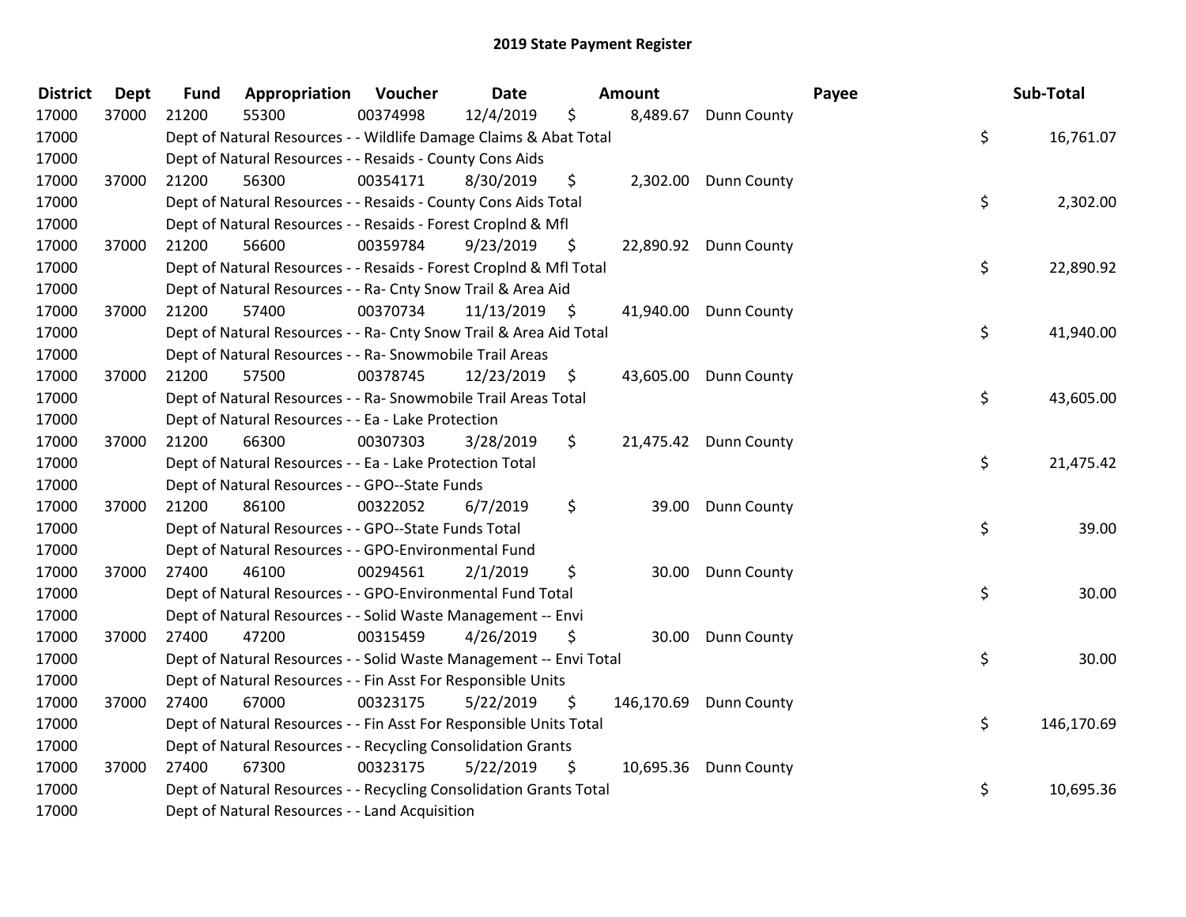## 2019 State Payment Register

| District | Dept | Fund | Appropriation | Voucher | Date | Amount | Payee | Sub-Total |
|---|---|---|---|---|---|---|---|---|
| 17000 | 37000 | 21200 | 55300 | 00374998 | 12/4/2019 | $ 8,489.67 | Dunn County | |
| 17000 | | Dept of Natural Resources - - Wildlife Damage Claims & Abat Total | | | | | | $ 16,761.07 |
| 17000 | | Dept of Natural Resources - - Resaids - County Cons Aids | | | | | | |
| 17000 | 37000 | 21200 | 56300 | 00354171 | 8/30/2019 | $ 2,302.00 | Dunn County | |
| 17000 | | Dept of Natural Resources - - Resaids - County Cons Aids Total | | | | | | $ 2,302.00 |
| 17000 | | Dept of Natural Resources - - Resaids - Forest Croplnd & Mfl | | | | | | |
| 17000 | 37000 | 21200 | 56600 | 00359784 | 9/23/2019 | $ 22,890.92 | Dunn County | |
| 17000 | | Dept of Natural Resources - - Resaids - Forest Croplnd & Mfl Total | | | | | | $ 22,890.92 |
| 17000 | | Dept of Natural Resources - - Ra- Cnty Snow Trail & Area Aid | | | | | | |
| 17000 | 37000 | 21200 | 57400 | 00370734 | 11/13/2019 | $ 41,940.00 | Dunn County | |
| 17000 | | Dept of Natural Resources - - Ra- Cnty Snow Trail & Area Aid Total | | | | | | $ 41,940.00 |
| 17000 | | Dept of Natural Resources - - Ra- Snowmobile Trail Areas | | | | | | |
| 17000 | 37000 | 21200 | 57500 | 00378745 | 12/23/2019 | $ 43,605.00 | Dunn County | |
| 17000 | | Dept of Natural Resources - - Ra- Snowmobile Trail Areas Total | | | | | | $ 43,605.00 |
| 17000 | | Dept of Natural Resources - - Ea - Lake Protection | | | | | | |
| 17000 | 37000 | 21200 | 66300 | 00307303 | 3/28/2019 | $ 21,475.42 | Dunn County | |
| 17000 | | Dept of Natural Resources - - Ea - Lake Protection Total | | | | | | $ 21,475.42 |
| 17000 | | Dept of Natural Resources - - GPO--State Funds | | | | | | |
| 17000 | 37000 | 21200 | 86100 | 00322052 | 6/7/2019 | $ 39.00 | Dunn County | |
| 17000 | | Dept of Natural Resources - - GPO--State Funds Total | | | | | | $ 39.00 |
| 17000 | | Dept of Natural Resources - - GPO-Environmental Fund | | | | | | |
| 17000 | 37000 | 27400 | 46100 | 00294561 | 2/1/2019 | $ 30.00 | Dunn County | |
| 17000 | | Dept of Natural Resources - - GPO-Environmental Fund Total | | | | | | $ 30.00 |
| 17000 | | Dept of Natural Resources - - Solid Waste Management -- Envi | | | | | | |
| 17000 | 37000 | 27400 | 47200 | 00315459 | 4/26/2019 | $ 30.00 | Dunn County | |
| 17000 | | Dept of Natural Resources - - Solid Waste Management -- Envi Total | | | | | | $ 30.00 |
| 17000 | | Dept of Natural Resources - - Fin Asst For Responsible Units | | | | | | |
| 17000 | 37000 | 27400 | 67000 | 00323175 | 5/22/2019 | $ 146,170.69 | Dunn County | |
| 17000 | | Dept of Natural Resources - - Fin Asst For Responsible Units Total | | | | | | $ 146,170.69 |
| 17000 | | Dept of Natural Resources - - Recycling Consolidation Grants | | | | | | |
| 17000 | 37000 | 27400 | 67300 | 00323175 | 5/22/2019 | $ 10,695.36 | Dunn County | |
| 17000 | | Dept of Natural Resources - - Recycling Consolidation Grants Total | | | | | | $ 10,695.36 |
| 17000 | | Dept of Natural Resources - - Land Acquisition | | | | | | |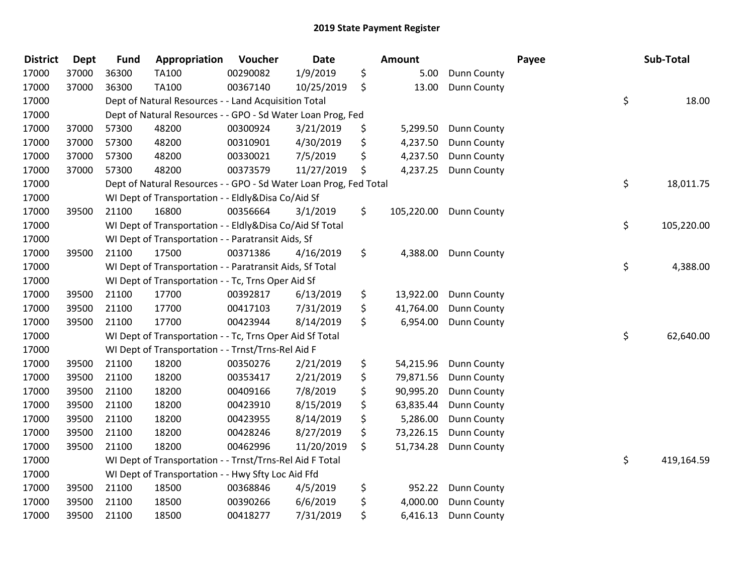# 2019 State Payment Register

| District | Dept | Fund | Appropriation | Voucher | Date | Amount | Payee | Sub-Total |
|---|---|---|---|---|---|---|---|---|
| 17000 | 37000 | 36300 | TA100 | 00290082 | 1/9/2019 | $ 5.00 | Dunn County | |
| 17000 | 37000 | 36300 | TA100 | 00367140 | 10/25/2019 | $ 13.00 | Dunn County | |
| 17000 | | Dept of Natural Resources - - Land Acquisition Total | | | | | | $ 18.00 |
| 17000 | | Dept of Natural Resources - - GPO - Sd Water Loan Prog, Fed | | | | | | |
| 17000 | 37000 | 57300 | 48200 | 00300924 | 3/21/2019 | $ 5,299.50 | Dunn County | |
| 17000 | 37000 | 57300 | 48200 | 00310901 | 4/30/2019 | $ 4,237.50 | Dunn County | |
| 17000 | 37000 | 57300 | 48200 | 00330021 | 7/5/2019 | $ 4,237.50 | Dunn County | |
| 17000 | 37000 | 57300 | 48200 | 00373579 | 11/27/2019 | $ 4,237.25 | Dunn County | |
| 17000 | | Dept of Natural Resources - - GPO - Sd Water Loan Prog, Fed Total | | | | | | $ 18,011.75 |
| 17000 | | WI Dept of Transportation - - Eldly&Disa Co/Aid Sf | | | | | | |
| 17000 | 39500 | 21100 | 16800 | 00356664 | 3/1/2019 | $ 105,220.00 | Dunn County | |
| 17000 | | WI Dept of Transportation - - Eldly&Disa Co/Aid Sf Total | | | | | | $ 105,220.00 |
| 17000 | | WI Dept of Transportation - - Paratransit Aids, Sf | | | | | | |
| 17000 | 39500 | 21100 | 17500 | 00371386 | 4/16/2019 | $ 4,388.00 | Dunn County | |
| 17000 | | WI Dept of Transportation - - Paratransit Aids, Sf Total | | | | | | $ 4,388.00 |
| 17000 | | WI Dept of Transportation - - Tc, Trns Oper Aid Sf | | | | | | |
| 17000 | 39500 | 21100 | 17700 | 00392817 | 6/13/2019 | $ 13,922.00 | Dunn County | |
| 17000 | 39500 | 21100 | 17700 | 00417103 | 7/31/2019 | $ 41,764.00 | Dunn County | |
| 17000 | 39500 | 21100 | 17700 | 00423944 | 8/14/2019 | $ 6,954.00 | Dunn County | |
| 17000 | | WI Dept of Transportation - - Tc, Trns Oper Aid Sf Total | | | | | | $ 62,640.00 |
| 17000 | | WI Dept of Transportation - - Trnst/Trns-Rel Aid F | | | | | | |
| 17000 | 39500 | 21100 | 18200 | 00350276 | 2/21/2019 | $ 54,215.96 | Dunn County | |
| 17000 | 39500 | 21100 | 18200 | 00353417 | 2/21/2019 | $ 79,871.56 | Dunn County | |
| 17000 | 39500 | 21100 | 18200 | 00409166 | 7/8/2019 | $ 90,995.20 | Dunn County | |
| 17000 | 39500 | 21100 | 18200 | 00423910 | 8/15/2019 | $ 63,835.44 | Dunn County | |
| 17000 | 39500 | 21100 | 18200 | 00423955 | 8/14/2019 | $ 5,286.00 | Dunn County | |
| 17000 | 39500 | 21100 | 18200 | 00428246 | 8/27/2019 | $ 73,226.15 | Dunn County | |
| 17000 | 39500 | 21100 | 18200 | 00462996 | 11/20/2019 | $ 51,734.28 | Dunn County | |
| 17000 | | WI Dept of Transportation - - Trnst/Trns-Rel Aid F Total | | | | | | $ 419,164.59 |
| 17000 | | WI Dept of Transportation - - Hwy Sfty Loc Aid Ffd | | | | | | |
| 17000 | 39500 | 21100 | 18500 | 00368846 | 4/5/2019 | $ 952.22 | Dunn County | |
| 17000 | 39500 | 21100 | 18500 | 00390266 | 6/6/2019 | $ 4,000.00 | Dunn County | |
| 17000 | 39500 | 21100 | 18500 | 00418277 | 7/31/2019 | $ 6,416.13 | Dunn County | |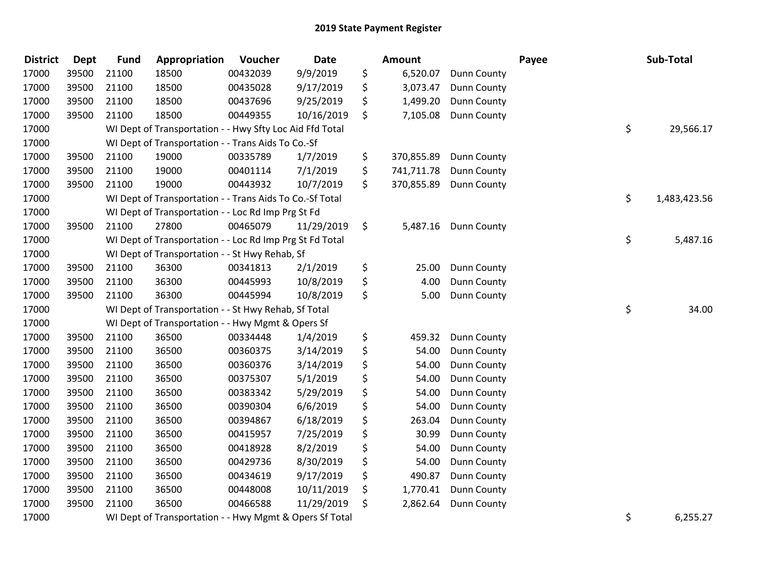# 2019 State Payment Register

| District | Dept | Fund | Appropriation | Voucher | Date | Amount | Payee | Sub-Total |
|---|---|---|---|---|---|---|---|---|
| 17000 | 39500 | 21100 | 18500 | 00432039 | 9/9/2019 | $ 6,520.07 | Dunn County | |
| 17000 | 39500 | 21100 | 18500 | 00435028 | 9/17/2019 | $ 3,073.47 | Dunn County | |
| 17000 | 39500 | 21100 | 18500 | 00437696 | 9/25/2019 | $ 1,499.20 | Dunn County | |
| 17000 | 39500 | 21100 | 18500 | 00449355 | 10/16/2019 | $ 7,105.08 | Dunn County | |
| 17000 | | WI Dept of Transportation - - Hwy Sfty Loc Aid Ffd Total | | | | | | $ 29,566.17 |
| 17000 | | WI Dept of Transportation - - Trans Aids To Co.-Sf | | | | | | |
| 17000 | 39500 | 21100 | 19000 | 00335789 | 1/7/2019 | $ 370,855.89 | Dunn County | |
| 17000 | 39500 | 21100 | 19000 | 00401114 | 7/1/2019 | $ 741,711.78 | Dunn County | |
| 17000 | 39500 | 21100 | 19000 | 00443932 | 10/7/2019 | $ 370,855.89 | Dunn County | |
| 17000 | | WI Dept of Transportation - - Trans Aids To Co.-Sf Total | | | | | | $ 1,483,423.56 |
| 17000 | | WI Dept of Transportation - - Loc Rd Imp Prg St Fd | | | | | | |
| 17000 | 39500 | 21100 | 27800 | 00465079 | 11/29/2019 | $ 5,487.16 | Dunn County | |
| 17000 | | WI Dept of Transportation - - Loc Rd Imp Prg St Fd Total | | | | | | $ 5,487.16 |
| 17000 | | WI Dept of Transportation - - St Hwy Rehab, Sf | | | | | | |
| 17000 | 39500 | 21100 | 36300 | 00341813 | 2/1/2019 | $ 25.00 | Dunn County | |
| 17000 | 39500 | 21100 | 36300 | 00445993 | 10/8/2019 | $ 4.00 | Dunn County | |
| 17000 | 39500 | 21100 | 36300 | 00445994 | 10/8/2019 | $ 5.00 | Dunn County | |
| 17000 | | WI Dept of Transportation - - St Hwy Rehab, Sf Total | | | | | | $ 34.00 |
| 17000 | | WI Dept of Transportation - - Hwy Mgmt & Opers Sf | | | | | | |
| 17000 | 39500 | 21100 | 36500 | 00334448 | 1/4/2019 | $ 459.32 | Dunn County | |
| 17000 | 39500 | 21100 | 36500 | 00360375 | 3/14/2019 | $ 54.00 | Dunn County | |
| 17000 | 39500 | 21100 | 36500 | 00360376 | 3/14/2019 | $ 54.00 | Dunn County | |
| 17000 | 39500 | 21100 | 36500 | 00375307 | 5/1/2019 | $ 54.00 | Dunn County | |
| 17000 | 39500 | 21100 | 36500 | 00383342 | 5/29/2019 | $ 54.00 | Dunn County | |
| 17000 | 39500 | 21100 | 36500 | 00390304 | 6/6/2019 | $ 54.00 | Dunn County | |
| 17000 | 39500 | 21100 | 36500 | 00394867 | 6/18/2019 | $ 263.04 | Dunn County | |
| 17000 | 39500 | 21100 | 36500 | 00415957 | 7/25/2019 | $ 30.99 | Dunn County | |
| 17000 | 39500 | 21100 | 36500 | 00418928 | 8/2/2019 | $ 54.00 | Dunn County | |
| 17000 | 39500 | 21100 | 36500 | 00429736 | 8/30/2019 | $ 54.00 | Dunn County | |
| 17000 | 39500 | 21100 | 36500 | 00434619 | 9/17/2019 | $ 490.87 | Dunn County | |
| 17000 | 39500 | 21100 | 36500 | 00448008 | 10/11/2019 | $ 1,770.41 | Dunn County | |
| 17000 | 39500 | 21100 | 36500 | 00466588 | 11/29/2019 | $ 2,862.64 | Dunn County | |
| 17000 | | WI Dept of Transportation - - Hwy Mgmt & Opers Sf Total | | | | | | $ 6,255.27 |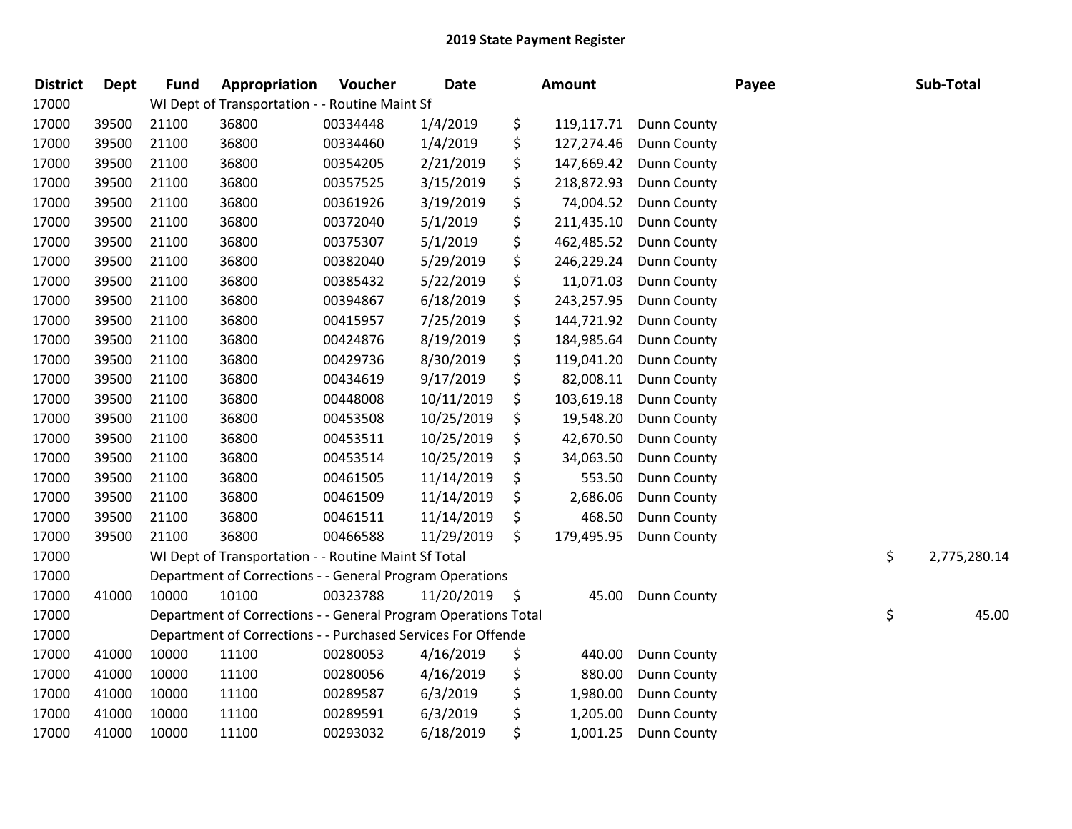## 2019 State Payment Register

| District | Dept | Fund | Appropriation | Voucher | Date | Amount | Payee | Sub-Total |
|---|---|---|---|---|---|---|---|---|
| 17000 | | WI Dept of Transportation - - Routine Maint Sf | | | | | | |
| 17000 | 39500 | 21100 | 36800 | 00334448 | 1/4/2019 | $ 119,117.71 | Dunn County | |
| 17000 | 39500 | 21100 | 36800 | 00334460 | 1/4/2019 | $ 127,274.46 | Dunn County | |
| 17000 | 39500 | 21100 | 36800 | 00354205 | 2/21/2019 | $ 147,669.42 | Dunn County | |
| 17000 | 39500 | 21100 | 36800 | 00357525 | 3/15/2019 | $ 218,872.93 | Dunn County | |
| 17000 | 39500 | 21100 | 36800 | 00361926 | 3/19/2019 | $ 74,004.52 | Dunn County | |
| 17000 | 39500 | 21100 | 36800 | 00372040 | 5/1/2019 | $ 211,435.10 | Dunn County | |
| 17000 | 39500 | 21100 | 36800 | 00375307 | 5/1/2019 | $ 462,485.52 | Dunn County | |
| 17000 | 39500 | 21100 | 36800 | 00382040 | 5/29/2019 | $ 246,229.24 | Dunn County | |
| 17000 | 39500 | 21100 | 36800 | 00385432 | 5/22/2019 | $ 11,071.03 | Dunn County | |
| 17000 | 39500 | 21100 | 36800 | 00394867 | 6/18/2019 | $ 243,257.95 | Dunn County | |
| 17000 | 39500 | 21100 | 36800 | 00415957 | 7/25/2019 | $ 144,721.92 | Dunn County | |
| 17000 | 39500 | 21100 | 36800 | 00424876 | 8/19/2019 | $ 184,985.64 | Dunn County | |
| 17000 | 39500 | 21100 | 36800 | 00429736 | 8/30/2019 | $ 119,041.20 | Dunn County | |
| 17000 | 39500 | 21100 | 36800 | 00434619 | 9/17/2019 | $ 82,008.11 | Dunn County | |
| 17000 | 39500 | 21100 | 36800 | 00448008 | 10/11/2019 | $ 103,619.18 | Dunn County | |
| 17000 | 39500 | 21100 | 36800 | 00453508 | 10/25/2019 | $ 19,548.20 | Dunn County | |
| 17000 | 39500 | 21100 | 36800 | 00453511 | 10/25/2019 | $ 42,670.50 | Dunn County | |
| 17000 | 39500 | 21100 | 36800 | 00453514 | 10/25/2019 | $ 34,063.50 | Dunn County | |
| 17000 | 39500 | 21100 | 36800 | 00461505 | 11/14/2019 | $ 553.50 | Dunn County | |
| 17000 | 39500 | 21100 | 36800 | 00461509 | 11/14/2019 | $ 2,686.06 | Dunn County | |
| 17000 | 39500 | 21100 | 36800 | 00461511 | 11/14/2019 | $ 468.50 | Dunn County | |
| 17000 | 39500 | 21100 | 36800 | 00466588 | 11/29/2019 | $ 179,495.95 | Dunn County | |
| 17000 | | WI Dept of Transportation - - Routine Maint Sf Total | | | | | | $ 2,775,280.14 |
| 17000 | | Department of Corrections - - General Program Operations | | | | | | |
| 17000 | 41000 | 10000 | 10100 | 00323788 | 11/20/2019 | $ 45.00 | Dunn County | |
| 17000 | | Department of Corrections - - General Program Operations Total | | | | | | $ 45.00 |
| 17000 | | Department of Corrections - - Purchased Services For Offende | | | | | | |
| 17000 | 41000 | 10000 | 11100 | 00280053 | 4/16/2019 | $ 440.00 | Dunn County | |
| 17000 | 41000 | 10000 | 11100 | 00280056 | 4/16/2019 | $ 880.00 | Dunn County | |
| 17000 | 41000 | 10000 | 11100 | 00289587 | 6/3/2019 | $ 1,980.00 | Dunn County | |
| 17000 | 41000 | 10000 | 11100 | 00289591 | 6/3/2019 | $ 1,205.00 | Dunn County | |
| 17000 | 41000 | 10000 | 11100 | 00293032 | 6/18/2019 | $ 1,001.25 | Dunn County | |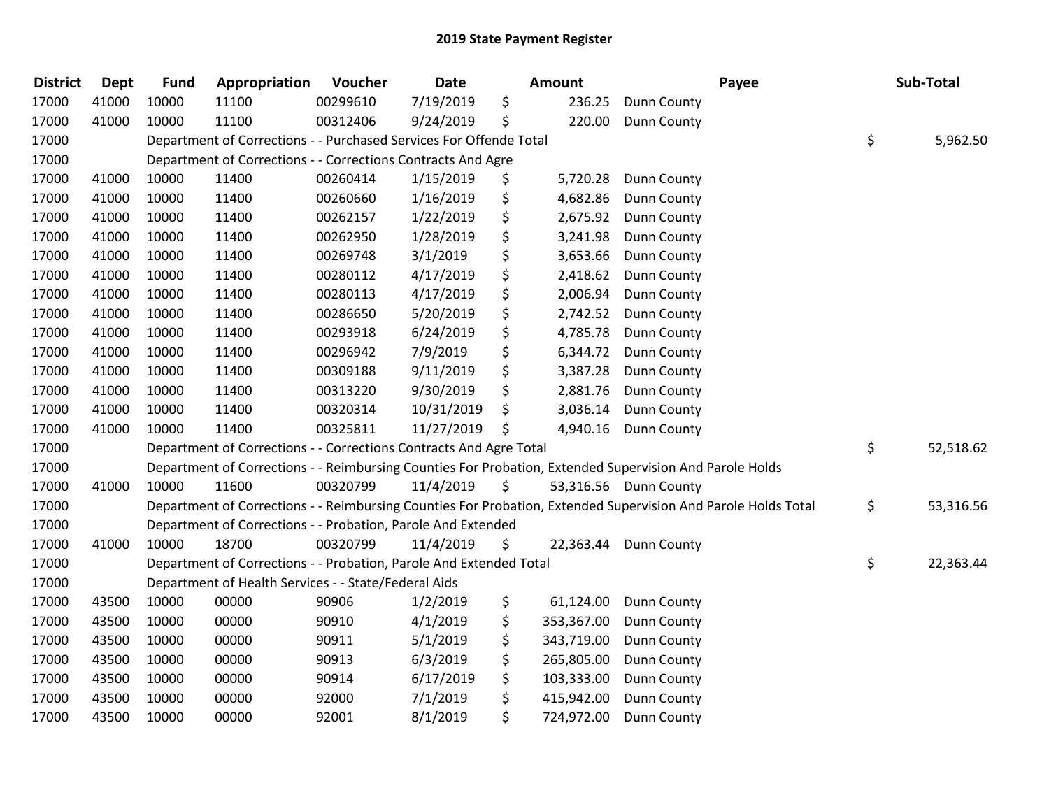# 2019 State Payment Register

| District | Dept | Fund | Appropriation | Voucher | Date | Amount | Payee | Sub-Total |
|---|---|---|---|---|---|---|---|---|
| 17000 | 41000 | 10000 | 11100 | 00299610 | 7/19/2019 | $ 236.25 | Dunn County | |
| 17000 | 41000 | 10000 | 11100 | 00312406 | 9/24/2019 | $ 220.00 | Dunn County | |
| 17000 | | Department of Corrections - - Purchased Services For Offende Total | | | | | | $ 5,962.50 |
| 17000 | | Department of Corrections - - Corrections Contracts And Agre | | | | | | |
| 17000 | 41000 | 10000 | 11400 | 00260414 | 1/15/2019 | $ 5,720.28 | Dunn County | |
| 17000 | 41000 | 10000 | 11400 | 00260660 | 1/16/2019 | $ 4,682.86 | Dunn County | |
| 17000 | 41000 | 10000 | 11400 | 00262157 | 1/22/2019 | $ 2,675.92 | Dunn County | |
| 17000 | 41000 | 10000 | 11400 | 00262950 | 1/28/2019 | $ 3,241.98 | Dunn County | |
| 17000 | 41000 | 10000 | 11400 | 00269748 | 3/1/2019 | $ 3,653.66 | Dunn County | |
| 17000 | 41000 | 10000 | 11400 | 00280112 | 4/17/2019 | $ 2,418.62 | Dunn County | |
| 17000 | 41000 | 10000 | 11400 | 00280113 | 4/17/2019 | $ 2,006.94 | Dunn County | |
| 17000 | 41000 | 10000 | 11400 | 00286650 | 5/20/2019 | $ 2,742.52 | Dunn County | |
| 17000 | 41000 | 10000 | 11400 | 00293918 | 6/24/2019 | $ 4,785.78 | Dunn County | |
| 17000 | 41000 | 10000 | 11400 | 00296942 | 7/9/2019 | $ 6,344.72 | Dunn County | |
| 17000 | 41000 | 10000 | 11400 | 00309188 | 9/11/2019 | $ 3,387.28 | Dunn County | |
| 17000 | 41000 | 10000 | 11400 | 00313220 | 9/30/2019 | $ 2,881.76 | Dunn County | |
| 17000 | 41000 | 10000 | 11400 | 00320314 | 10/31/2019 | $ 3,036.14 | Dunn County | |
| 17000 | 41000 | 10000 | 11400 | 00325811 | 11/27/2019 | $ 4,940.16 | Dunn County | |
| 17000 | | Department of Corrections - - Corrections Contracts And Agre Total | | | | | | $ 52,518.62 |
| 17000 | | Department of Corrections - - Reimbursing Counties For Probation, Extended Supervision And Parole Holds | | | | | | |
| 17000 | 41000 | 10000 | 11600 | 00320799 | 11/4/2019 | $ 53,316.56 | Dunn County | |
| 17000 | | Department of Corrections - - Reimbursing Counties For Probation, Extended Supervision And Parole Holds Total | | | | | | $ 53,316.56 |
| 17000 | | Department of Corrections - - Probation, Parole And Extended | | | | | | |
| 17000 | 41000 | 10000 | 18700 | 00320799 | 11/4/2019 | $ 22,363.44 | Dunn County | |
| 17000 | | Department of Corrections - - Probation, Parole And Extended Total | | | | | | $ 22,363.44 |
| 17000 | | Department of Health Services - - State/Federal Aids | | | | | | |
| 17000 | 43500 | 10000 | 00000 | 90906 | 1/2/2019 | $ 61,124.00 | Dunn County | |
| 17000 | 43500 | 10000 | 00000 | 90910 | 4/1/2019 | $ 353,367.00 | Dunn County | |
| 17000 | 43500 | 10000 | 00000 | 90911 | 5/1/2019 | $ 343,719.00 | Dunn County | |
| 17000 | 43500 | 10000 | 00000 | 90913 | 6/3/2019 | $ 265,805.00 | Dunn County | |
| 17000 | 43500 | 10000 | 00000 | 90914 | 6/17/2019 | $ 103,333.00 | Dunn County | |
| 17000 | 43500 | 10000 | 00000 | 92000 | 7/1/2019 | $ 415,942.00 | Dunn County | |
| 17000 | 43500 | 10000 | 00000 | 92001 | 8/1/2019 | $ 724,972.00 | Dunn County | |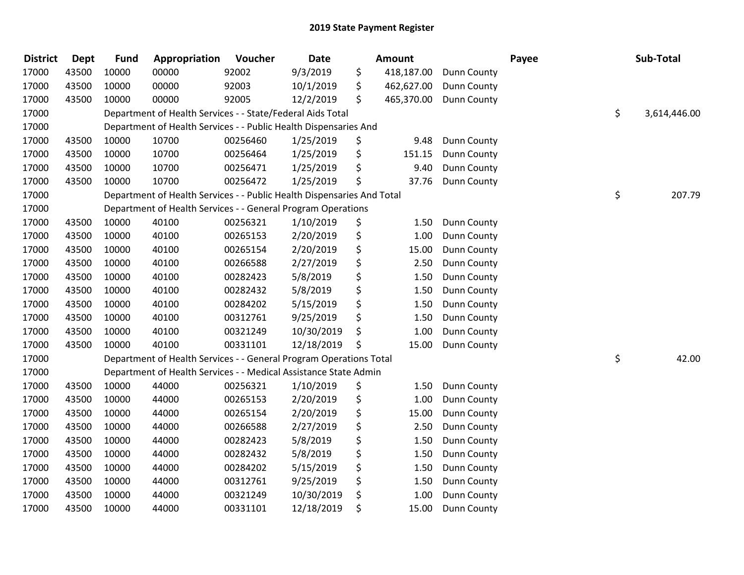# 2019 State Payment Register

| District | Dept | Fund | Appropriation | Voucher | Date | Amount | Payee | Sub-Total |
|---|---|---|---|---|---|---|---|---|
| 17000 | 43500 | 10000 | 00000 | 92002 | 9/3/2019 | $ 418,187.00 | Dunn County | |
| 17000 | 43500 | 10000 | 00000 | 92003 | 10/1/2019 | $ 462,627.00 | Dunn County | |
| 17000 | 43500 | 10000 | 00000 | 92005 | 12/2/2019 | $ 465,370.00 | Dunn County | |
| 17000 | | Department of Health Services - - State/Federal Aids Total | | | | | | $ 3,614,446.00 |
| 17000 | | Department of Health Services - - Public Health Dispensaries And | | | | | | |
| 17000 | 43500 | 10000 | 10700 | 00256460 | 1/25/2019 | $ 9.48 | Dunn County | |
| 17000 | 43500 | 10000 | 10700 | 00256464 | 1/25/2019 | $ 151.15 | Dunn County | |
| 17000 | 43500 | 10000 | 10700 | 00256471 | 1/25/2019 | $ 9.40 | Dunn County | |
| 17000 | 43500 | 10000 | 10700 | 00256472 | 1/25/2019 | $ 37.76 | Dunn County | |
| 17000 | | Department of Health Services - - Public Health Dispensaries And Total | | | | | | $ 207.79 |
| 17000 | | Department of Health Services - - General Program Operations | | | | | | |
| 17000 | 43500 | 10000 | 40100 | 00256321 | 1/10/2019 | $ 1.50 | Dunn County | |
| 17000 | 43500 | 10000 | 40100 | 00265153 | 2/20/2019 | $ 1.00 | Dunn County | |
| 17000 | 43500 | 10000 | 40100 | 00265154 | 2/20/2019 | $ 15.00 | Dunn County | |
| 17000 | 43500 | 10000 | 40100 | 00266588 | 2/27/2019 | $ 2.50 | Dunn County | |
| 17000 | 43500 | 10000 | 40100 | 00282423 | 5/8/2019 | $ 1.50 | Dunn County | |
| 17000 | 43500 | 10000 | 40100 | 00282432 | 5/8/2019 | $ 1.50 | Dunn County | |
| 17000 | 43500 | 10000 | 40100 | 00284202 | 5/15/2019 | $ 1.50 | Dunn County | |
| 17000 | 43500 | 10000 | 40100 | 00312761 | 9/25/2019 | $ 1.50 | Dunn County | |
| 17000 | 43500 | 10000 | 40100 | 00321249 | 10/30/2019 | $ 1.00 | Dunn County | |
| 17000 | 43500 | 10000 | 40100 | 00331101 | 12/18/2019 | $ 15.00 | Dunn County | |
| 17000 | | Department of Health Services - - General Program Operations Total | | | | | | $ 42.00 |
| 17000 | | Department of Health Services - - Medical Assistance State Admin | | | | | | |
| 17000 | 43500 | 10000 | 44000 | 00256321 | 1/10/2019 | $ 1.50 | Dunn County | |
| 17000 | 43500 | 10000 | 44000 | 00265153 | 2/20/2019 | $ 1.00 | Dunn County | |
| 17000 | 43500 | 10000 | 44000 | 00265154 | 2/20/2019 | $ 15.00 | Dunn County | |
| 17000 | 43500 | 10000 | 44000 | 00266588 | 2/27/2019 | $ 2.50 | Dunn County | |
| 17000 | 43500 | 10000 | 44000 | 00282423 | 5/8/2019 | $ 1.50 | Dunn County | |
| 17000 | 43500 | 10000 | 44000 | 00282432 | 5/8/2019 | $ 1.50 | Dunn County | |
| 17000 | 43500 | 10000 | 44000 | 00284202 | 5/15/2019 | $ 1.50 | Dunn County | |
| 17000 | 43500 | 10000 | 44000 | 00312761 | 9/25/2019 | $ 1.50 | Dunn County | |
| 17000 | 43500 | 10000 | 44000 | 00321249 | 10/30/2019 | $ 1.00 | Dunn County | |
| 17000 | 43500 | 10000 | 44000 | 00331101 | 12/18/2019 | $ 15.00 | Dunn County | |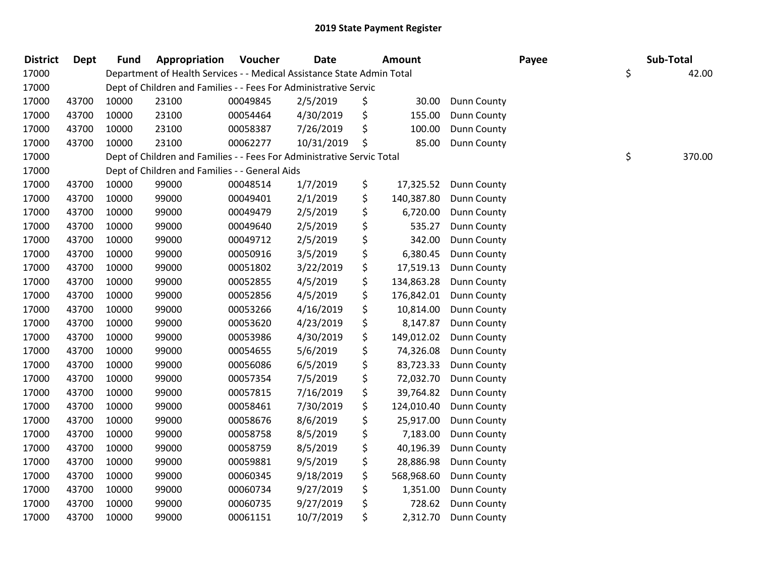# 2019 State Payment Register

| District | Dept | Fund | Appropriation | Voucher | Date | Amount | Payee | Sub-Total |
|---|---|---|---|---|---|---|---|---|
| 17000 | | Department of Health Services - - Medical Assistance State Admin Total | | | | | | $ 42.00 |
| 17000 | | Dept of Children and Families - - Fees For Administrative Servic | | | | | | |
| 17000 | 43700 | 10000 | 23100 | 00049845 | 2/5/2019 | $ 30.00 | Dunn County | |
| 17000 | 43700 | 10000 | 23100 | 00054464 | 4/30/2019 | $ 155.00 | Dunn County | |
| 17000 | 43700 | 10000 | 23100 | 00058387 | 7/26/2019 | $ 100.00 | Dunn County | |
| 17000 | 43700 | 10000 | 23100 | 00062277 | 10/31/2019 | $ 85.00 | Dunn County | |
| 17000 | | Dept of Children and Families - - Fees For Administrative Servic Total | | | | | | $ 370.00 |
| 17000 | | Dept of Children and Families - - General Aids | | | | | | |
| 17000 | 43700 | 10000 | 99000 | 00048514 | 1/7/2019 | $ 17,325.52 | Dunn County | |
| 17000 | 43700 | 10000 | 99000 | 00049401 | 2/1/2019 | $ 140,387.80 | Dunn County | |
| 17000 | 43700 | 10000 | 99000 | 00049479 | 2/5/2019 | $ 6,720.00 | Dunn County | |
| 17000 | 43700 | 10000 | 99000 | 00049640 | 2/5/2019 | $ 535.27 | Dunn County | |
| 17000 | 43700 | 10000 | 99000 | 00049712 | 2/5/2019 | $ 342.00 | Dunn County | |
| 17000 | 43700 | 10000 | 99000 | 00050916 | 3/5/2019 | $ 6,380.45 | Dunn County | |
| 17000 | 43700 | 10000 | 99000 | 00051802 | 3/22/2019 | $ 17,519.13 | Dunn County | |
| 17000 | 43700 | 10000 | 99000 | 00052855 | 4/5/2019 | $ 134,863.28 | Dunn County | |
| 17000 | 43700 | 10000 | 99000 | 00052856 | 4/5/2019 | $ 176,842.01 | Dunn County | |
| 17000 | 43700 | 10000 | 99000 | 00053266 | 4/16/2019 | $ 10,814.00 | Dunn County | |
| 17000 | 43700 | 10000 | 99000 | 00053620 | 4/23/2019 | $ 8,147.87 | Dunn County | |
| 17000 | 43700 | 10000 | 99000 | 00053986 | 4/30/2019 | $ 149,012.02 | Dunn County | |
| 17000 | 43700 | 10000 | 99000 | 00054655 | 5/6/2019 | $ 74,326.08 | Dunn County | |
| 17000 | 43700 | 10000 | 99000 | 00056086 | 6/5/2019 | $ 83,723.33 | Dunn County | |
| 17000 | 43700 | 10000 | 99000 | 00057354 | 7/5/2019 | $ 72,032.70 | Dunn County | |
| 17000 | 43700 | 10000 | 99000 | 00057815 | 7/16/2019 | $ 39,764.82 | Dunn County | |
| 17000 | 43700 | 10000 | 99000 | 00058461 | 7/30/2019 | $ 124,010.40 | Dunn County | |
| 17000 | 43700 | 10000 | 99000 | 00058676 | 8/6/2019 | $ 25,917.00 | Dunn County | |
| 17000 | 43700 | 10000 | 99000 | 00058758 | 8/5/2019 | $ 7,183.00 | Dunn County | |
| 17000 | 43700 | 10000 | 99000 | 00058759 | 8/5/2019 | $ 40,196.39 | Dunn County | |
| 17000 | 43700 | 10000 | 99000 | 00059881 | 9/5/2019 | $ 28,886.98 | Dunn County | |
| 17000 | 43700 | 10000 | 99000 | 00060345 | 9/18/2019 | $ 568,968.60 | Dunn County | |
| 17000 | 43700 | 10000 | 99000 | 00060734 | 9/27/2019 | $ 1,351.00 | Dunn County | |
| 17000 | 43700 | 10000 | 99000 | 00060735 | 9/27/2019 | $ 728.62 | Dunn County | |
| 17000 | 43700 | 10000 | 99000 | 00061151 | 10/7/2019 | $ 2,312.70 | Dunn County | |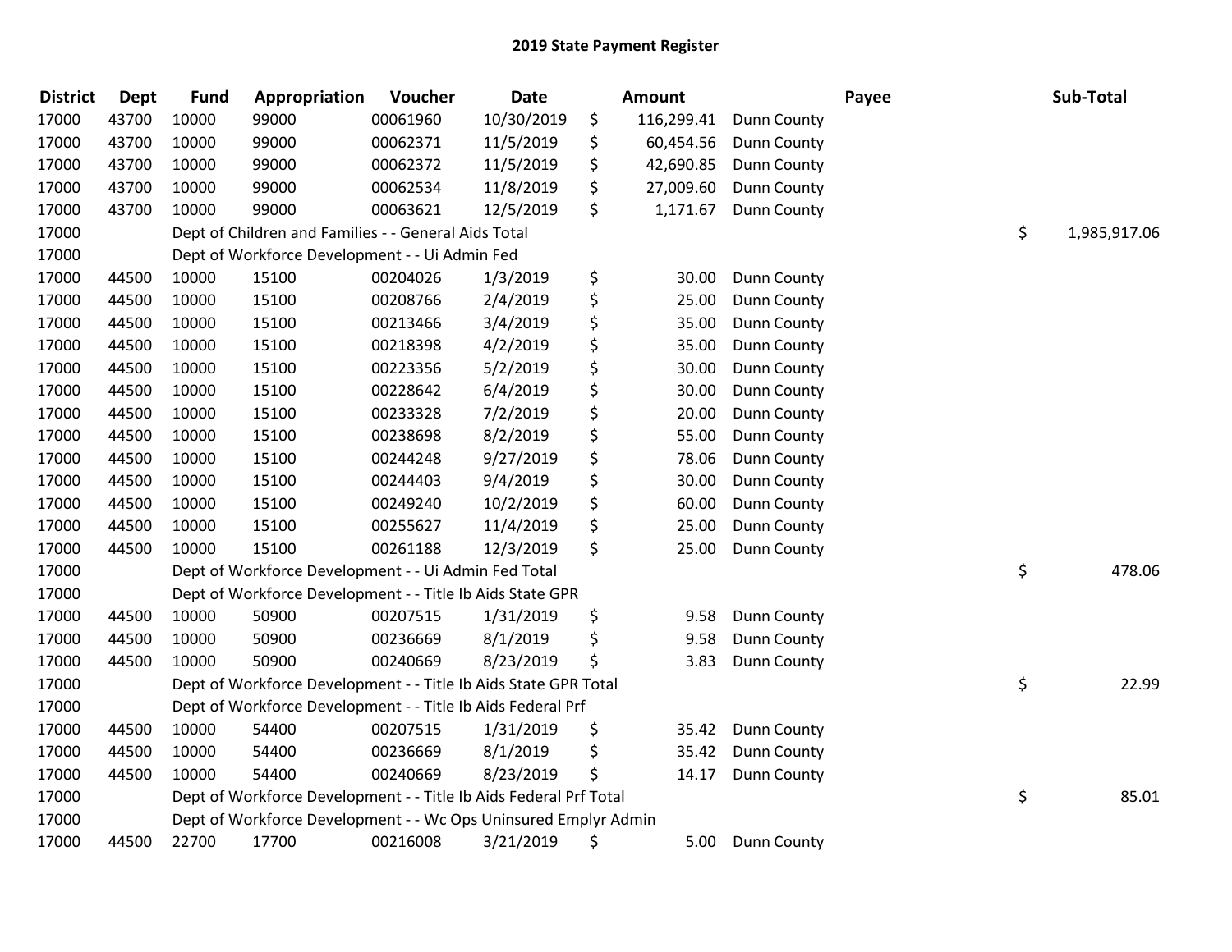## 2019 State Payment Register

| District | Dept | Fund | Appropriation | Voucher | Date | Amount | Payee | Sub-Total |
|---|---|---|---|---|---|---|---|---|
| 17000 | 43700 | 10000 | 99000 | 00061960 | 10/30/2019 | $ 116,299.41 | Dunn County | |
| 17000 | 43700 | 10000 | 99000 | 00062371 | 11/5/2019 | $ 60,454.56 | Dunn County | |
| 17000 | 43700 | 10000 | 99000 | 00062372 | 11/5/2019 | $ 42,690.85 | Dunn County | |
| 17000 | 43700 | 10000 | 99000 | 00062534 | 11/8/2019 | $ 27,009.60 | Dunn County | |
| 17000 | 43700 | 10000 | 99000 | 00063621 | 12/5/2019 | $ 1,171.67 | Dunn County | |
| 17000 | | Dept of Children and Families - - General Aids Total | | | | | | $ 1,985,917.06 |
| 17000 | | Dept of Workforce Development - - Ui Admin Fed | | | | | | |
| 17000 | 44500 | 10000 | 15100 | 00204026 | 1/3/2019 | $ 30.00 | Dunn County | |
| 17000 | 44500 | 10000 | 15100 | 00208766 | 2/4/2019 | $ 25.00 | Dunn County | |
| 17000 | 44500 | 10000 | 15100 | 00213466 | 3/4/2019 | $ 35.00 | Dunn County | |
| 17000 | 44500 | 10000 | 15100 | 00218398 | 4/2/2019 | $ 35.00 | Dunn County | |
| 17000 | 44500 | 10000 | 15100 | 00223356 | 5/2/2019 | $ 30.00 | Dunn County | |
| 17000 | 44500 | 10000 | 15100 | 00228642 | 6/4/2019 | $ 30.00 | Dunn County | |
| 17000 | 44500 | 10000 | 15100 | 00233328 | 7/2/2019 | $ 20.00 | Dunn County | |
| 17000 | 44500 | 10000 | 15100 | 00238698 | 8/2/2019 | $ 55.00 | Dunn County | |
| 17000 | 44500 | 10000 | 15100 | 00244248 | 9/27/2019 | $ 78.06 | Dunn County | |
| 17000 | 44500 | 10000 | 15100 | 00244403 | 9/4/2019 | $ 30.00 | Dunn County | |
| 17000 | 44500 | 10000 | 15100 | 00249240 | 10/2/2019 | $ 60.00 | Dunn County | |
| 17000 | 44500 | 10000 | 15100 | 00255627 | 11/4/2019 | $ 25.00 | Dunn County | |
| 17000 | 44500 | 10000 | 15100 | 00261188 | 12/3/2019 | $ 25.00 | Dunn County | |
| 17000 | | Dept of Workforce Development - - Ui Admin Fed Total | | | | | | $ 478.06 |
| 17000 | | Dept of Workforce Development - - Title Ib Aids State GPR | | | | | | |
| 17000 | 44500 | 10000 | 50900 | 00207515 | 1/31/2019 | $ 9.58 | Dunn County | |
| 17000 | 44500 | 10000 | 50900 | 00236669 | 8/1/2019 | $ 9.58 | Dunn County | |
| 17000 | 44500 | 10000 | 50900 | 00240669 | 8/23/2019 | $ 3.83 | Dunn County | |
| 17000 | | Dept of Workforce Development - - Title Ib Aids State GPR Total | | | | | | $ 22.99 |
| 17000 | | Dept of Workforce Development - - Title Ib Aids Federal Prf | | | | | | |
| 17000 | 44500 | 10000 | 54400 | 00207515 | 1/31/2019 | $ 35.42 | Dunn County | |
| 17000 | 44500 | 10000 | 54400 | 00236669 | 8/1/2019 | $ 35.42 | Dunn County | |
| 17000 | 44500 | 10000 | 54400 | 00240669 | 8/23/2019 | $ 14.17 | Dunn County | |
| 17000 | | Dept of Workforce Development - - Title Ib Aids Federal Prf Total | | | | | | $ 85.01 |
| 17000 | | Dept of Workforce Development - - Wc Ops Uninsured Emplyr Admin | | | | | | |
| 17000 | 44500 | 22700 | 17700 | 00216008 | 3/21/2019 | $ 5.00 | Dunn County | |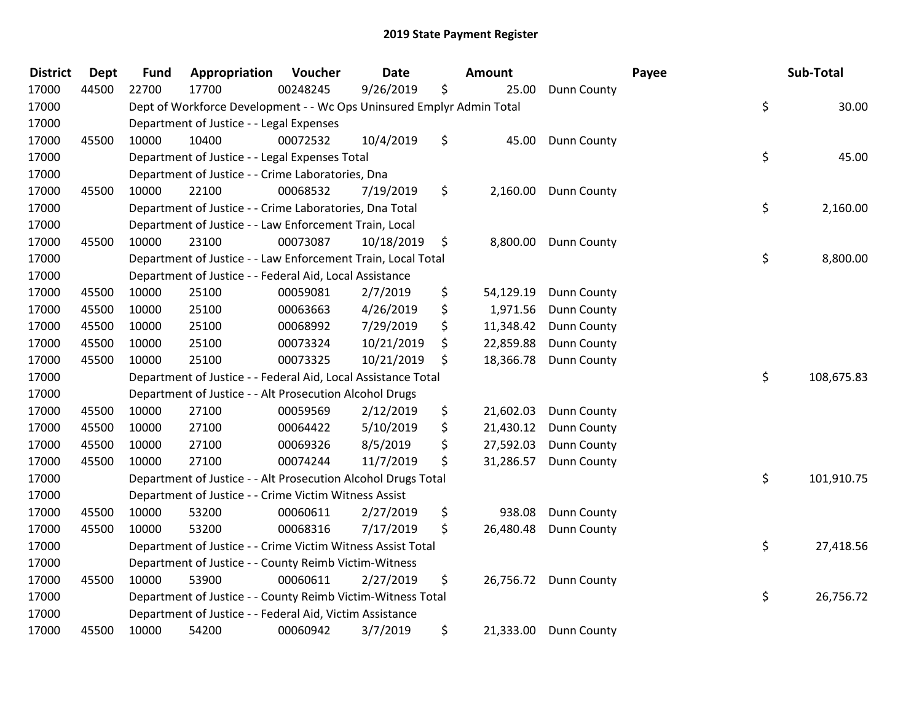## 2019 State Payment Register

| District | Dept | Fund | Appropriation | Voucher | Date | Amount | Payee | Sub-Total |
|---|---|---|---|---|---|---|---|---|
| 17000 | 44500 | 22700 | 17700 | 00248245 | 9/26/2019 | $ 25.00 | Dunn County | |
| 17000 | | Dept of Workforce Development - - Wc Ops Uninsured Emplyr Admin Total | | | | | | $ 30.00 |
| 17000 | | Department of Justice - - Legal Expenses | | | | | | |
| 17000 | 45500 | 10000 | 10400 | 00072532 | 10/4/2019 | $ 45.00 | Dunn County | |
| 17000 | | Department of Justice - - Legal Expenses Total | | | | | | $ 45.00 |
| 17000 | | Department of Justice - - Crime Laboratories, Dna | | | | | | |
| 17000 | 45500 | 10000 | 22100 | 00068532 | 7/19/2019 | $ 2,160.00 | Dunn County | |
| 17000 | | Department of Justice - - Crime Laboratories, Dna Total | | | | | | $ 2,160.00 |
| 17000 | | Department of Justice - - Law Enforcement Train, Local | | | | | | |
| 17000 | 45500 | 10000 | 23100 | 00073087 | 10/18/2019 | $ 8,800.00 | Dunn County | |
| 17000 | | Department of Justice - - Law Enforcement Train, Local Total | | | | | | $ 8,800.00 |
| 17000 | | Department of Justice - - Federal Aid, Local Assistance | | | | | | |
| 17000 | 45500 | 10000 | 25100 | 00059081 | 2/7/2019 | $ 54,129.19 | Dunn County | |
| 17000 | 45500 | 10000 | 25100 | 00063663 | 4/26/2019 | $ 1,971.56 | Dunn County | |
| 17000 | 45500 | 10000 | 25100 | 00068992 | 7/29/2019 | $ 11,348.42 | Dunn County | |
| 17000 | 45500 | 10000 | 25100 | 00073324 | 10/21/2019 | $ 22,859.88 | Dunn County | |
| 17000 | 45500 | 10000 | 25100 | 00073325 | 10/21/2019 | $ 18,366.78 | Dunn County | |
| 17000 | | Department of Justice - - Federal Aid, Local Assistance Total | | | | | | $ 108,675.83 |
| 17000 | | Department of Justice - - Alt Prosecution Alcohol Drugs | | | | | | |
| 17000 | 45500 | 10000 | 27100 | 00059569 | 2/12/2019 | $ 21,602.03 | Dunn County | |
| 17000 | 45500 | 10000 | 27100 | 00064422 | 5/10/2019 | $ 21,430.12 | Dunn County | |
| 17000 | 45500 | 10000 | 27100 | 00069326 | 8/5/2019 | $ 27,592.03 | Dunn County | |
| 17000 | 45500 | 10000 | 27100 | 00074244 | 11/7/2019 | $ 31,286.57 | Dunn County | |
| 17000 | | Department of Justice - - Alt Prosecution Alcohol Drugs Total | | | | | | $ 101,910.75 |
| 17000 | | Department of Justice - - Crime Victim Witness Assist | | | | | | |
| 17000 | 45500 | 10000 | 53200 | 00060611 | 2/27/2019 | $ 938.08 | Dunn County | |
| 17000 | 45500 | 10000 | 53200 | 00068316 | 7/17/2019 | $ 26,480.48 | Dunn County | |
| 17000 | | Department of Justice - - Crime Victim Witness Assist Total | | | | | | $ 27,418.56 |
| 17000 | | Department of Justice - - County Reimb Victim-Witness | | | | | | |
| 17000 | 45500 | 10000 | 53900 | 00060611 | 2/27/2019 | $ 26,756.72 | Dunn County | |
| 17000 | | Department of Justice - - County Reimb Victim-Witness Total | | | | | | $ 26,756.72 |
| 17000 | | Department of Justice - - Federal Aid, Victim Assistance | | | | | | |
| 17000 | 45500 | 10000 | 54200 | 00060942 | 3/7/2019 | $ 21,333.00 | Dunn County | |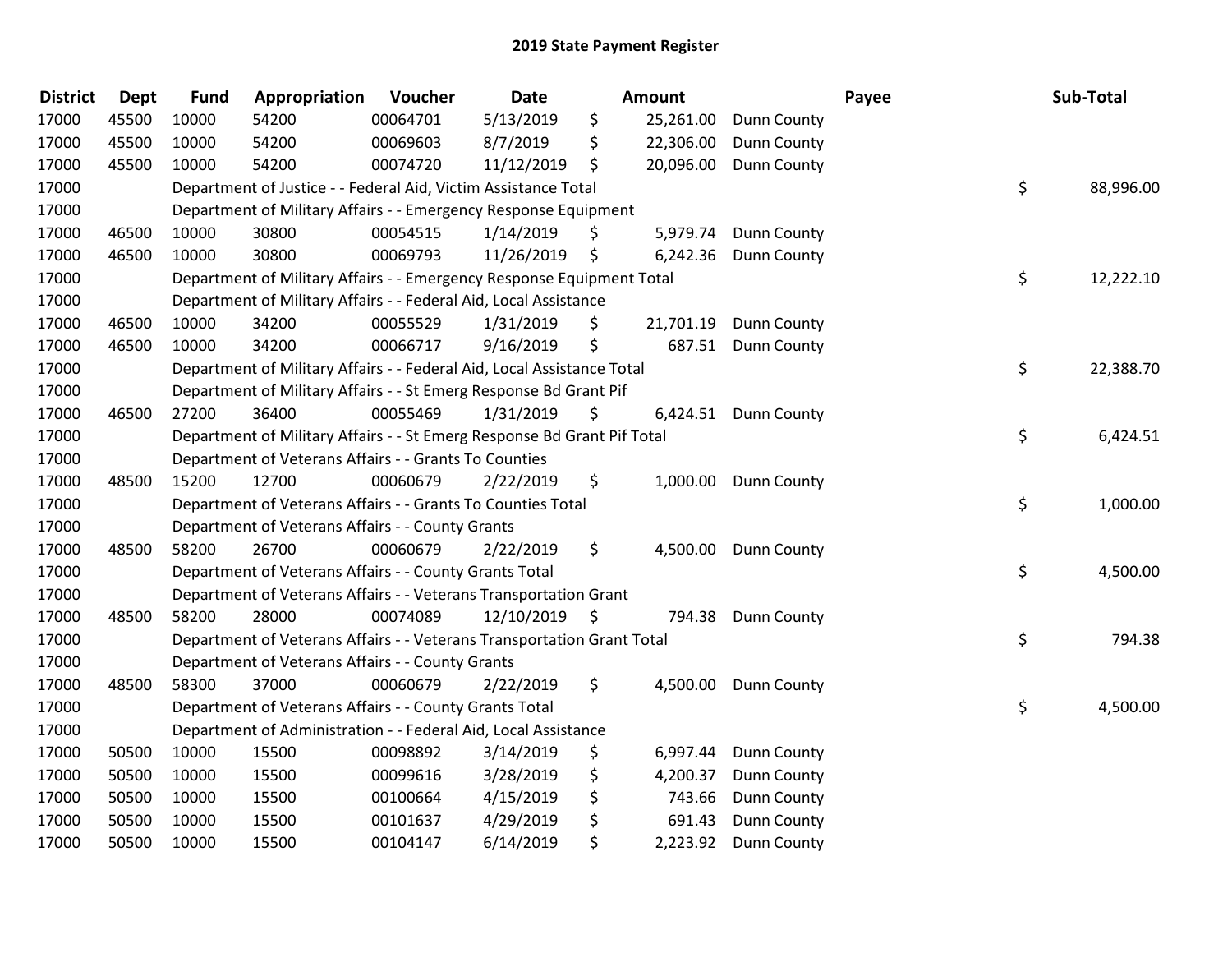# 2019 State Payment Register

| District | Dept | Fund | Appropriation | Voucher | Date | Amount | Payee | Sub-Total |
|---|---|---|---|---|---|---|---|---|
| 17000 | 45500 | 10000 | 54200 | 00064701 | 5/13/2019 | $ 25,261.00 | Dunn County | |
| 17000 | 45500 | 10000 | 54200 | 00069603 | 8/7/2019 | $ 22,306.00 | Dunn County | |
| 17000 | 45500 | 10000 | 54200 | 00074720 | 11/12/2019 | $ 20,096.00 | Dunn County | |
| 17000 | | Department of Justice - - Federal Aid, Victim Assistance Total | | | | | | $ 88,996.00 |
| 17000 | | Department of Military Affairs - - Emergency Response Equipment | | | | | | |
| 17000 | 46500 | 10000 | 30800 | 00054515 | 1/14/2019 | $ 5,979.74 | Dunn County | |
| 17000 | 46500 | 10000 | 30800 | 00069793 | 11/26/2019 | $ 6,242.36 | Dunn County | |
| 17000 | | Department of Military Affairs - - Emergency Response Equipment Total | | | | | | $ 12,222.10 |
| 17000 | | Department of Military Affairs - - Federal Aid, Local Assistance | | | | | | |
| 17000 | 46500 | 10000 | 34200 | 00055529 | 1/31/2019 | $ 21,701.19 | Dunn County | |
| 17000 | 46500 | 10000 | 34200 | 00066717 | 9/16/2019 | $ 687.51 | Dunn County | |
| 17000 | | Department of Military Affairs - - Federal Aid, Local Assistance Total | | | | | | $ 22,388.70 |
| 17000 | | Department of Military Affairs - - St Emerg Response Bd Grant Pif | | | | | | |
| 17000 | 46500 | 27200 | 36400 | 00055469 | 1/31/2019 | $ 6,424.51 | Dunn County | |
| 17000 | | Department of Military Affairs - - St Emerg Response Bd Grant Pif Total | | | | | | $ 6,424.51 |
| 17000 | | Department of Veterans Affairs - - Grants To Counties | | | | | | |
| 17000 | 48500 | 15200 | 12700 | 00060679 | 2/22/2019 | $ 1,000.00 | Dunn County | |
| 17000 | | Department of Veterans Affairs - - Grants To Counties Total | | | | | | $ 1,000.00 |
| 17000 | | Department of Veterans Affairs - - County Grants | | | | | | |
| 17000 | 48500 | 58200 | 26700 | 00060679 | 2/22/2019 | $ 4,500.00 | Dunn County | |
| 17000 | | Department of Veterans Affairs - - County Grants Total | | | | | | $ 4,500.00 |
| 17000 | | Department of Veterans Affairs - - Veterans Transportation Grant | | | | | | |
| 17000 | 48500 | 58200 | 28000 | 00074089 | 12/10/2019 | $ 794.38 | Dunn County | |
| 17000 | | Department of Veterans Affairs - - Veterans Transportation Grant Total | | | | | | $ 794.38 |
| 17000 | | Department of Veterans Affairs - - County Grants | | | | | | |
| 17000 | 48500 | 58300 | 37000 | 00060679 | 2/22/2019 | $ 4,500.00 | Dunn County | |
| 17000 | | Department of Veterans Affairs - - County Grants Total | | | | | | $ 4,500.00 |
| 17000 | | Department of Administration - - Federal Aid, Local Assistance | | | | | | |
| 17000 | 50500 | 10000 | 15500 | 00098892 | 3/14/2019 | $ 6,997.44 | Dunn County | |
| 17000 | 50500 | 10000 | 15500 | 00099616 | 3/28/2019 | $ 4,200.37 | Dunn County | |
| 17000 | 50500 | 10000 | 15500 | 00100664 | 4/15/2019 | $ 743.66 | Dunn County | |
| 17000 | 50500 | 10000 | 15500 | 00101637 | 4/29/2019 | $ 691.43 | Dunn County | |
| 17000 | 50500 | 10000 | 15500 | 00104147 | 6/14/2019 | $ 2,223.92 | Dunn County | |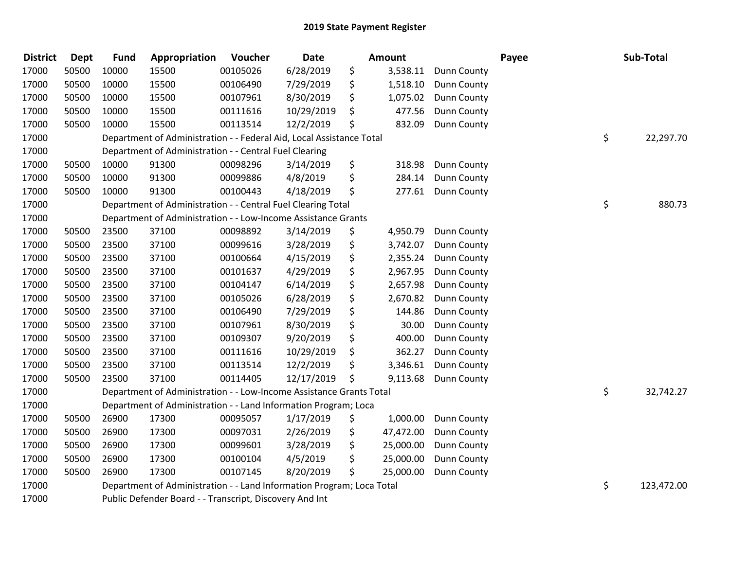# 2019 State Payment Register

| District | Dept | Fund | Appropriation | Voucher | Date | Amount | Payee | Sub-Total |
|---|---|---|---|---|---|---|---|---|
| 17000 | 50500 | 10000 | 15500 | 00105026 | 6/28/2019 | $ 3,538.11 | Dunn County | |
| 17000 | 50500 | 10000 | 15500 | 00106490 | 7/29/2019 | $ 1,518.10 | Dunn County | |
| 17000 | 50500 | 10000 | 15500 | 00107961 | 8/30/2019 | $ 1,075.02 | Dunn County | |
| 17000 | 50500 | 10000 | 15500 | 00111616 | 10/29/2019 | $ 477.56 | Dunn County | |
| 17000 | 50500 | 10000 | 15500 | 00113514 | 12/2/2019 | $ 832.09 | Dunn County | |
| 17000 | | Department of Administration - - Federal Aid, Local Assistance Total | | | | | | $ 22,297.70 |
| 17000 | | Department of Administration - - Central Fuel Clearing | | | | | | |
| 17000 | 50500 | 10000 | 91300 | 00098296 | 3/14/2019 | $ 318.98 | Dunn County | |
| 17000 | 50500 | 10000 | 91300 | 00099886 | 4/8/2019 | $ 284.14 | Dunn County | |
| 17000 | 50500 | 10000 | 91300 | 00100443 | 4/18/2019 | $ 277.61 | Dunn County | |
| 17000 | | Department of Administration - - Central Fuel Clearing Total | | | | | | $ 880.73 |
| 17000 | | Department of Administration - - Low-Income Assistance Grants | | | | | | |
| 17000 | 50500 | 23500 | 37100 | 00098892 | 3/14/2019 | $ 4,950.79 | Dunn County | |
| 17000 | 50500 | 23500 | 37100 | 00099616 | 3/28/2019 | $ 3,742.07 | Dunn County | |
| 17000 | 50500 | 23500 | 37100 | 00100664 | 4/15/2019 | $ 2,355.24 | Dunn County | |
| 17000 | 50500 | 23500 | 37100 | 00101637 | 4/29/2019 | $ 2,967.95 | Dunn County | |
| 17000 | 50500 | 23500 | 37100 | 00104147 | 6/14/2019 | $ 2,657.98 | Dunn County | |
| 17000 | 50500 | 23500 | 37100 | 00105026 | 6/28/2019 | $ 2,670.82 | Dunn County | |
| 17000 | 50500 | 23500 | 37100 | 00106490 | 7/29/2019 | $ 144.86 | Dunn County | |
| 17000 | 50500 | 23500 | 37100 | 00107961 | 8/30/2019 | $ 30.00 | Dunn County | |
| 17000 | 50500 | 23500 | 37100 | 00109307 | 9/20/2019 | $ 400.00 | Dunn County | |
| 17000 | 50500 | 23500 | 37100 | 00111616 | 10/29/2019 | $ 362.27 | Dunn County | |
| 17000 | 50500 | 23500 | 37100 | 00113514 | 12/2/2019 | $ 3,346.61 | Dunn County | |
| 17000 | 50500 | 23500 | 37100 | 00114405 | 12/17/2019 | $ 9,113.68 | Dunn County | |
| 17000 | | Department of Administration - - Low-Income Assistance Grants Total | | | | | | $ 32,742.27 |
| 17000 | | Department of Administration - - Land Information Program; Loca | | | | | | |
| 17000 | 50500 | 26900 | 17300 | 00095057 | 1/17/2019 | $ 1,000.00 | Dunn County | |
| 17000 | 50500 | 26900 | 17300 | 00097031 | 2/26/2019 | $ 47,472.00 | Dunn County | |
| 17000 | 50500 | 26900 | 17300 | 00099601 | 3/28/2019 | $ 25,000.00 | Dunn County | |
| 17000 | 50500 | 26900 | 17300 | 00100104 | 4/5/2019 | $ 25,000.00 | Dunn County | |
| 17000 | 50500 | 26900 | 17300 | 00107145 | 8/20/2019 | $ 25,000.00 | Dunn County | |
| 17000 | | Department of Administration - - Land Information Program; Loca Total | | | | | | $ 123,472.00 |
| 17000 | | Public Defender Board - - Transcript, Discovery And Int | | | | | | |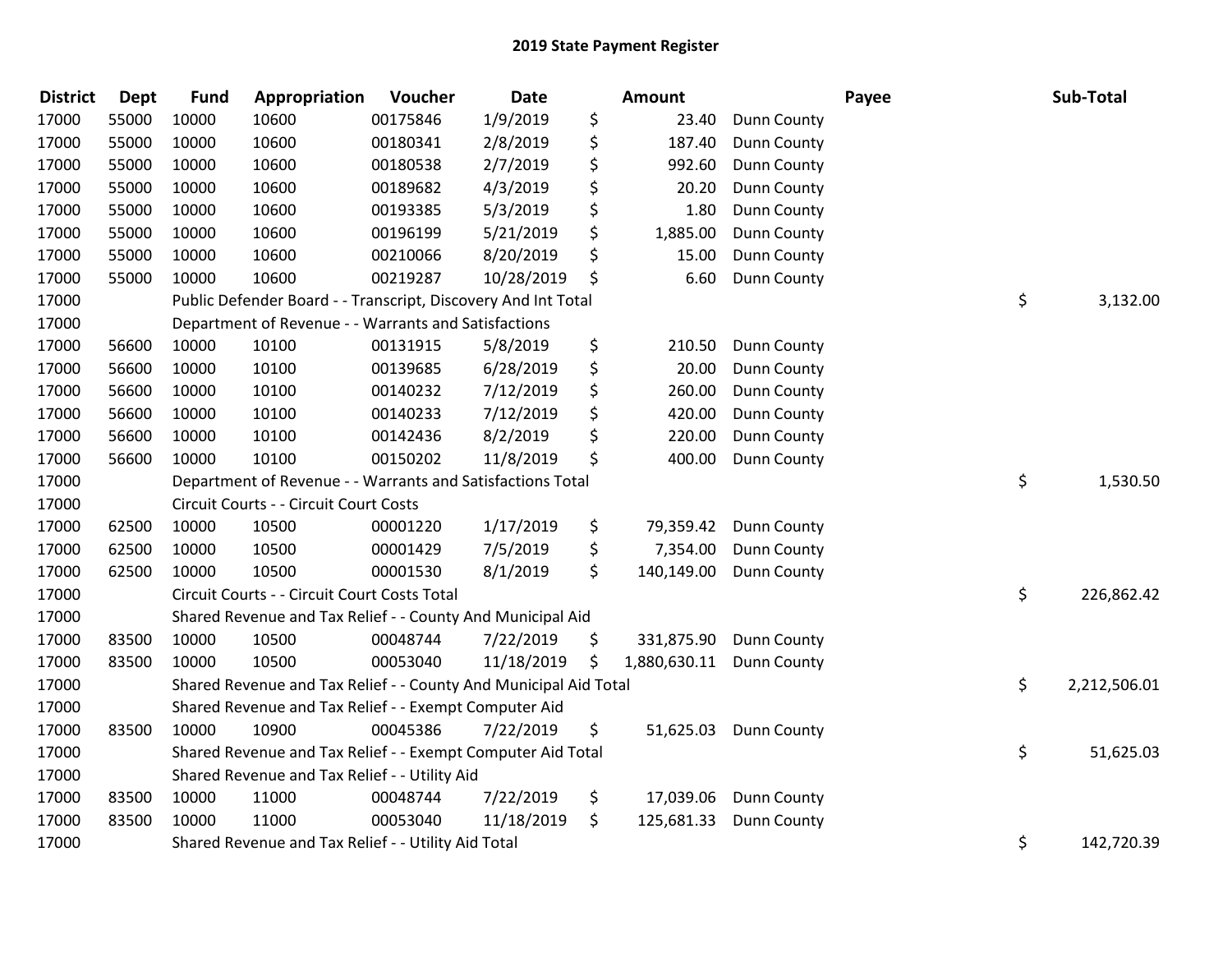# 2019 State Payment Register

| District | Dept | Fund | Appropriation | Voucher | Date | Amount | Payee | Sub-Total |
|---|---|---|---|---|---|---|---|---|
| 17000 | 55000 | 10000 | 10600 | 00175846 | 1/9/2019 | $ 23.40 | Dunn County | |
| 17000 | 55000 | 10000 | 10600 | 00180341 | 2/8/2019 | $ 187.40 | Dunn County | |
| 17000 | 55000 | 10000 | 10600 | 00180538 | 2/7/2019 | $ 992.60 | Dunn County | |
| 17000 | 55000 | 10000 | 10600 | 00189682 | 4/3/2019 | $ 20.20 | Dunn County | |
| 17000 | 55000 | 10000 | 10600 | 00193385 | 5/3/2019 | $ 1.80 | Dunn County | |
| 17000 | 55000 | 10000 | 10600 | 00196199 | 5/21/2019 | $ 1,885.00 | Dunn County | |
| 17000 | 55000 | 10000 | 10600 | 00210066 | 8/20/2019 | $ 15.00 | Dunn County | |
| 17000 | 55000 | 10000 | 10600 | 00219287 | 10/28/2019 | $ 6.60 | Dunn County | |
| 17000 | | Public Defender Board - - Transcript, Discovery And Int Total | | | | | | $ 3,132.00 |
| 17000 | | Department of Revenue - - Warrants and Satisfactions | | | | | | |
| 17000 | 56600 | 10000 | 10100 | 00131915 | 5/8/2019 | $ 210.50 | Dunn County | |
| 17000 | 56600 | 10000 | 10100 | 00139685 | 6/28/2019 | $ 20.00 | Dunn County | |
| 17000 | 56600 | 10000 | 10100 | 00140232 | 7/12/2019 | $ 260.00 | Dunn County | |
| 17000 | 56600 | 10000 | 10100 | 00140233 | 7/12/2019 | $ 420.00 | Dunn County | |
| 17000 | 56600 | 10000 | 10100 | 00142436 | 8/2/2019 | $ 220.00 | Dunn County | |
| 17000 | 56600 | 10000 | 10100 | 00150202 | 11/8/2019 | $ 400.00 | Dunn County | |
| 17000 | | Department of Revenue - - Warrants and Satisfactions Total | | | | | | $ 1,530.50 |
| 17000 | | Circuit Courts - - Circuit Court Costs | | | | | | |
| 17000 | 62500 | 10000 | 10500 | 00001220 | 1/17/2019 | $ 79,359.42 | Dunn County | |
| 17000 | 62500 | 10000 | 10500 | 00001429 | 7/5/2019 | $ 7,354.00 | Dunn County | |
| 17000 | 62500 | 10000 | 10500 | 00001530 | 8/1/2019 | $ 140,149.00 | Dunn County | |
| 17000 | | Circuit Courts - - Circuit Court Costs Total | | | | | | $ 226,862.42 |
| 17000 | | Shared Revenue and Tax Relief - - County And Municipal Aid | | | | | | |
| 17000 | 83500 | 10000 | 10500 | 00048744 | 7/22/2019 | $ 331,875.90 | Dunn County | |
| 17000 | 83500 | 10000 | 10500 | 00053040 | 11/18/2019 | $ 1,880,630.11 | Dunn County | |
| 17000 | | Shared Revenue and Tax Relief - - County And Municipal Aid Total | | | | | | $ 2,212,506.01 |
| 17000 | | Shared Revenue and Tax Relief - - Exempt Computer Aid | | | | | | |
| 17000 | 83500 | 10000 | 10900 | 00045386 | 7/22/2019 | $ 51,625.03 | Dunn County | |
| 17000 | | Shared Revenue and Tax Relief - - Exempt Computer Aid Total | | | | | | $ 51,625.03 |
| 17000 | | Shared Revenue and Tax Relief - - Utility Aid | | | | | | |
| 17000 | 83500 | 10000 | 11000 | 00048744 | 7/22/2019 | $ 17,039.06 | Dunn County | |
| 17000 | 83500 | 10000 | 11000 | 00053040 | 11/18/2019 | $ 125,681.33 | Dunn County | |
| 17000 | | Shared Revenue and Tax Relief - - Utility Aid Total | | | | | | $ 142,720.39 |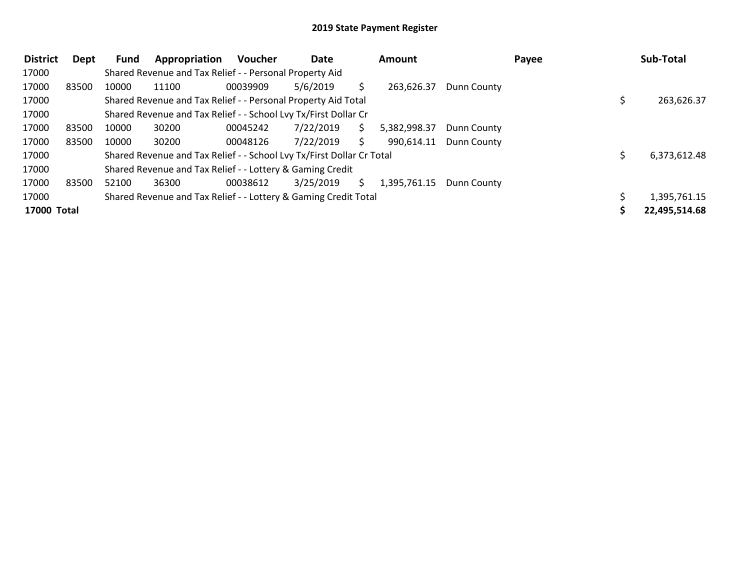## 2019 State Payment Register

| District | Dept | Fund | Appropriation | Voucher | Date | Amount | Payee | Sub-Total |
|---|---|---|---|---|---|---|---|---|
| 17000 | | Shared Revenue and Tax Relief - - Personal Property Aid | | | | | | |
| 17000 | 83500 | 10000 | 11100 | 00039909 | 5/6/2019 | $ 263,626.37 | Dunn County | |
| 17000 | | Shared Revenue and Tax Relief - - Personal Property Aid Total | | | | | | $ 263,626.37 |
| 17000 | | Shared Revenue and Tax Relief - - School Lvy Tx/First Dollar Cr | | | | | | |
| 17000 | 83500 | 10000 | 30200 | 00045242 | 7/22/2019 | $ 5,382,998.37 | Dunn County | |
| 17000 | 83500 | 10000 | 30200 | 00048126 | 7/22/2019 | $ 990,614.11 | Dunn County | |
| 17000 | | Shared Revenue and Tax Relief - - School Lvy Tx/First Dollar Cr Total | | | | | | $ 6,373,612.48 |
| 17000 | | Shared Revenue and Tax Relief - - Lottery & Gaming Credit | | | | | | |
| 17000 | 83500 | 52100 | 36300 | 00038612 | 3/25/2019 | $ 1,395,761.15 | Dunn County | |
| 17000 | | Shared Revenue and Tax Relief - - Lottery & Gaming Credit Total | | | | | | $ 1,395,761.15 |
| **17000 Total** | | | | | | | | **$ 22,495,514.68** |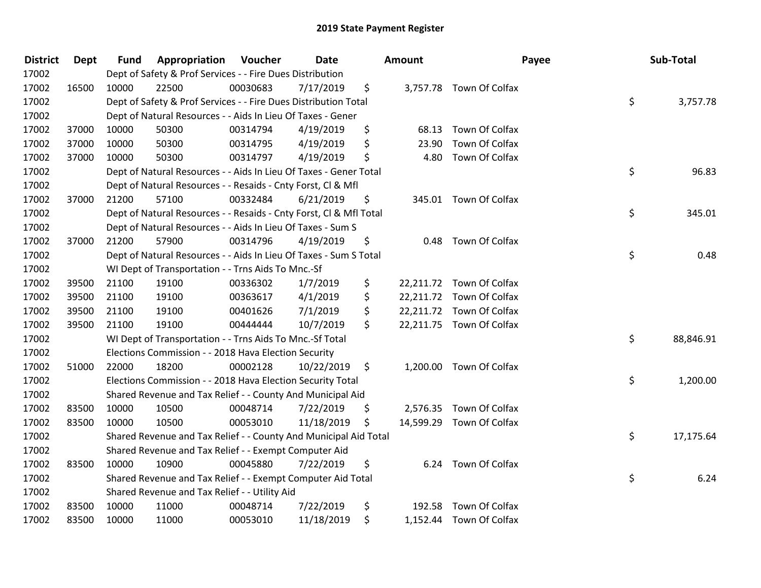# 2019 State Payment Register

| District | Dept | Fund | Appropriation | Voucher | Date | Amount | Payee | Sub-Total |
|---|---|---|---|---|---|---|---|---|
| 17002 | | | Dept of Safety & Prof Services - - Fire Dues Distribution | | | | | |
| 17002 | 16500 | 10000 | 22500 | 00030683 | 7/17/2019 | $ 3,757.78 | Town Of Colfax | |
| 17002 | | | Dept of Safety & Prof Services - - Fire Dues Distribution Total | | | | | $ 3,757.78 |
| 17002 | | | Dept of Natural Resources - - Aids In Lieu Of Taxes - Gener | | | | | |
| 17002 | 37000 | 10000 | 50300 | 00314794 | 4/19/2019 | $ 68.13 | Town Of Colfax | |
| 17002 | 37000 | 10000 | 50300 | 00314795 | 4/19/2019 | $ 23.90 | Town Of Colfax | |
| 17002 | 37000 | 10000 | 50300 | 00314797 | 4/19/2019 | $ 4.80 | Town Of Colfax | |
| 17002 | | | Dept of Natural Resources - - Aids In Lieu Of Taxes - Gener Total | | | | | $ 96.83 |
| 17002 | | | Dept of Natural Resources - - Resaids - Cnty Forst, Cl & Mfl | | | | | |
| 17002 | 37000 | 21200 | 57100 | 00332484 | 6/21/2019 | $ 345.01 | Town Of Colfax | |
| 17002 | | | Dept of Natural Resources - - Resaids - Cnty Forst, Cl & Mfl Total | | | | | $ 345.01 |
| 17002 | | | Dept of Natural Resources - - Aids In Lieu Of Taxes - Sum S | | | | | |
| 17002 | 37000 | 21200 | 57900 | 00314796 | 4/19/2019 | $ 0.48 | Town Of Colfax | |
| 17002 | | | Dept of Natural Resources - - Aids In Lieu Of Taxes - Sum S Total | | | | | $ 0.48 |
| 17002 | | | WI Dept of Transportation - - Trns Aids To Mnc.-Sf | | | | | |
| 17002 | 39500 | 21100 | 19100 | 00336302 | 1/7/2019 | $ 22,211.72 | Town Of Colfax | |
| 17002 | 39500 | 21100 | 19100 | 00363617 | 4/1/2019 | $ 22,211.72 | Town Of Colfax | |
| 17002 | 39500 | 21100 | 19100 | 00401626 | 7/1/2019 | $ 22,211.72 | Town Of Colfax | |
| 17002 | 39500 | 21100 | 19100 | 00444444 | 10/7/2019 | $ 22,211.75 | Town Of Colfax | |
| 17002 | | | WI Dept of Transportation - - Trns Aids To Mnc.-Sf Total | | | | | $ 88,846.91 |
| 17002 | | | Elections Commission - - 2018 Hava Election Security | | | | | |
| 17002 | 51000 | 22000 | 18200 | 00002128 | 10/22/2019 | $ 1,200.00 | Town Of Colfax | |
| 17002 | | | Elections Commission - - 2018 Hava Election Security Total | | | | | $ 1,200.00 |
| 17002 | | | Shared Revenue and Tax Relief - - County And Municipal Aid | | | | | |
| 17002 | 83500 | 10000 | 10500 | 00048714 | 7/22/2019 | $ 2,576.35 | Town Of Colfax | |
| 17002 | 83500 | 10000 | 10500 | 00053010 | 11/18/2019 | $ 14,599.29 | Town Of Colfax | |
| 17002 | | | Shared Revenue and Tax Relief - - County And Municipal Aid Total | | | | | $ 17,175.64 |
| 17002 | | | Shared Revenue and Tax Relief - - Exempt Computer Aid | | | | | |
| 17002 | 83500 | 10000 | 10900 | 00045880 | 7/22/2019 | $ 6.24 | Town Of Colfax | |
| 17002 | | | Shared Revenue and Tax Relief - - Exempt Computer Aid Total | | | | | $ 6.24 |
| 17002 | | | Shared Revenue and Tax Relief - - Utility Aid | | | | | |
| 17002 | 83500 | 10000 | 11000 | 00048714 | 7/22/2019 | $ 192.58 | Town Of Colfax | |
| 17002 | 83500 | 10000 | 11000 | 00053010 | 11/18/2019 | $ 1,152.44 | Town Of Colfax | |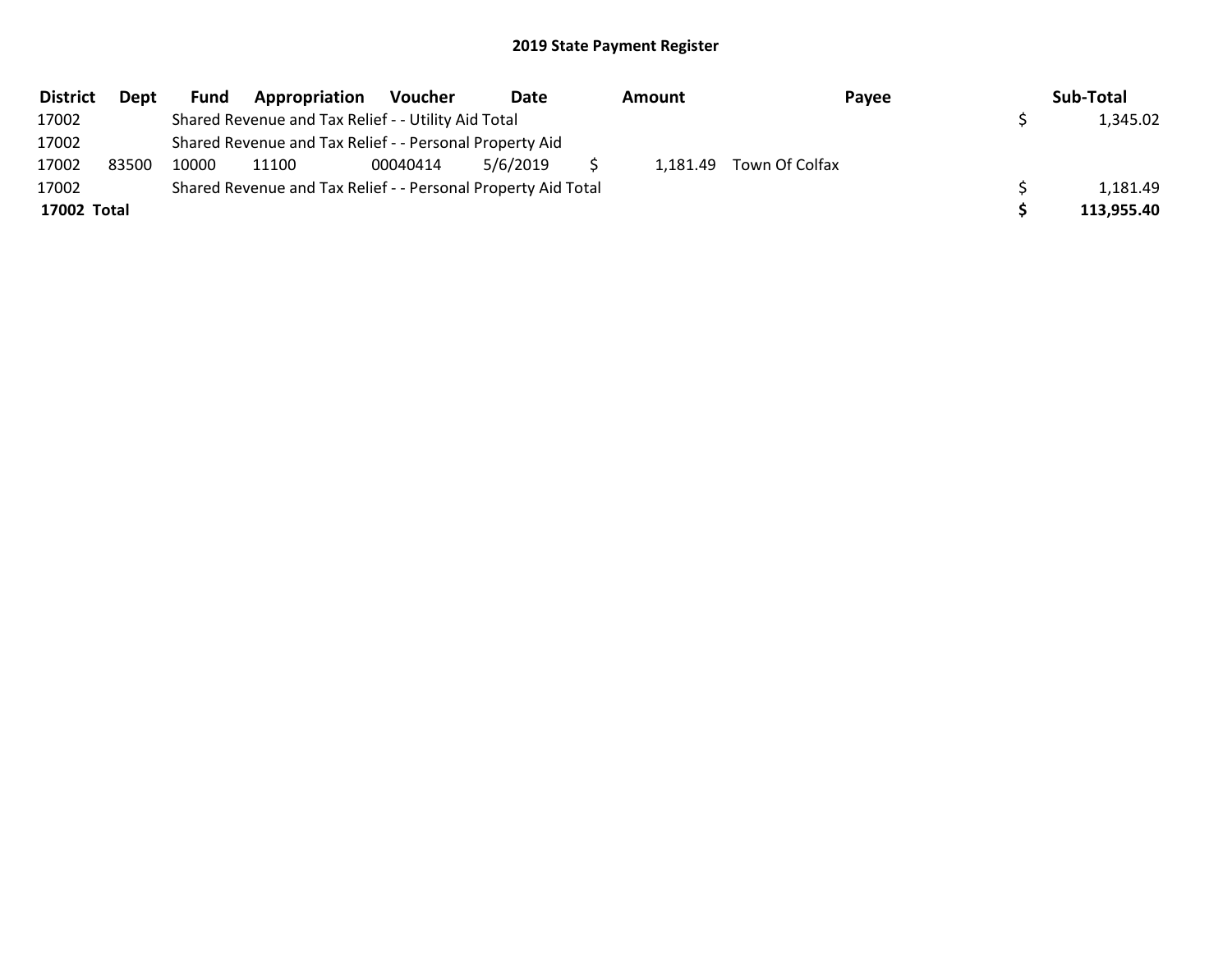## 2019 State Payment Register

| District | Dept | Fund | Appropriation | Voucher | Date | Amount | Payee | Sub-Total |
|---|---|---|---|---|---|---|---|---|
| 17002 | | Shared Revenue and Tax Relief - - Utility Aid Total | | | | | | $ 1,345.02 |
| 17002 | | Shared Revenue and Tax Relief - - Personal Property Aid | | | | | | |
| 17002 | 83500 | 10000 | 11100 | 00040414 | 5/6/2019 | $ 1,181.49 | Town Of Colfax | |
| 17002 | | Shared Revenue and Tax Relief - - Personal Property Aid Total | | | | | | $ 1,181.49 |
| **17002 Total** | | | | | | | | **$ 113,955.40** |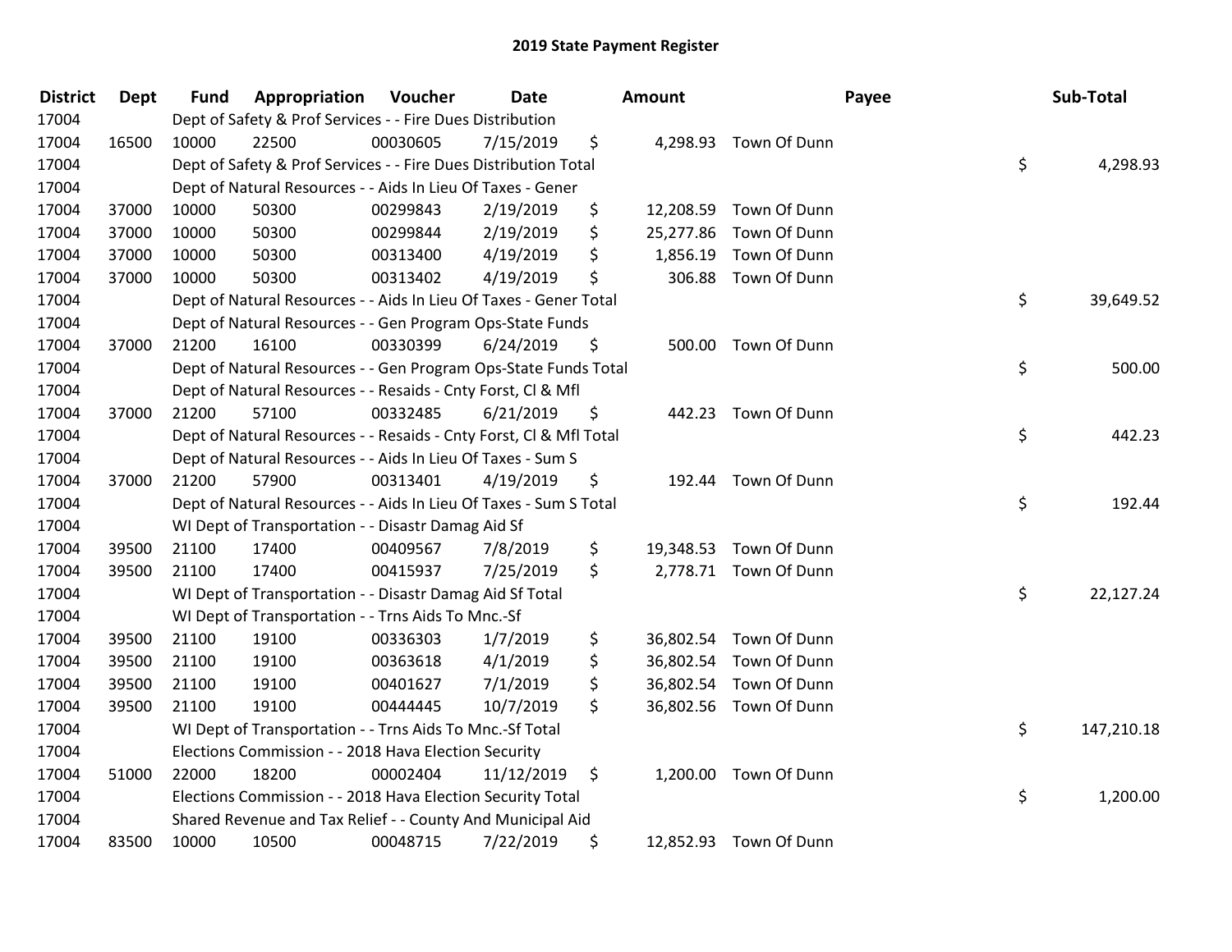# 2019 State Payment Register

| District | Dept | Fund | Appropriation | Voucher | Date | Amount | Payee | Sub-Total |
|---|---|---|---|---|---|---|---|---|
| 17004 | | Dept of Safety & Prof Services - - Fire Dues Distribution | | | | | | |
| 17004 | 16500 | 10000 | 22500 | 00030605 | 7/15/2019 | $ 4,298.93 | Town Of Dunn | |
| 17004 | | Dept of Safety & Prof Services - - Fire Dues Distribution Total | | | | | | $ 4,298.93 |
| 17004 | | Dept of Natural Resources - - Aids In Lieu Of Taxes - Gener | | | | | | |
| 17004 | 37000 | 10000 | 50300 | 00299843 | 2/19/2019 | $ 12,208.59 | Town Of Dunn | |
| 17004 | 37000 | 10000 | 50300 | 00299844 | 2/19/2019 | $ 25,277.86 | Town Of Dunn | |
| 17004 | 37000 | 10000 | 50300 | 00313400 | 4/19/2019 | $ 1,856.19 | Town Of Dunn | |
| 17004 | 37000 | 10000 | 50300 | 00313402 | 4/19/2019 | $ 306.88 | Town Of Dunn | |
| 17004 | | Dept of Natural Resources - - Aids In Lieu Of Taxes - Gener Total | | | | | | $ 39,649.52 |
| 17004 | | Dept of Natural Resources - - Gen Program Ops-State Funds | | | | | | |
| 17004 | 37000 | 21200 | 16100 | 00330399 | 6/24/2019 | $ 500.00 | Town Of Dunn | |
| 17004 | | Dept of Natural Resources - - Gen Program Ops-State Funds Total | | | | | | $ 500.00 |
| 17004 | | Dept of Natural Resources - - Resaids - Cnty Forst, Cl & Mfl | | | | | | |
| 17004 | 37000 | 21200 | 57100 | 00332485 | 6/21/2019 | $ 442.23 | Town Of Dunn | |
| 17004 | | Dept of Natural Resources - - Resaids - Cnty Forst, Cl & Mfl Total | | | | | | $ 442.23 |
| 17004 | | Dept of Natural Resources - - Aids In Lieu Of Taxes - Sum S | | | | | | |
| 17004 | 37000 | 21200 | 57900 | 00313401 | 4/19/2019 | $ 192.44 | Town Of Dunn | |
| 17004 | | Dept of Natural Resources - - Aids In Lieu Of Taxes - Sum S Total | | | | | | $ 192.44 |
| 17004 | | WI Dept of Transportation - - Disastr Damag Aid Sf | | | | | | |
| 17004 | 39500 | 21100 | 17400 | 00409567 | 7/8/2019 | $ 19,348.53 | Town Of Dunn | |
| 17004 | 39500 | 21100 | 17400 | 00415937 | 7/25/2019 | $ 2,778.71 | Town Of Dunn | |
| 17004 | | WI Dept of Transportation - - Disastr Damag Aid Sf Total | | | | | | $ 22,127.24 |
| 17004 | | WI Dept of Transportation - - Trns Aids To Mnc.-Sf | | | | | | |
| 17004 | 39500 | 21100 | 19100 | 00336303 | 1/7/2019 | $ 36,802.54 | Town Of Dunn | |
| 17004 | 39500 | 21100 | 19100 | 00363618 | 4/1/2019 | $ 36,802.54 | Town Of Dunn | |
| 17004 | 39500 | 21100 | 19100 | 00401627 | 7/1/2019 | $ 36,802.54 | Town Of Dunn | |
| 17004 | 39500 | 21100 | 19100 | 00444445 | 10/7/2019 | $ 36,802.56 | Town Of Dunn | |
| 17004 | | WI Dept of Transportation - - Trns Aids To Mnc.-Sf Total | | | | | | $ 147,210.18 |
| 17004 | | Elections Commission - - 2018 Hava Election Security | | | | | | |
| 17004 | 51000 | 22000 | 18200 | 00002404 | 11/12/2019 | $ 1,200.00 | Town Of Dunn | |
| 17004 | | Elections Commission - - 2018 Hava Election Security Total | | | | | | $ 1,200.00 |
| 17004 | | Shared Revenue and Tax Relief - - County And Municipal Aid | | | | | | |
| 17004 | 83500 | 10000 | 10500 | 00048715 | 7/22/2019 | $ 12,852.93 | Town Of Dunn | |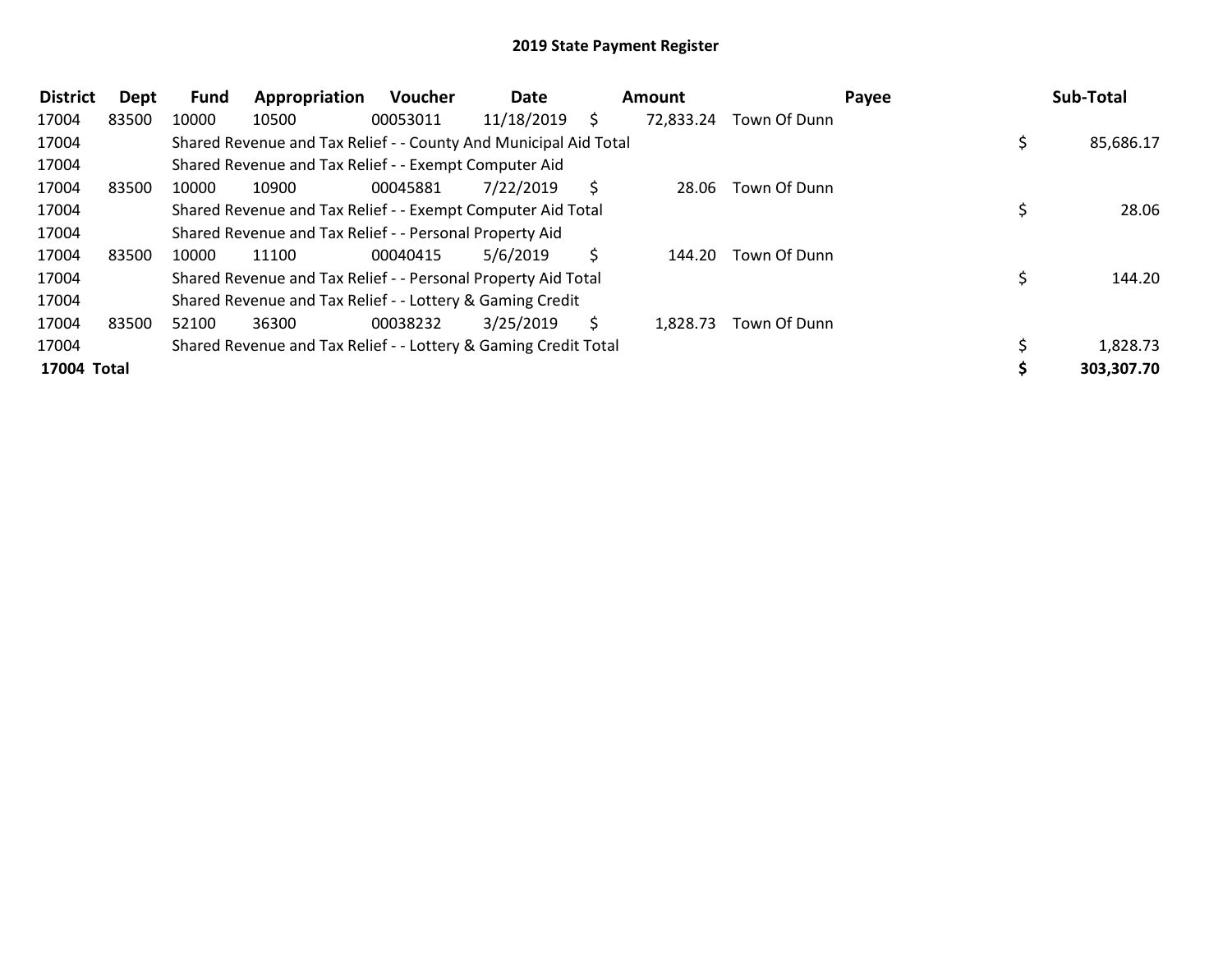## 2019 State Payment Register

| District | Dept | Fund | Appropriation | Voucher | Date | Amount | Payee | Sub-Total |
|---|---|---|---|---|---|---|---|---|
| 17004 | 83500 | 10000 | 10500 | 00053011 | 11/18/2019 | $ 72,833.24 | Town Of Dunn | |
| 17004 | | Shared Revenue and Tax Relief - - County And Municipal Aid Total | | | | | | $ 85,686.17 |
| 17004 | | Shared Revenue and Tax Relief - - Exempt Computer Aid | | | | | | |
| 17004 | 83500 | 10000 | 10900 | 00045881 | 7/22/2019 | $ 28.06 | Town Of Dunn | |
| 17004 | | Shared Revenue and Tax Relief - - Exempt Computer Aid Total | | | | | | $ 28.06 |
| 17004 | | Shared Revenue and Tax Relief - - Personal Property Aid | | | | | | |
| 17004 | 83500 | 10000 | 11100 | 00040415 | 5/6/2019 | $ 144.20 | Town Of Dunn | |
| 17004 | | Shared Revenue and Tax Relief - - Personal Property Aid Total | | | | | | $ 144.20 |
| 17004 | | Shared Revenue and Tax Relief - - Lottery & Gaming Credit | | | | | | |
| 17004 | 83500 | 52100 | 36300 | 00038232 | 3/25/2019 | $ 1,828.73 | Town Of Dunn | |
| 17004 | | Shared Revenue and Tax Relief - - Lottery & Gaming Credit Total | | | | | | $ 1,828.73 |
| **17004 Total** | | | | | | | | **$ 303,307.70** |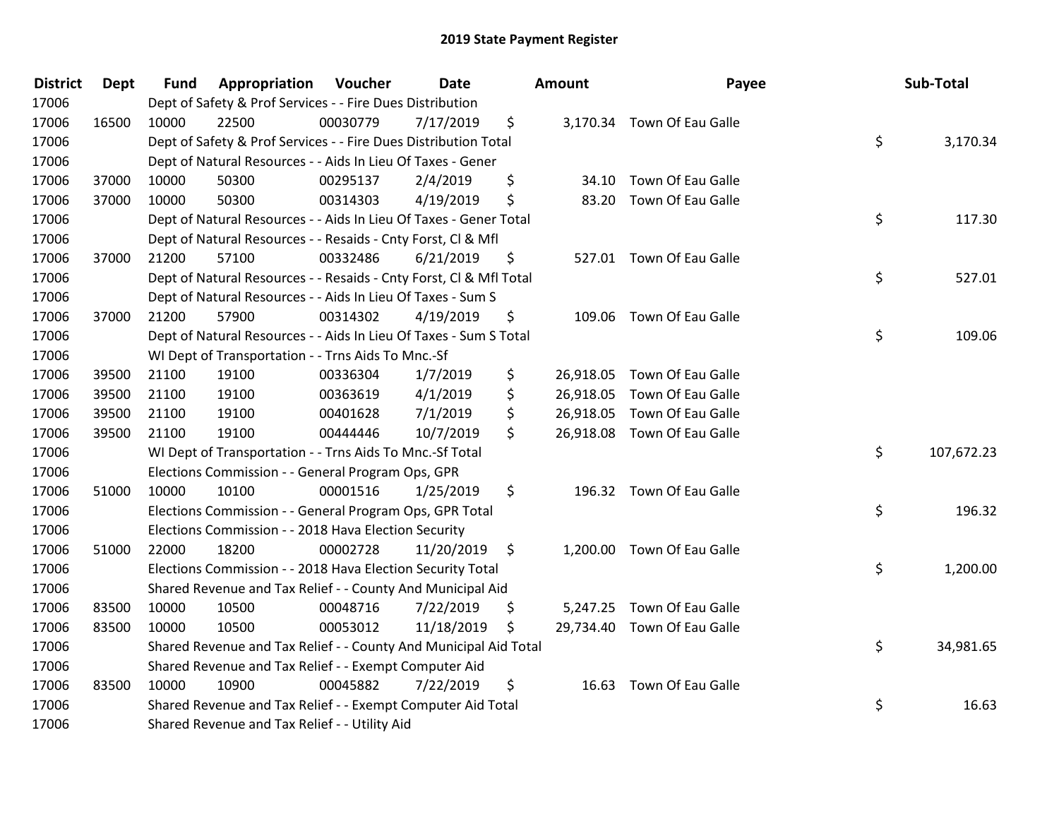# 2019 State Payment Register

| District | Dept | Fund | Appropriation | Voucher | Date | Amount | Payee | Sub-Total |
|---|---|---|---|---|---|---|---|---|
| 17006 | | Dept of Safety & Prof Services - - Fire Dues Distribution | | | | | | |
| 17006 | 16500 | 10000 | 22500 | 00030779 | 7/17/2019 | $ 3,170.34 | Town Of Eau Galle | |
| 17006 | | Dept of Safety & Prof Services - - Fire Dues Distribution Total | | | | | | $ 3,170.34 |
| 17006 | | Dept of Natural Resources - - Aids In Lieu Of Taxes - Gener | | | | | | |
| 17006 | 37000 | 10000 | 50300 | 00295137 | 2/4/2019 | $ 34.10 | Town Of Eau Galle | |
| 17006 | 37000 | 10000 | 50300 | 00314303 | 4/19/2019 | $ 83.20 | Town Of Eau Galle | |
| 17006 | | Dept of Natural Resources - - Aids In Lieu Of Taxes - Gener Total | | | | | | $ 117.30 |
| 17006 | | Dept of Natural Resources - - Resaids - Cnty Forst, Cl & Mfl | | | | | | |
| 17006 | 37000 | 21200 | 57100 | 00332486 | 6/21/2019 | $ 527.01 | Town Of Eau Galle | |
| 17006 | | Dept of Natural Resources - - Resaids - Cnty Forst, Cl & Mfl Total | | | | | | $ 527.01 |
| 17006 | | Dept of Natural Resources - - Aids In Lieu Of Taxes - Sum S | | | | | | |
| 17006 | 37000 | 21200 | 57900 | 00314302 | 4/19/2019 | $ 109.06 | Town Of Eau Galle | |
| 17006 | | Dept of Natural Resources - - Aids In Lieu Of Taxes - Sum S Total | | | | | | $ 109.06 |
| 17006 | | WI Dept of Transportation - - Trns Aids To Mnc.-Sf | | | | | | |
| 17006 | 39500 | 21100 | 19100 | 00336304 | 1/7/2019 | $ 26,918.05 | Town Of Eau Galle | |
| 17006 | 39500 | 21100 | 19100 | 00363619 | 4/1/2019 | $ 26,918.05 | Town Of Eau Galle | |
| 17006 | 39500 | 21100 | 19100 | 00401628 | 7/1/2019 | $ 26,918.05 | Town Of Eau Galle | |
| 17006 | 39500 | 21100 | 19100 | 00444446 | 10/7/2019 | $ 26,918.08 | Town Of Eau Galle | |
| 17006 | | WI Dept of Transportation - - Trns Aids To Mnc.-Sf Total | | | | | | $ 107,672.23 |
| 17006 | | Elections Commission - - General Program Ops, GPR | | | | | | |
| 17006 | 51000 | 10000 | 10100 | 00001516 | 1/25/2019 | $ 196.32 | Town Of Eau Galle | |
| 17006 | | Elections Commission - - General Program Ops, GPR Total | | | | | | $ 196.32 |
| 17006 | | Elections Commission - - 2018 Hava Election Security | | | | | | |
| 17006 | 51000 | 22000 | 18200 | 00002728 | 11/20/2019 | $ 1,200.00 | Town Of Eau Galle | |
| 17006 | | Elections Commission - - 2018 Hava Election Security Total | | | | | | $ 1,200.00 |
| 17006 | | Shared Revenue and Tax Relief - - County And Municipal Aid | | | | | | |
| 17006 | 83500 | 10000 | 10500 | 00048716 | 7/22/2019 | $ 5,247.25 | Town Of Eau Galle | |
| 17006 | 83500 | 10000 | 10500 | 00053012 | 11/18/2019 | $ 29,734.40 | Town Of Eau Galle | |
| 17006 | | Shared Revenue and Tax Relief - - County And Municipal Aid Total | | | | | | $ 34,981.65 |
| 17006 | | Shared Revenue and Tax Relief - - Exempt Computer Aid | | | | | | |
| 17006 | 83500 | 10000 | 10900 | 00045882 | 7/22/2019 | $ 16.63 | Town Of Eau Galle | |
| 17006 | | Shared Revenue and Tax Relief - - Exempt Computer Aid Total | | | | | | $ 16.63 |
| 17006 | | Shared Revenue and Tax Relief - - Utility Aid | | | | | | |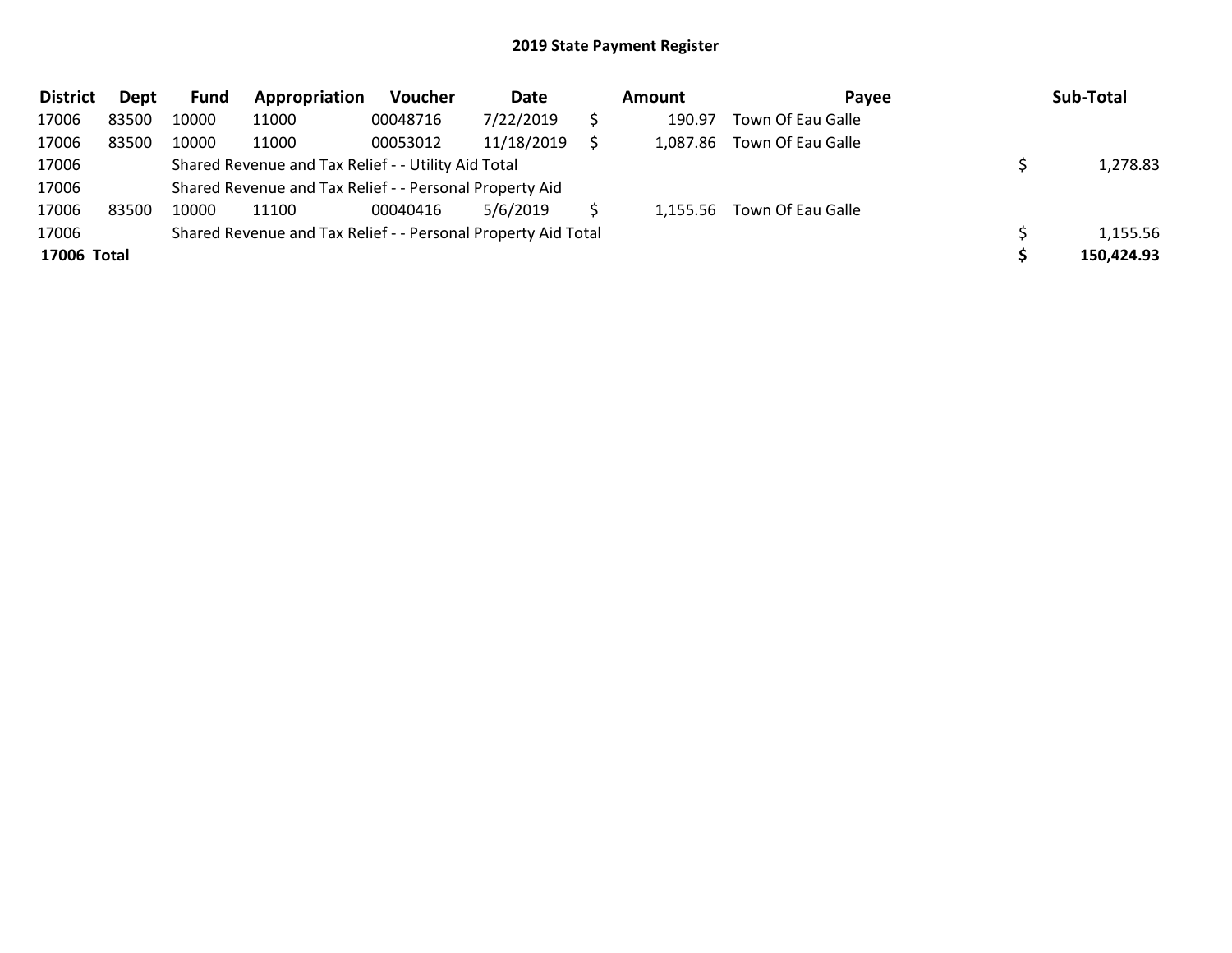# 2019 State Payment Register

| District | Dept | Fund | Appropriation | Voucher | Date | Amount | Payee | Sub-Total |
|---|---|---|---|---|---|---|---|---|
| 17006 | 83500 | 10000 | 11000 | 00048716 | 7/22/2019 | $ 190.97 | Town Of Eau Galle | |
| 17006 | 83500 | 10000 | 11000 | 00053012 | 11/18/2019 | $ 1,087.86 | Town Of Eau Galle | |
| 17006 | | Shared Revenue and Tax Relief - - Utility Aid Total | | | | | | $ 1,278.83 |
| 17006 | | Shared Revenue and Tax Relief - - Personal Property Aid | | | | | | |
| 17006 | 83500 | 10000 | 11100 | 00040416 | 5/6/2019 | $ 1,155.56 | Town Of Eau Galle | |
| 17006 | | Shared Revenue and Tax Relief - - Personal Property Aid Total | | | | | | $ 1,155.56 |
| **17006 Total** | | | | | | | | **$ 150,424.93** |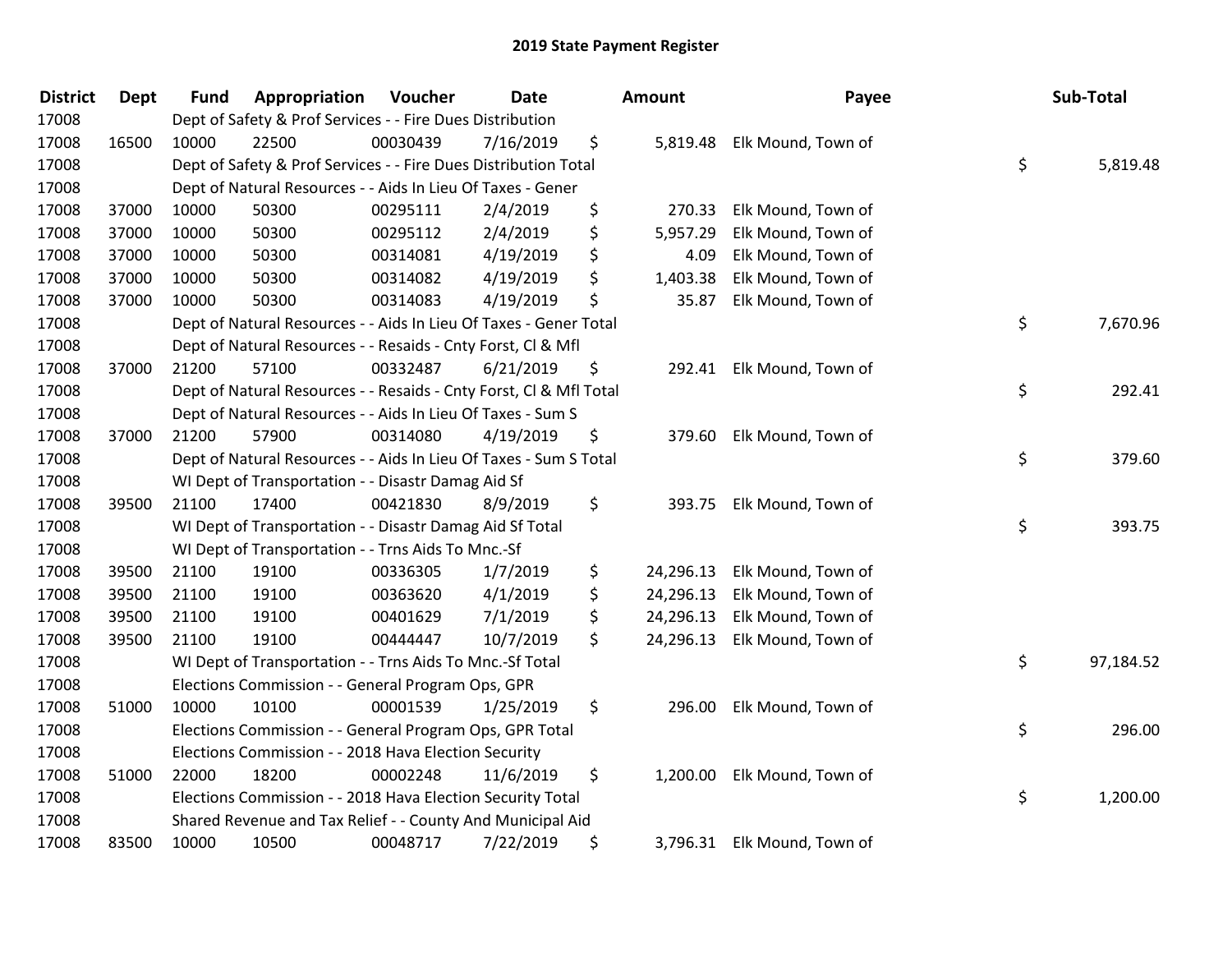# 2019 State Payment Register

| District | Dept | Fund | Appropriation | Voucher | Date | Amount | Payee | Sub-Total |
|---|---|---|---|---|---|---|---|---|
| 17008 | | Dept of Safety & Prof Services - - Fire Dues Distribution | | | | | | |
| 17008 | 16500 | 10000 | 22500 | 00030439 | 7/16/2019 | $ 5,819.48 | Elk Mound, Town of | |
| 17008 | | Dept of Safety & Prof Services - - Fire Dues Distribution Total | | | | | | $ 5,819.48 |
| 17008 | | Dept of Natural Resources - - Aids In Lieu Of Taxes - Gener | | | | | | |
| 17008 | 37000 | 10000 | 50300 | 00295111 | 2/4/2019 | $ 270.33 | Elk Mound, Town of | |
| 17008 | 37000 | 10000 | 50300 | 00295112 | 2/4/2019 | $ 5,957.29 | Elk Mound, Town of | |
| 17008 | 37000 | 10000 | 50300 | 00314081 | 4/19/2019 | $ 4.09 | Elk Mound, Town of | |
| 17008 | 37000 | 10000 | 50300 | 00314082 | 4/19/2019 | $ 1,403.38 | Elk Mound, Town of | |
| 17008 | 37000 | 10000 | 50300 | 00314083 | 4/19/2019 | $ 35.87 | Elk Mound, Town of | |
| 17008 | | Dept of Natural Resources - - Aids In Lieu Of Taxes - Gener Total | | | | | | $ 7,670.96 |
| 17008 | | Dept of Natural Resources - - Resaids - Cnty Forst, Cl & Mfl | | | | | | |
| 17008 | 37000 | 21200 | 57100 | 00332487 | 6/21/2019 | $ 292.41 | Elk Mound, Town of | |
| 17008 | | Dept of Natural Resources - - Resaids - Cnty Forst, Cl & Mfl Total | | | | | | $ 292.41 |
| 17008 | | Dept of Natural Resources - - Aids In Lieu Of Taxes - Sum S | | | | | | |
| 17008 | 37000 | 21200 | 57900 | 00314080 | 4/19/2019 | $ 379.60 | Elk Mound, Town of | |
| 17008 | | Dept of Natural Resources - - Aids In Lieu Of Taxes - Sum S Total | | | | | | $ 379.60 |
| 17008 | | WI Dept of Transportation - - Disastr Damag Aid Sf | | | | | | |
| 17008 | 39500 | 21100 | 17400 | 00421830 | 8/9/2019 | $ 393.75 | Elk Mound, Town of | |
| 17008 | | WI Dept of Transportation - - Disastr Damag Aid Sf Total | | | | | | $ 393.75 |
| 17008 | | WI Dept of Transportation - - Trns Aids To Mnc.-Sf | | | | | | |
| 17008 | 39500 | 21100 | 19100 | 00336305 | 1/7/2019 | $ 24,296.13 | Elk Mound, Town of | |
| 17008 | 39500 | 21100 | 19100 | 00363620 | 4/1/2019 | $ 24,296.13 | Elk Mound, Town of | |
| 17008 | 39500 | 21100 | 19100 | 00401629 | 7/1/2019 | $ 24,296.13 | Elk Mound, Town of | |
| 17008 | 39500 | 21100 | 19100 | 00444447 | 10/7/2019 | $ 24,296.13 | Elk Mound, Town of | |
| 17008 | | WI Dept of Transportation - - Trns Aids To Mnc.-Sf Total | | | | | | $ 97,184.52 |
| 17008 | | Elections Commission - - General Program Ops, GPR | | | | | | |
| 17008 | 51000 | 10000 | 10100 | 00001539 | 1/25/2019 | $ 296.00 | Elk Mound, Town of | |
| 17008 | | Elections Commission - - General Program Ops, GPR Total | | | | | | $ 296.00 |
| 17008 | | Elections Commission - - 2018 Hava Election Security | | | | | | |
| 17008 | 51000 | 22000 | 18200 | 00002248 | 11/6/2019 | $ 1,200.00 | Elk Mound, Town of | |
| 17008 | | Elections Commission - - 2018 Hava Election Security Total | | | | | | $ 1,200.00 |
| 17008 | | Shared Revenue and Tax Relief - - County And Municipal Aid | | | | | | |
| 17008 | 83500 | 10000 | 10500 | 00048717 | 7/22/2019 | $ 3,796.31 | Elk Mound, Town of | |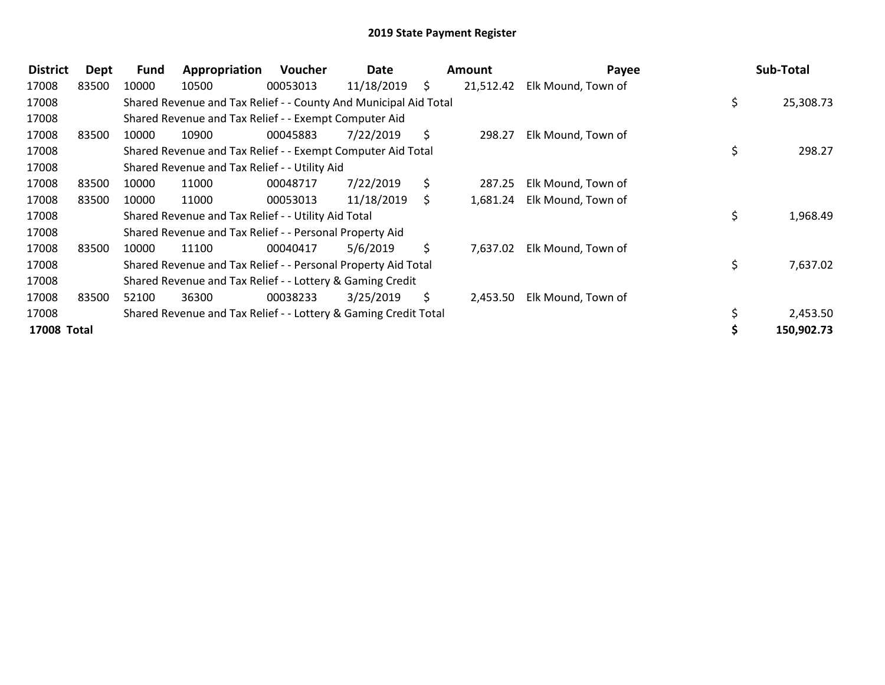## 2019 State Payment Register

| District | Dept | Fund | Appropriation | Voucher | Date | Amount | Payee | Sub-Total |
|---|---|---|---|---|---|---|---|---|
| 17008 | 83500 | 10000 | 10500 | 00053013 | 11/18/2019 | $ 21,512.42 | Elk Mound, Town of | |
| 17008 | | Shared Revenue and Tax Relief - - County And Municipal Aid Total | | | | | | $ 25,308.73 |
| 17008 | | Shared Revenue and Tax Relief - - Exempt Computer Aid | | | | | | |
| 17008 | 83500 | 10000 | 10900 | 00045883 | 7/22/2019 | $ 298.27 | Elk Mound, Town of | |
| 17008 | | Shared Revenue and Tax Relief - - Exempt Computer Aid Total | | | | | | $ 298.27 |
| 17008 | | Shared Revenue and Tax Relief - - Utility Aid | | | | | | |
| 17008 | 83500 | 10000 | 11000 | 00048717 | 7/22/2019 | $ 287.25 | Elk Mound, Town of | |
| 17008 | 83500 | 10000 | 11000 | 00053013 | 11/18/2019 | $ 1,681.24 | Elk Mound, Town of | |
| 17008 | | Shared Revenue and Tax Relief - - Utility Aid Total | | | | | | $ 1,968.49 |
| 17008 | | Shared Revenue and Tax Relief - - Personal Property Aid | | | | | | |
| 17008 | 83500 | 10000 | 11100 | 00040417 | 5/6/2019 | $ 7,637.02 | Elk Mound, Town of | |
| 17008 | | Shared Revenue and Tax Relief - - Personal Property Aid Total | | | | | | $ 7,637.02 |
| 17008 | | Shared Revenue and Tax Relief - - Lottery & Gaming Credit | | | | | | |
| 17008 | 83500 | 52100 | 36300 | 00038233 | 3/25/2019 | $ 2,453.50 | Elk Mound, Town of | |
| 17008 | | Shared Revenue and Tax Relief - - Lottery & Gaming Credit Total | | | | | | $ 2,453.50 |
| **17008 Total** | | | | | | | | **$ 150,902.73** |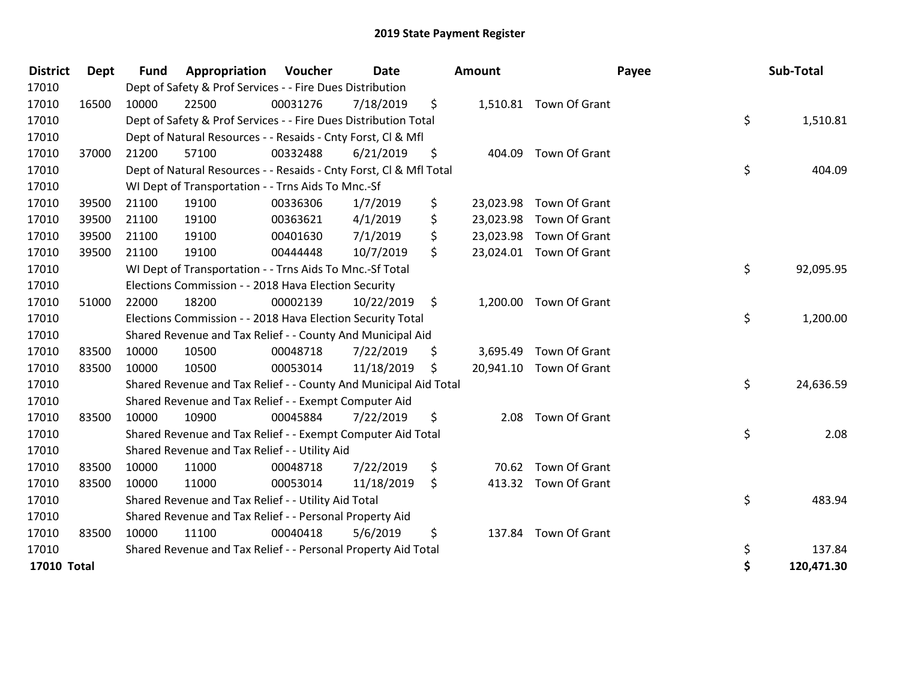# 2019 State Payment Register

| District | Dept | Fund | Appropriation | Voucher | Date | Amount | Payee | Sub-Total |
|---|---|---|---|---|---|---|---|---|
| 17010 | | Dept of Safety & Prof Services - - Fire Dues Distribution | | | | | | |
| 17010 | 16500 | 10000 | 22500 | 00031276 | 7/18/2019 | $ 1,510.81 | Town Of Grant | |
| 17010 | | Dept of Safety & Prof Services - - Fire Dues Distribution Total | | | | | | $ 1,510.81 |
| 17010 | | Dept of Natural Resources - - Resaids - Cnty Forst, Cl & Mfl | | | | | | |
| 17010 | 37000 | 21200 | 57100 | 00332488 | 6/21/2019 | $ 404.09 | Town Of Grant | |
| 17010 | | Dept of Natural Resources - - Resaids - Cnty Forst, Cl & Mfl Total | | | | | | $ 404.09 |
| 17010 | | WI Dept of Transportation - - Trns Aids To Mnc.-Sf | | | | | | |
| 17010 | 39500 | 21100 | 19100 | 00336306 | 1/7/2019 | $ 23,023.98 | Town Of Grant | |
| 17010 | 39500 | 21100 | 19100 | 00363621 | 4/1/2019 | $ 23,023.98 | Town Of Grant | |
| 17010 | 39500 | 21100 | 19100 | 00401630 | 7/1/2019 | $ 23,023.98 | Town Of Grant | |
| 17010 | 39500 | 21100 | 19100 | 00444448 | 10/7/2019 | $ 23,024.01 | Town Of Grant | |
| 17010 | | WI Dept of Transportation - - Trns Aids To Mnc.-Sf Total | | | | | | $ 92,095.95 |
| 17010 | | Elections Commission - - 2018 Hava Election Security | | | | | | |
| 17010 | 51000 | 22000 | 18200 | 00002139 | 10/22/2019 | $ 1,200.00 | Town Of Grant | |
| 17010 | | Elections Commission - - 2018 Hava Election Security Total | | | | | | $ 1,200.00 |
| 17010 | | Shared Revenue and Tax Relief - - County And Municipal Aid | | | | | | |
| 17010 | 83500 | 10000 | 10500 | 00048718 | 7/22/2019 | $ 3,695.49 | Town Of Grant | |
| 17010 | 83500 | 10000 | 10500 | 00053014 | 11/18/2019 | $ 20,941.10 | Town Of Grant | |
| 17010 | | Shared Revenue and Tax Relief - - County And Municipal Aid Total | | | | | | $ 24,636.59 |
| 17010 | | Shared Revenue and Tax Relief - - Exempt Computer Aid | | | | | | |
| 17010 | 83500 | 10000 | 10900 | 00045884 | 7/22/2019 | $ 2.08 | Town Of Grant | |
| 17010 | | Shared Revenue and Tax Relief - - Exempt Computer Aid Total | | | | | | $ 2.08 |
| 17010 | | Shared Revenue and Tax Relief - - Utility Aid | | | | | | |
| 17010 | 83500 | 10000 | 11000 | 00048718 | 7/22/2019 | $ 70.62 | Town Of Grant | |
| 17010 | 83500 | 10000 | 11000 | 00053014 | 11/18/2019 | $ 413.32 | Town Of Grant | |
| 17010 | | Shared Revenue and Tax Relief - - Utility Aid Total | | | | | | $ 483.94 |
| 17010 | | Shared Revenue and Tax Relief - - Personal Property Aid | | | | | | |
| 17010 | 83500 | 10000 | 11100 | 00040418 | 5/6/2019 | $ 137.84 | Town Of Grant | |
| 17010 | | Shared Revenue and Tax Relief - - Personal Property Aid Total | | | | | | $ 137.84 |
| **17010 Total** | | | | | | | | **$ 120,471.30** |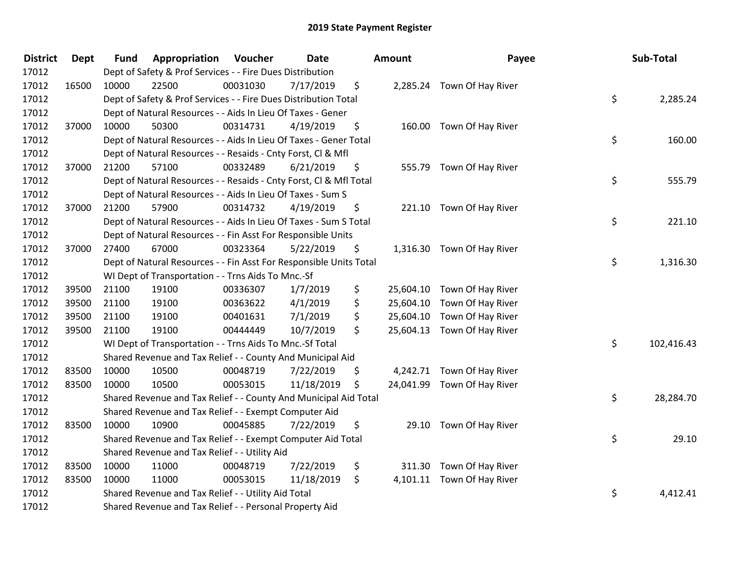# 2019 State Payment Register

| District | Dept | Fund | Appropriation | Voucher | Date | Amount | Payee | Sub-Total |
|---|---|---|---|---|---|---|---|---|
| 17012 | | Dept of Safety & Prof Services - - Fire Dues Distribution | | | | | | |
| 17012 | 16500 | 10000 | 22500 | 00031030 | 7/17/2019 | $ 2,285.24 | Town Of Hay River | |
| 17012 | | Dept of Safety & Prof Services - - Fire Dues Distribution Total | | | | | | $ 2,285.24 |
| 17012 | | Dept of Natural Resources - - Aids In Lieu Of Taxes - Gener | | | | | | |
| 17012 | 37000 | 10000 | 50300 | 00314731 | 4/19/2019 | $ 160.00 | Town Of Hay River | |
| 17012 | | Dept of Natural Resources - - Aids In Lieu Of Taxes - Gener Total | | | | | | $ 160.00 |
| 17012 | | Dept of Natural Resources - - Resaids - Cnty Forst, Cl & Mfl | | | | | | |
| 17012 | 37000 | 21200 | 57100 | 00332489 | 6/21/2019 | $ 555.79 | Town Of Hay River | |
| 17012 | | Dept of Natural Resources - - Resaids - Cnty Forst, Cl & Mfl Total | | | | | | $ 555.79 |
| 17012 | | Dept of Natural Resources - - Aids In Lieu Of Taxes - Sum S | | | | | | |
| 17012 | 37000 | 21200 | 57900 | 00314732 | 4/19/2019 | $ 221.10 | Town Of Hay River | |
| 17012 | | Dept of Natural Resources - - Aids In Lieu Of Taxes - Sum S Total | | | | | | $ 221.10 |
| 17012 | | Dept of Natural Resources - - Fin Asst For Responsible Units | | | | | | |
| 17012 | 37000 | 27400 | 67000 | 00323364 | 5/22/2019 | $ 1,316.30 | Town Of Hay River | |
| 17012 | | Dept of Natural Resources - - Fin Asst For Responsible Units Total | | | | | | $ 1,316.30 |
| 17012 | | WI Dept of Transportation - - Trns Aids To Mnc.-Sf | | | | | | |
| 17012 | 39500 | 21100 | 19100 | 00336307 | 1/7/2019 | $ 25,604.10 | Town Of Hay River | |
| 17012 | 39500 | 21100 | 19100 | 00363622 | 4/1/2019 | $ 25,604.10 | Town Of Hay River | |
| 17012 | 39500 | 21100 | 19100 | 00401631 | 7/1/2019 | $ 25,604.10 | Town Of Hay River | |
| 17012 | 39500 | 21100 | 19100 | 00444449 | 10/7/2019 | $ 25,604.13 | Town Of Hay River | |
| 17012 | | WI Dept of Transportation - - Trns Aids To Mnc.-Sf Total | | | | | | $ 102,416.43 |
| 17012 | | Shared Revenue and Tax Relief - - County And Municipal Aid | | | | | | |
| 17012 | 83500 | 10000 | 10500 | 00048719 | 7/22/2019 | $ 4,242.71 | Town Of Hay River | |
| 17012 | 83500 | 10000 | 10500 | 00053015 | 11/18/2019 | $ 24,041.99 | Town Of Hay River | |
| 17012 | | Shared Revenue and Tax Relief - - County And Municipal Aid Total | | | | | | $ 28,284.70 |
| 17012 | | Shared Revenue and Tax Relief - - Exempt Computer Aid | | | | | | |
| 17012 | 83500 | 10000 | 10900 | 00045885 | 7/22/2019 | $ 29.10 | Town Of Hay River | |
| 17012 | | Shared Revenue and Tax Relief - - Exempt Computer Aid Total | | | | | | $ 29.10 |
| 17012 | | Shared Revenue and Tax Relief - - Utility Aid | | | | | | |
| 17012 | 83500 | 10000 | 11000 | 00048719 | 7/22/2019 | $ 311.30 | Town Of Hay River | |
| 17012 | 83500 | 10000 | 11000 | 00053015 | 11/18/2019 | $ 4,101.11 | Town Of Hay River | |
| 17012 | | Shared Revenue and Tax Relief - - Utility Aid Total | | | | | | $ 4,412.41 |
| 17012 | | Shared Revenue and Tax Relief - - Personal Property Aid | | | | | | |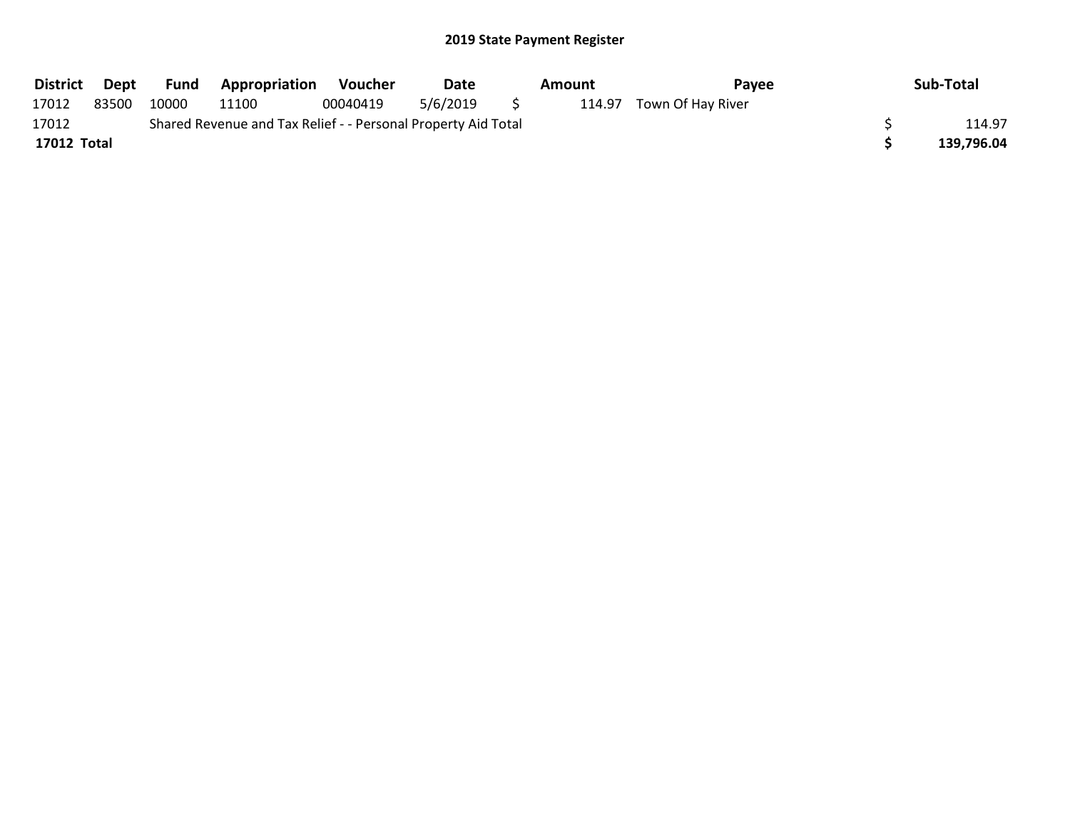## 2019 State Payment Register

| District | Dept | Fund | Appropriation | Voucher | Date | Amount | Payee | Sub-Total |
|---|---|---|---|---|---|---|---|---|
| 17012 | 83500 | 10000 | 11100 | 00040419 | 5/6/2019 | $ 114.97 | Town Of Hay River | |
| 17012 | | Shared Revenue and Tax Relief - - Personal Property Aid Total | | | | | | $ 114.97 |
| **17012 Total** | | | | | | | | **$ 139,796.04** |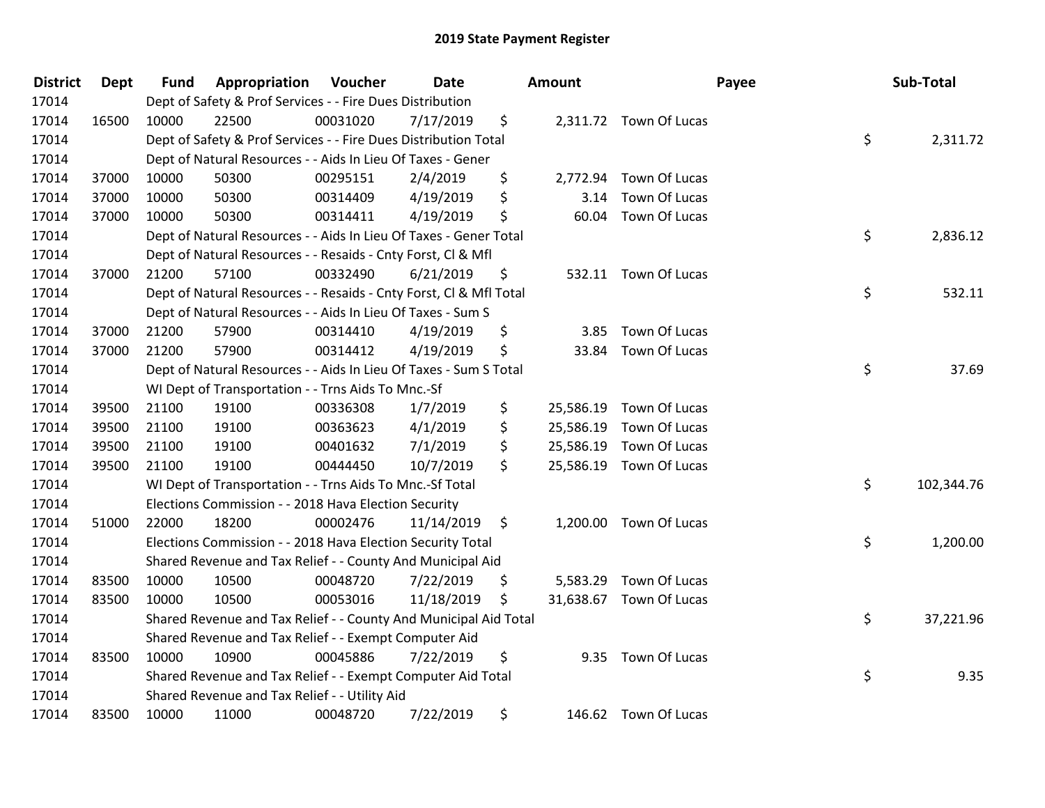# 2019 State Payment Register

| District | Dept | Fund | Appropriation | Voucher | Date | Amount | Payee | Sub-Total |
|---|---|---|---|---|---|---|---|---|
| 17014 | | Dept of Safety & Prof Services - - Fire Dues Distribution | | | | | | |
| 17014 | 16500 | 10000 | 22500 | 00031020 | 7/17/2019 | $ 2,311.72 | Town Of Lucas | |
| 17014 | | Dept of Safety & Prof Services - - Fire Dues Distribution Total | | | | | | $ 2,311.72 |
| 17014 | | Dept of Natural Resources - - Aids In Lieu Of Taxes - Gener | | | | | | |
| 17014 | 37000 | 10000 | 50300 | 00295151 | 2/4/2019 | $ 2,772.94 | Town Of Lucas | |
| 17014 | 37000 | 10000 | 50300 | 00314409 | 4/19/2019 | $ 3.14 | Town Of Lucas | |
| 17014 | 37000 | 10000 | 50300 | 00314411 | 4/19/2019 | $ 60.04 | Town Of Lucas | |
| 17014 | | Dept of Natural Resources - - Aids In Lieu Of Taxes - Gener Total | | | | | | $ 2,836.12 |
| 17014 | | Dept of Natural Resources - - Resaids - Cnty Forst, Cl & Mfl | | | | | | |
| 17014 | 37000 | 21200 | 57100 | 00332490 | 6/21/2019 | $ 532.11 | Town Of Lucas | |
| 17014 | | Dept of Natural Resources - - Resaids - Cnty Forst, Cl & Mfl Total | | | | | | $ 532.11 |
| 17014 | | Dept of Natural Resources - - Aids In Lieu Of Taxes - Sum S | | | | | | |
| 17014 | 37000 | 21200 | 57900 | 00314410 | 4/19/2019 | $ 3.85 | Town Of Lucas | |
| 17014 | 37000 | 21200 | 57900 | 00314412 | 4/19/2019 | $ 33.84 | Town Of Lucas | |
| 17014 | | Dept of Natural Resources - - Aids In Lieu Of Taxes - Sum S Total | | | | | | $ 37.69 |
| 17014 | | WI Dept of Transportation - - Trns Aids To Mnc.-Sf | | | | | | |
| 17014 | 39500 | 21100 | 19100 | 00336308 | 1/7/2019 | $ 25,586.19 | Town Of Lucas | |
| 17014 | 39500 | 21100 | 19100 | 00363623 | 4/1/2019 | $ 25,586.19 | Town Of Lucas | |
| 17014 | 39500 | 21100 | 19100 | 00401632 | 7/1/2019 | $ 25,586.19 | Town Of Lucas | |
| 17014 | 39500 | 21100 | 19100 | 00444450 | 10/7/2019 | $ 25,586.19 | Town Of Lucas | |
| 17014 | | WI Dept of Transportation - - Trns Aids To Mnc.-Sf Total | | | | | | $ 102,344.76 |
| 17014 | | Elections Commission - - 2018 Hava Election Security | | | | | | |
| 17014 | 51000 | 22000 | 18200 | 00002476 | 11/14/2019 | $ 1,200.00 | Town Of Lucas | |
| 17014 | | Elections Commission - - 2018 Hava Election Security Total | | | | | | $ 1,200.00 |
| 17014 | | Shared Revenue and Tax Relief - - County And Municipal Aid | | | | | | |
| 17014 | 83500 | 10000 | 10500 | 00048720 | 7/22/2019 | $ 5,583.29 | Town Of Lucas | |
| 17014 | 83500 | 10000 | 10500 | 00053016 | 11/18/2019 | $ 31,638.67 | Town Of Lucas | |
| 17014 | | Shared Revenue and Tax Relief - - County And Municipal Aid Total | | | | | | $ 37,221.96 |
| 17014 | | Shared Revenue and Tax Relief - - Exempt Computer Aid | | | | | | |
| 17014 | 83500 | 10000 | 10900 | 00045886 | 7/22/2019 | $ 9.35 | Town Of Lucas | |
| 17014 | | Shared Revenue and Tax Relief - - Exempt Computer Aid Total | | | | | | $ 9.35 |
| 17014 | | Shared Revenue and Tax Relief - - Utility Aid | | | | | | |
| 17014 | 83500 | 10000 | 11000 | 00048720 | 7/22/2019 | $ 146.62 | Town Of Lucas | |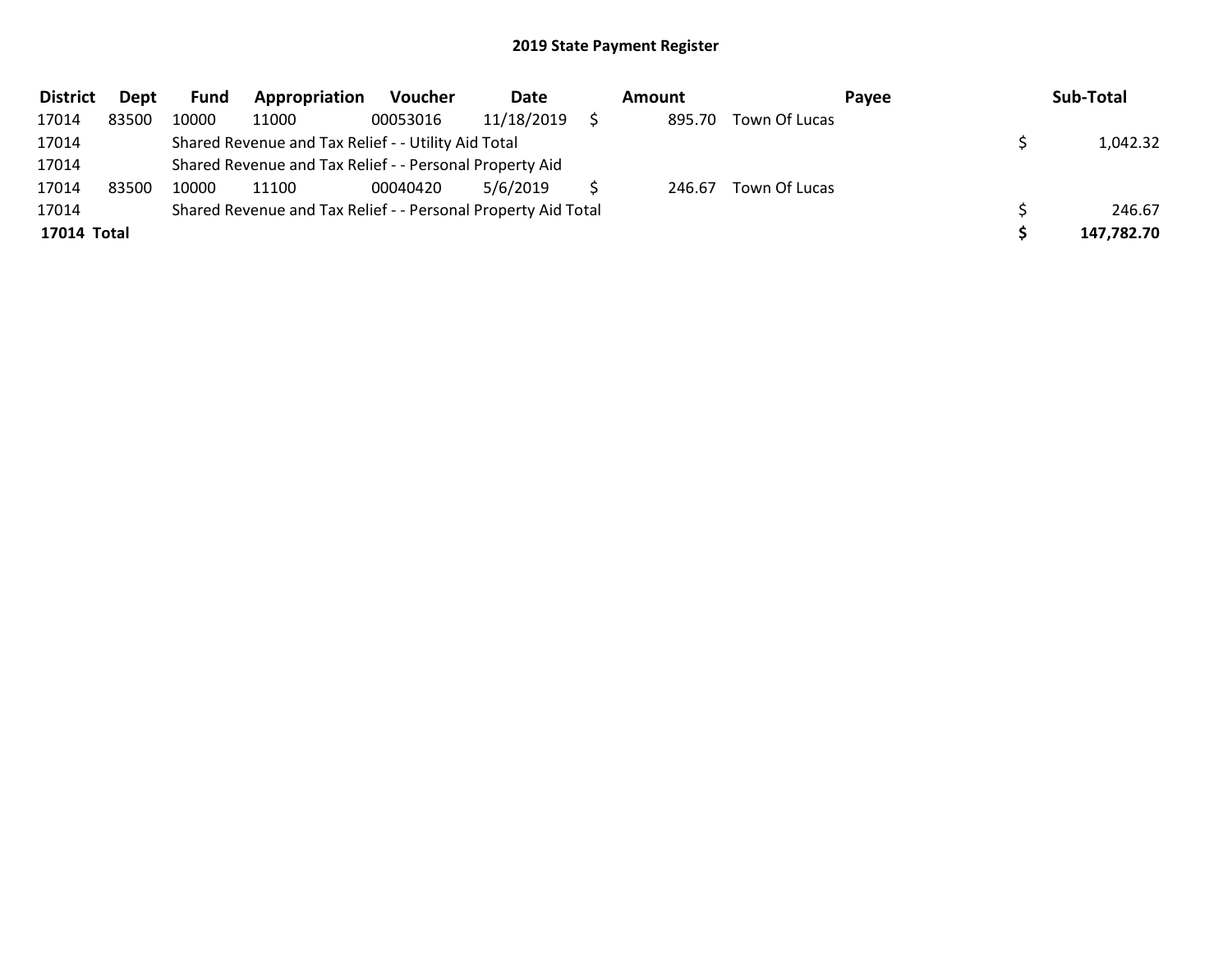## 2019 State Payment Register

| District | Dept | Fund | Appropriation | Voucher | Date | Amount | Payee | Sub-Total |
|---|---|---|---|---|---|---|---|---|
| 17014 | 83500 | 10000 | 11000 | 00053016 | 11/18/2019 | $ 895.70 | Town Of Lucas | |
| 17014 | | Shared Revenue and Tax Relief - - Utility Aid Total | | | | | | $ 1,042.32 |
| 17014 | | Shared Revenue and Tax Relief - - Personal Property Aid | | | | | | |
| 17014 | 83500 | 10000 | 11100 | 00040420 | 5/6/2019 | $ 246.67 | Town Of Lucas | |
| 17014 | | Shared Revenue and Tax Relief - - Personal Property Aid Total | | | | | | $ 246.67 |
| **17014 Total** | | | | | | | | **$ 147,782.70** |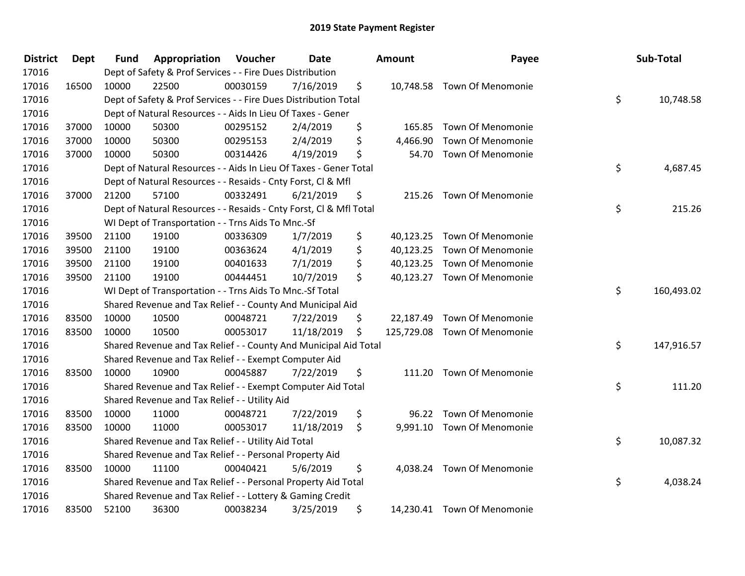# 2019 State Payment Register

| District | Dept | Fund | Appropriation | Voucher | Date | Amount | Payee | Sub-Total |
|---|---|---|---|---|---|---|---|---|
| 17016 | | Dept of Safety & Prof Services - - Fire Dues Distribution | | | | | | |
| 17016 | 16500 | 10000 | 22500 | 00030159 | 7/16/2019 | $ 10,748.58 | Town Of Menomonie | |
| 17016 | | Dept of Safety & Prof Services - - Fire Dues Distribution Total | | | | | | $ 10,748.58 |
| 17016 | | Dept of Natural Resources - - Aids In Lieu Of Taxes - Gener | | | | | | |
| 17016 | 37000 | 10000 | 50300 | 00295152 | 2/4/2019 | $ 165.85 | Town Of Menomonie | |
| 17016 | 37000 | 10000 | 50300 | 00295153 | 2/4/2019 | $ 4,466.90 | Town Of Menomonie | |
| 17016 | 37000 | 10000 | 50300 | 00314426 | 4/19/2019 | $ 54.70 | Town Of Menomonie | |
| 17016 | | Dept of Natural Resources - - Aids In Lieu Of Taxes - Gener Total | | | | | | $ 4,687.45 |
| 17016 | | Dept of Natural Resources - - Resaids - Cnty Forst, Cl & Mfl | | | | | | |
| 17016 | 37000 | 21200 | 57100 | 00332491 | 6/21/2019 | $ 215.26 | Town Of Menomonie | |
| 17016 | | Dept of Natural Resources - - Resaids - Cnty Forst, Cl & Mfl Total | | | | | | $ 215.26 |
| 17016 | | WI Dept of Transportation - - Trns Aids To Mnc.-Sf | | | | | | |
| 17016 | 39500 | 21100 | 19100 | 00336309 | 1/7/2019 | $ 40,123.25 | Town Of Menomonie | |
| 17016 | 39500 | 21100 | 19100 | 00363624 | 4/1/2019 | $ 40,123.25 | Town Of Menomonie | |
| 17016 | 39500 | 21100 | 19100 | 00401633 | 7/1/2019 | $ 40,123.25 | Town Of Menomonie | |
| 17016 | 39500 | 21100 | 19100 | 00444451 | 10/7/2019 | $ 40,123.27 | Town Of Menomonie | |
| 17016 | | WI Dept of Transportation - - Trns Aids To Mnc.-Sf Total | | | | | | $ 160,493.02 |
| 17016 | | Shared Revenue and Tax Relief - - County And Municipal Aid | | | | | | |
| 17016 | 83500 | 10000 | 10500 | 00048721 | 7/22/2019 | $ 22,187.49 | Town Of Menomonie | |
| 17016 | 83500 | 10000 | 10500 | 00053017 | 11/18/2019 | $ 125,729.08 | Town Of Menomonie | |
| 17016 | | Shared Revenue and Tax Relief - - County And Municipal Aid Total | | | | | | $ 147,916.57 |
| 17016 | | Shared Revenue and Tax Relief - - Exempt Computer Aid | | | | | | |
| 17016 | 83500 | 10000 | 10900 | 00045887 | 7/22/2019 | $ 111.20 | Town Of Menomonie | |
| 17016 | | Shared Revenue and Tax Relief - - Exempt Computer Aid Total | | | | | | $ 111.20 |
| 17016 | | Shared Revenue and Tax Relief - - Utility Aid | | | | | | |
| 17016 | 83500 | 10000 | 11000 | 00048721 | 7/22/2019 | $ 96.22 | Town Of Menomonie | |
| 17016 | 83500 | 10000 | 11000 | 00053017 | 11/18/2019 | $ 9,991.10 | Town Of Menomonie | |
| 17016 | | Shared Revenue and Tax Relief - - Utility Aid Total | | | | | | $ 10,087.32 |
| 17016 | | Shared Revenue and Tax Relief - - Personal Property Aid | | | | | | |
| 17016 | 83500 | 10000 | 11100 | 00040421 | 5/6/2019 | $ 4,038.24 | Town Of Menomonie | |
| 17016 | | Shared Revenue and Tax Relief - - Personal Property Aid Total | | | | | | $ 4,038.24 |
| 17016 | | Shared Revenue and Tax Relief - - Lottery & Gaming Credit | | | | | | |
| 17016 | 83500 | 52100 | 36300 | 00038234 | 3/25/2019 | $ 14,230.41 | Town Of Menomonie | |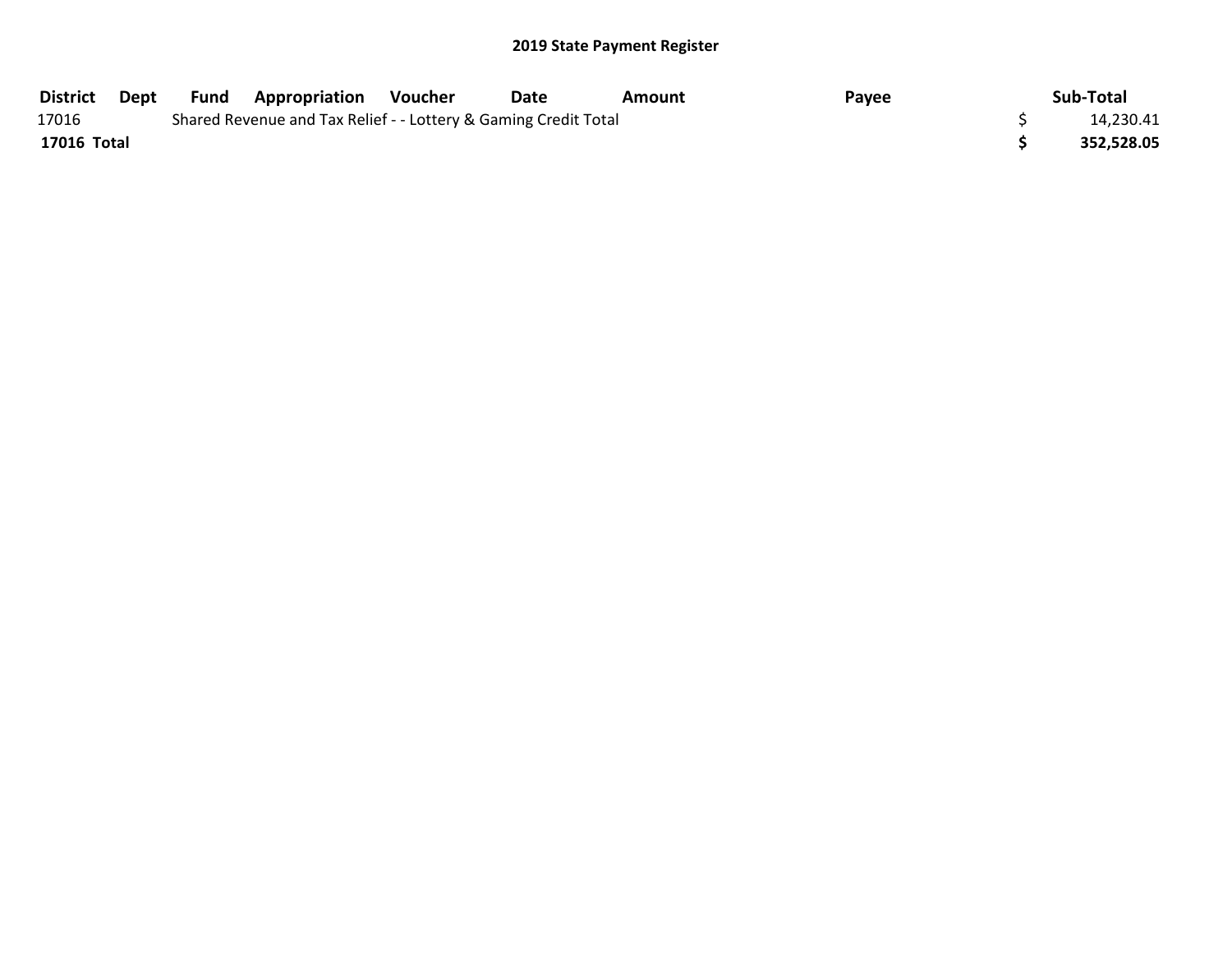## 2019 State Payment Register

| District | Dept | Fund | Appropriation | Voucher | Date | Amount | Payee | Sub-Total |
|---|---|---|---|---|---|---|---|---|
| 17016 | | Shared Revenue and Tax Relief - - Lottery & Gaming Credit Total | | | | | | $ 14,230.41 |
| **17016 Total** | | | | | | | | **$ 352,528.05** |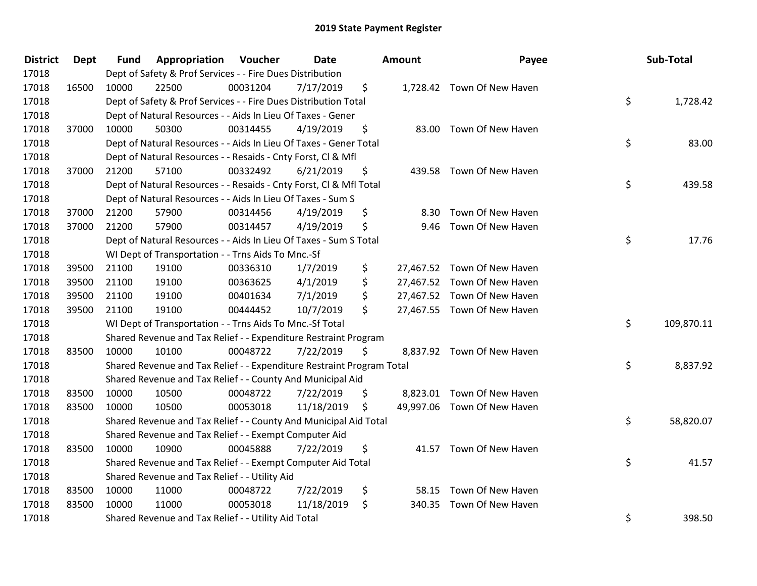# 2019 State Payment Register

| District | Dept | Fund | Appropriation | Voucher | Date | Amount | Payee | Sub-Total |
|---|---|---|---|---|---|---|---|---|
| 17018 | | Dept of Safety & Prof Services - - Fire Dues Distribution | | | | | | |
| 17018 | 16500 | 10000 | 22500 | 00031204 | 7/17/2019 | $ 1,728.42 | Town Of New Haven | |
| 17018 | | Dept of Safety & Prof Services - - Fire Dues Distribution Total | | | | | | $ 1,728.42 |
| 17018 | | Dept of Natural Resources - - Aids In Lieu Of Taxes - Gener | | | | | | |
| 17018 | 37000 | 10000 | 50300 | 00314455 | 4/19/2019 | $ 83.00 | Town Of New Haven | |
| 17018 | | Dept of Natural Resources - - Aids In Lieu Of Taxes - Gener Total | | | | | | $ 83.00 |
| 17018 | | Dept of Natural Resources - - Resaids - Cnty Forst, Cl & Mfl | | | | | | |
| 17018 | 37000 | 21200 | 57100 | 00332492 | 6/21/2019 | $ 439.58 | Town Of New Haven | |
| 17018 | | Dept of Natural Resources - - Resaids - Cnty Forst, Cl & Mfl Total | | | | | | $ 439.58 |
| 17018 | | Dept of Natural Resources - - Aids In Lieu Of Taxes - Sum S | | | | | | |
| 17018 | 37000 | 21200 | 57900 | 00314456 | 4/19/2019 | $ 8.30 | Town Of New Haven | |
| 17018 | 37000 | 21200 | 57900 | 00314457 | 4/19/2019 | $ 9.46 | Town Of New Haven | |
| 17018 | | Dept of Natural Resources - - Aids In Lieu Of Taxes - Sum S Total | | | | | | $ 17.76 |
| 17018 | | WI Dept of Transportation - - Trns Aids To Mnc.-Sf | | | | | | |
| 17018 | 39500 | 21100 | 19100 | 00336310 | 1/7/2019 | $ 27,467.52 | Town Of New Haven | |
| 17018 | 39500 | 21100 | 19100 | 00363625 | 4/1/2019 | $ 27,467.52 | Town Of New Haven | |
| 17018 | 39500 | 21100 | 19100 | 00401634 | 7/1/2019 | $ 27,467.52 | Town Of New Haven | |
| 17018 | 39500 | 21100 | 19100 | 00444452 | 10/7/2019 | $ 27,467.55 | Town Of New Haven | |
| 17018 | | WI Dept of Transportation - - Trns Aids To Mnc.-Sf Total | | | | | | $ 109,870.11 |
| 17018 | | Shared Revenue and Tax Relief - - Expenditure Restraint Program | | | | | | |
| 17018 | 83500 | 10000 | 10100 | 00048722 | 7/22/2019 | $ 8,837.92 | Town Of New Haven | |
| 17018 | | Shared Revenue and Tax Relief - - Expenditure Restraint Program Total | | | | | | $ 8,837.92 |
| 17018 | | Shared Revenue and Tax Relief - - County And Municipal Aid | | | | | | |
| 17018 | 83500 | 10000 | 10500 | 00048722 | 7/22/2019 | $ 8,823.01 | Town Of New Haven | |
| 17018 | 83500 | 10000 | 10500 | 00053018 | 11/18/2019 | $ 49,997.06 | Town Of New Haven | |
| 17018 | | Shared Revenue and Tax Relief - - County And Municipal Aid Total | | | | | | $ 58,820.07 |
| 17018 | | Shared Revenue and Tax Relief - - Exempt Computer Aid | | | | | | |
| 17018 | 83500 | 10000 | 10900 | 00045888 | 7/22/2019 | $ 41.57 | Town Of New Haven | |
| 17018 | | Shared Revenue and Tax Relief - - Exempt Computer Aid Total | | | | | | $ 41.57 |
| 17018 | | Shared Revenue and Tax Relief - - Utility Aid | | | | | | |
| 17018 | 83500 | 10000 | 11000 | 00048722 | 7/22/2019 | $ 58.15 | Town Of New Haven | |
| 17018 | 83500 | 10000 | 11000 | 00053018 | 11/18/2019 | $ 340.35 | Town Of New Haven | |
| 17018 | | Shared Revenue and Tax Relief - - Utility Aid Total | | | | | | $ 398.50 |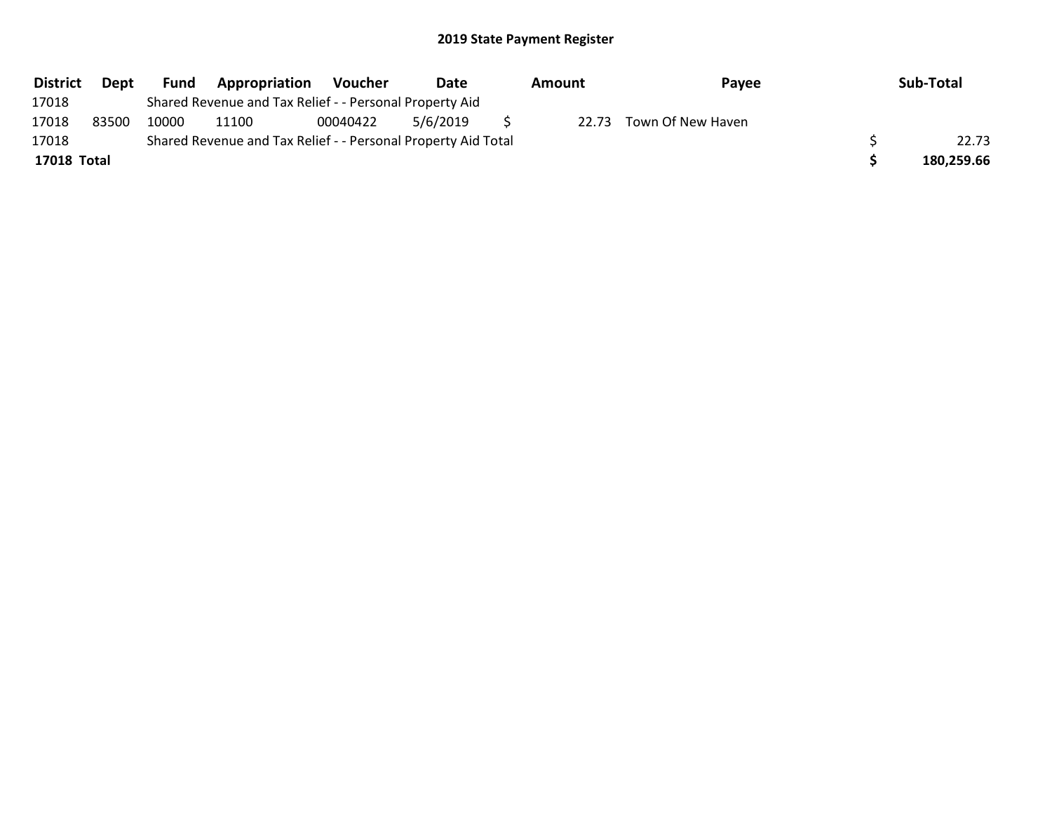## 2019 State Payment Register

| District | Dept | Fund | Appropriation | Voucher | Date | Amount | Payee | Sub-Total |
|---|---|---|---|---|---|---|---|---|
| 17018 | | Shared Revenue and Tax Relief - - Personal Property Aid | | | | | | |
| 17018 | 83500 | 10000 | 11100 | 00040422 | 5/6/2019 | $ 22.73 | Town Of New Haven | |
| 17018 | | Shared Revenue and Tax Relief - - Personal Property Aid Total | | | | | | $ 22.73 |
| **17018 Total** | | | | | | | | **$ 180,259.66** |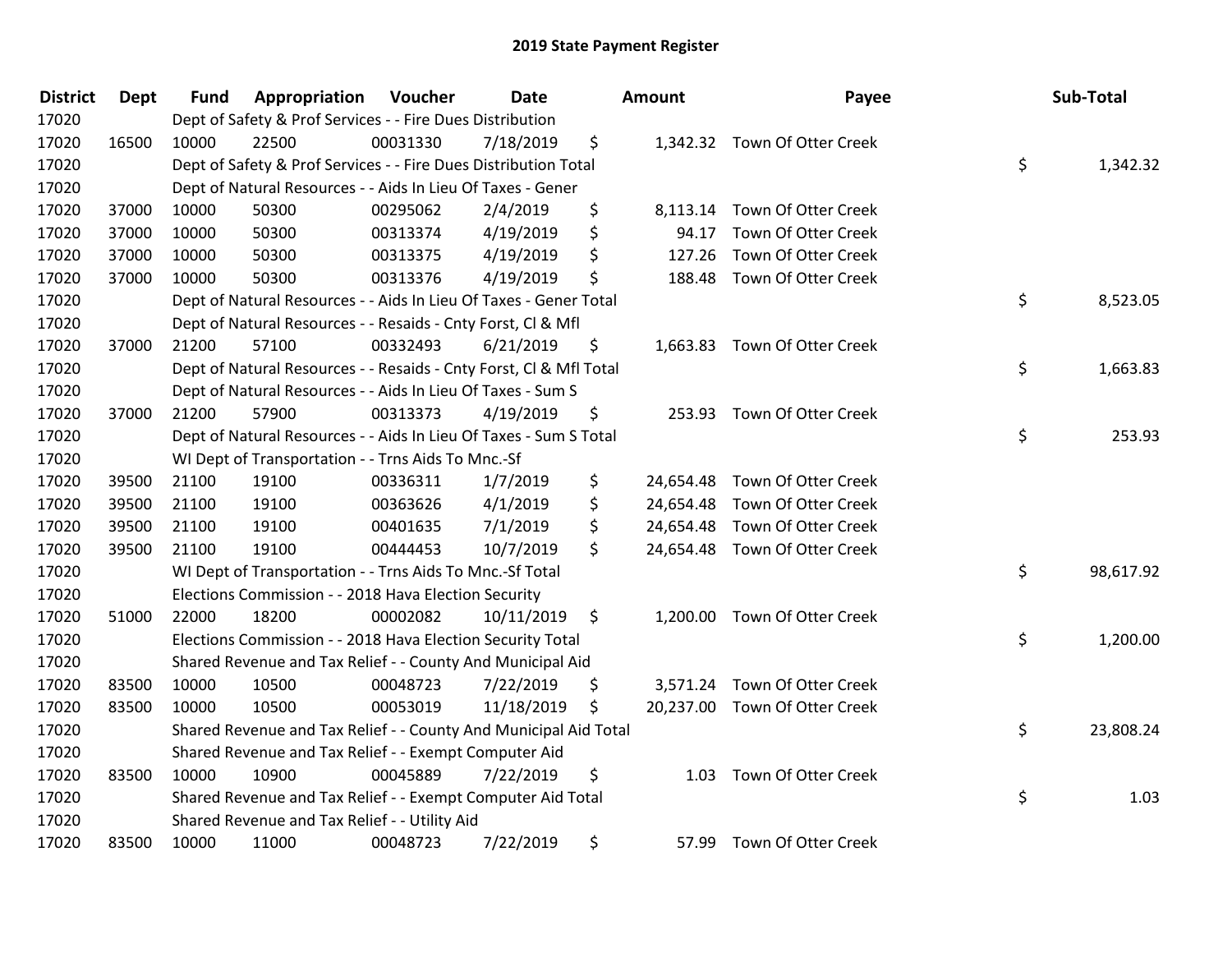# 2019 State Payment Register

| District | Dept | Fund | Appropriation | Voucher | Date | Amount | Payee | Sub-Total |
|---|---|---|---|---|---|---|---|---|
| 17020 | | Dept of Safety & Prof Services - - Fire Dues Distribution | | | | | | |
| 17020 | 16500 | 10000 | 22500 | 00031330 | 7/18/2019 | $ 1,342.32 | Town Of Otter Creek | |
| 17020 | | Dept of Safety & Prof Services - - Fire Dues Distribution Total | | | | | | $ 1,342.32 |
| 17020 | | Dept of Natural Resources - - Aids In Lieu Of Taxes - Gener | | | | | | |
| 17020 | 37000 | 10000 | 50300 | 00295062 | 2/4/2019 | $ 8,113.14 | Town Of Otter Creek | |
| 17020 | 37000 | 10000 | 50300 | 00313374 | 4/19/2019 | $ 94.17 | Town Of Otter Creek | |
| 17020 | 37000 | 10000 | 50300 | 00313375 | 4/19/2019 | $ 127.26 | Town Of Otter Creek | |
| 17020 | 37000 | 10000 | 50300 | 00313376 | 4/19/2019 | $ 188.48 | Town Of Otter Creek | |
| 17020 | | Dept of Natural Resources - - Aids In Lieu Of Taxes - Gener Total | | | | | | $ 8,523.05 |
| 17020 | | Dept of Natural Resources - - Resaids - Cnty Forst, Cl & Mfl | | | | | | |
| 17020 | 37000 | 21200 | 57100 | 00332493 | 6/21/2019 | $ 1,663.83 | Town Of Otter Creek | |
| 17020 | | Dept of Natural Resources - - Resaids - Cnty Forst, Cl & Mfl Total | | | | | | $ 1,663.83 |
| 17020 | | Dept of Natural Resources - - Aids In Lieu Of Taxes - Sum S | | | | | | |
| 17020 | 37000 | 21200 | 57900 | 00313373 | 4/19/2019 | $ 253.93 | Town Of Otter Creek | |
| 17020 | | Dept of Natural Resources - - Aids In Lieu Of Taxes - Sum S Total | | | | | | $ 253.93 |
| 17020 | | WI Dept of Transportation - - Trns Aids To Mnc.-Sf | | | | | | |
| 17020 | 39500 | 21100 | 19100 | 00336311 | 1/7/2019 | $ 24,654.48 | Town Of Otter Creek | |
| 17020 | 39500 | 21100 | 19100 | 00363626 | 4/1/2019 | $ 24,654.48 | Town Of Otter Creek | |
| 17020 | 39500 | 21100 | 19100 | 00401635 | 7/1/2019 | $ 24,654.48 | Town Of Otter Creek | |
| 17020 | 39500 | 21100 | 19100 | 00444453 | 10/7/2019 | $ 24,654.48 | Town Of Otter Creek | |
| 17020 | | WI Dept of Transportation - - Trns Aids To Mnc.-Sf Total | | | | | | $ 98,617.92 |
| 17020 | | Elections Commission - - 2018 Hava Election Security | | | | | | |
| 17020 | 51000 | 22000 | 18200 | 00002082 | 10/11/2019 | $ 1,200.00 | Town Of Otter Creek | |
| 17020 | | Elections Commission - - 2018 Hava Election Security Total | | | | | | $ 1,200.00 |
| 17020 | | Shared Revenue and Tax Relief - - County And Municipal Aid | | | | | | |
| 17020 | 83500 | 10000 | 10500 | 00048723 | 7/22/2019 | $ 3,571.24 | Town Of Otter Creek | |
| 17020 | 83500 | 10000 | 10500 | 00053019 | 11/18/2019 | $ 20,237.00 | Town Of Otter Creek | |
| 17020 | | Shared Revenue and Tax Relief - - County And Municipal Aid Total | | | | | | $ 23,808.24 |
| 17020 | | Shared Revenue and Tax Relief - - Exempt Computer Aid | | | | | | |
| 17020 | 83500 | 10000 | 10900 | 00045889 | 7/22/2019 | $ 1.03 | Town Of Otter Creek | |
| 17020 | | Shared Revenue and Tax Relief - - Exempt Computer Aid Total | | | | | | $ 1.03 |
| 17020 | | Shared Revenue and Tax Relief - - Utility Aid | | | | | | |
| 17020 | 83500 | 10000 | 11000 | 00048723 | 7/22/2019 | $ 57.99 | Town Of Otter Creek | |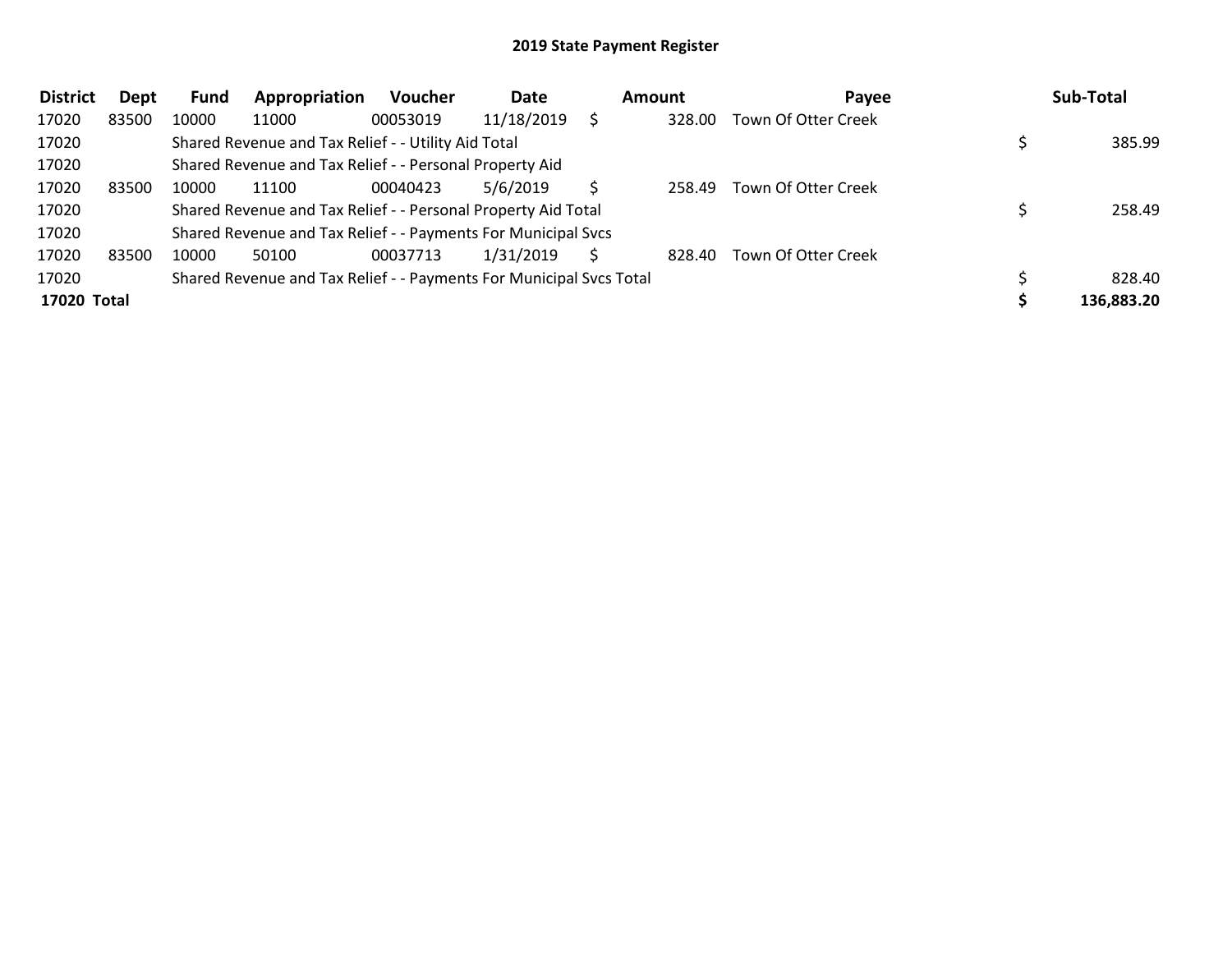# 2019 State Payment Register

| District | Dept | Fund | Appropriation | Voucher | Date | Amount | Payee | Sub-Total |
|---|---|---|---|---|---|---|---|---|
| 17020 | 83500 | 10000 | 11000 | 00053019 | 11/18/2019 | $ 328.00 | Town Of Otter Creek | |
| 17020 | | Shared Revenue and Tax Relief - - Utility Aid Total | | | | | | $ 385.99 |
| 17020 | | Shared Revenue and Tax Relief - - Personal Property Aid | | | | | | |
| 17020 | 83500 | 10000 | 11100 | 00040423 | 5/6/2019 | $ 258.49 | Town Of Otter Creek | |
| 17020 | | Shared Revenue and Tax Relief - - Personal Property Aid Total | | | | | | $ 258.49 |
| 17020 | | Shared Revenue and Tax Relief - - Payments For Municipal Svcs | | | | | | |
| 17020 | 83500 | 10000 | 50100 | 00037713 | 1/31/2019 | $ 828.40 | Town Of Otter Creek | |
| 17020 | | Shared Revenue and Tax Relief - - Payments For Municipal Svcs Total | | | | | | $ 828.40 |
| **17020 Total** | | | | | | | | **$ 136,883.20** |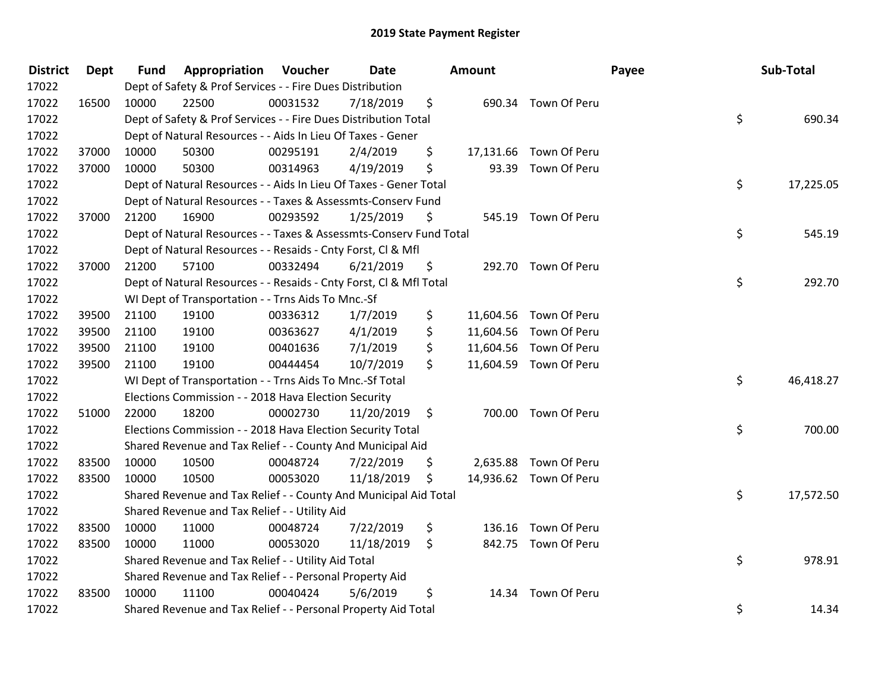## 2019 State Payment Register

| District | Dept | Fund | Appropriation | Voucher | Date | Amount | Payee | Sub-Total |
|---|---|---|---|---|---|---|---|---|
| 17022 | | Dept of Safety & Prof Services - - Fire Dues Distribution | | | | | | |
| 17022 | 16500 | 10000 | 22500 | 00031532 | 7/18/2019 | $ 690.34 | Town Of Peru | |
| 17022 | | Dept of Safety & Prof Services - - Fire Dues Distribution Total | | | | | | $ 690.34 |
| 17022 | | Dept of Natural Resources - - Aids In Lieu Of Taxes - Gener | | | | | | |
| 17022 | 37000 | 10000 | 50300 | 00295191 | 2/4/2019 | $ 17,131.66 | Town Of Peru | |
| 17022 | 37000 | 10000 | 50300 | 00314963 | 4/19/2019 | $ 93.39 | Town Of Peru | |
| 17022 | | Dept of Natural Resources - - Aids In Lieu Of Taxes - Gener Total | | | | | | $ 17,225.05 |
| 17022 | | Dept of Natural Resources - - Taxes & Assessmts-Conserv Fund | | | | | | |
| 17022 | 37000 | 21200 | 16900 | 00293592 | 1/25/2019 | $ 545.19 | Town Of Peru | |
| 17022 | | Dept of Natural Resources - - Taxes & Assessmts-Conserv Fund Total | | | | | | $ 545.19 |
| 17022 | | Dept of Natural Resources - - Resaids - Cnty Forst, Cl & Mfl | | | | | | |
| 17022 | 37000 | 21200 | 57100 | 00332494 | 6/21/2019 | $ 292.70 | Town Of Peru | |
| 17022 | | Dept of Natural Resources - - Resaids - Cnty Forst, Cl & Mfl Total | | | | | | $ 292.70 |
| 17022 | | WI Dept of Transportation - - Trns Aids To Mnc.-Sf | | | | | | |
| 17022 | 39500 | 21100 | 19100 | 00336312 | 1/7/2019 | $ 11,604.56 | Town Of Peru | |
| 17022 | 39500 | 21100 | 19100 | 00363627 | 4/1/2019 | $ 11,604.56 | Town Of Peru | |
| 17022 | 39500 | 21100 | 19100 | 00401636 | 7/1/2019 | $ 11,604.56 | Town Of Peru | |
| 17022 | 39500 | 21100 | 19100 | 00444454 | 10/7/2019 | $ 11,604.59 | Town Of Peru | |
| 17022 | | WI Dept of Transportation - - Trns Aids To Mnc.-Sf Total | | | | | | $ 46,418.27 |
| 17022 | | Elections Commission - - 2018 Hava Election Security | | | | | | |
| 17022 | 51000 | 22000 | 18200 | 00002730 | 11/20/2019 | $ 700.00 | Town Of Peru | |
| 17022 | | Elections Commission - - 2018 Hava Election Security Total | | | | | | $ 700.00 |
| 17022 | | Shared Revenue and Tax Relief - - County And Municipal Aid | | | | | | |
| 17022 | 83500 | 10000 | 10500 | 00048724 | 7/22/2019 | $ 2,635.88 | Town Of Peru | |
| 17022 | 83500 | 10000 | 10500 | 00053020 | 11/18/2019 | $ 14,936.62 | Town Of Peru | |
| 17022 | | Shared Revenue and Tax Relief - - County And Municipal Aid Total | | | | | | $ 17,572.50 |
| 17022 | | Shared Revenue and Tax Relief - - Utility Aid | | | | | | |
| 17022 | 83500 | 10000 | 11000 | 00048724 | 7/22/2019 | $ 136.16 | Town Of Peru | |
| 17022 | 83500 | 10000 | 11000 | 00053020 | 11/18/2019 | $ 842.75 | Town Of Peru | |
| 17022 | | Shared Revenue and Tax Relief - - Utility Aid Total | | | | | | $ 978.91 |
| 17022 | | Shared Revenue and Tax Relief - - Personal Property Aid | | | | | | |
| 17022 | 83500 | 10000 | 11100 | 00040424 | 5/6/2019 | $ 14.34 | Town Of Peru | |
| 17022 | | Shared Revenue and Tax Relief - - Personal Property Aid Total | | | | | | $ 14.34 |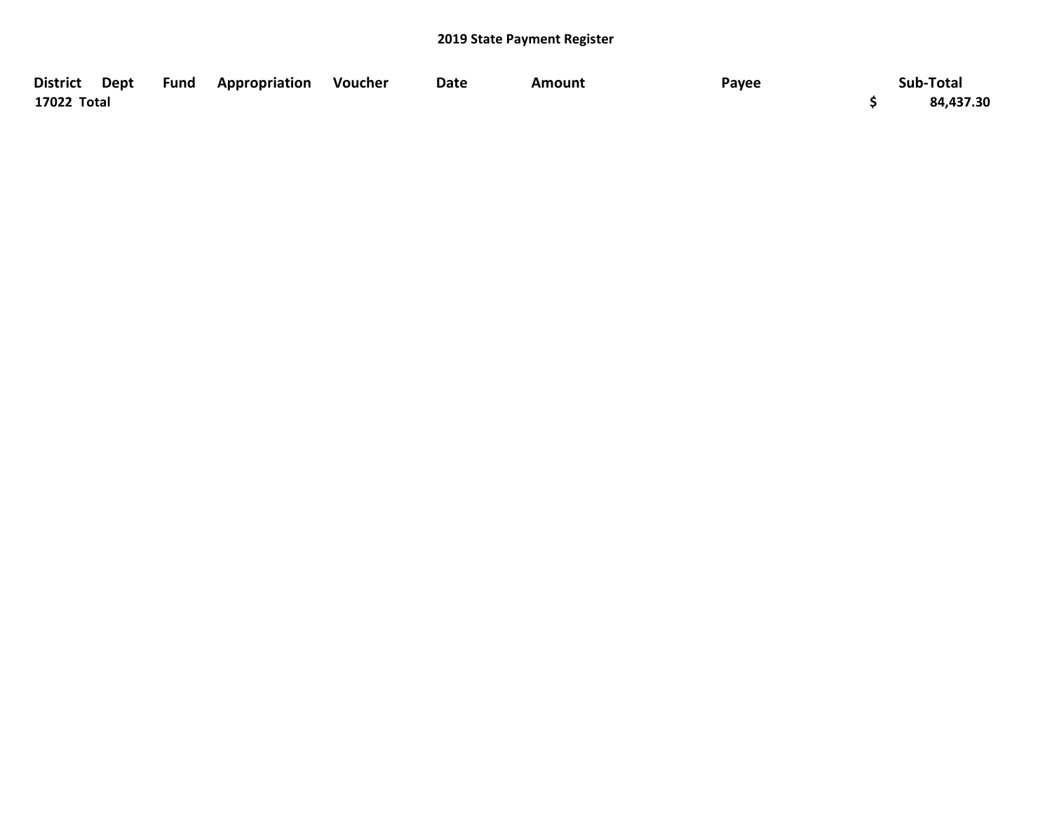## 2019 State Payment Register

| District | Dept | Fund | Appropriation | Voucher | Date | Amount | Payee | Sub-Total |
| --- | --- | --- | --- | --- | --- | --- | --- | --- |
| 17022 Total | | | | | | | | $ 84,437.30 |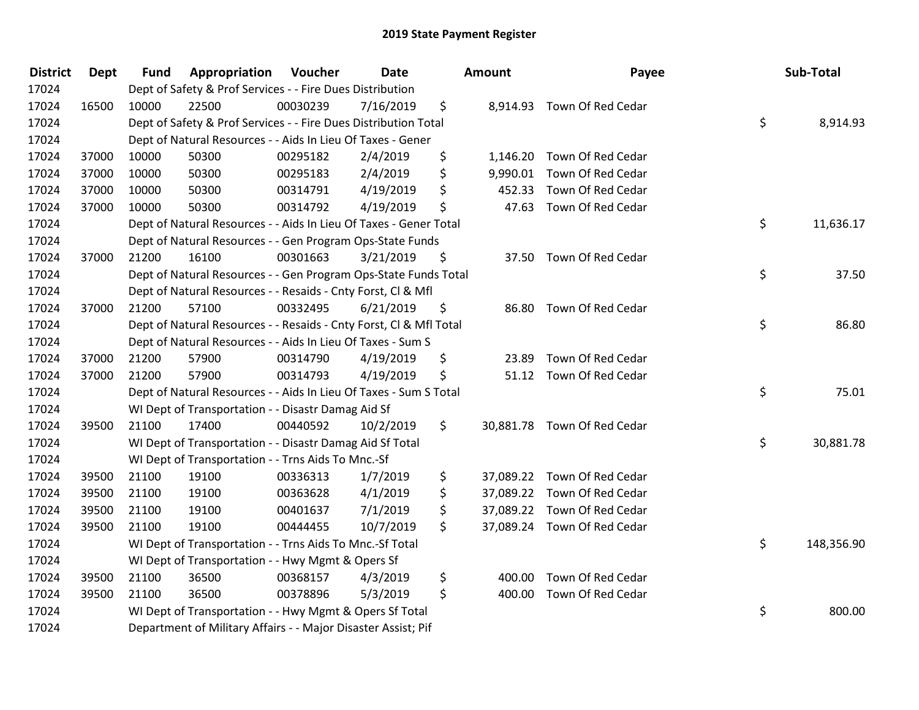# 2019 State Payment Register

| District | Dept | Fund | Appropriation | Voucher | Date | Amount | Payee | Sub-Total |
|---|---|---|---|---|---|---|---|---|
| 17024 | | Dept of Safety & Prof Services - - Fire Dues Distribution | | | | | | |
| 17024 | 16500 | 10000 | 22500 | 00030239 | 7/16/2019 | $ 8,914.93 | Town Of Red Cedar | |
| 17024 | | Dept of Safety & Prof Services - - Fire Dues Distribution Total | | | | | | $ 8,914.93 |
| 17024 | | Dept of Natural Resources - - Aids In Lieu Of Taxes - Gener | | | | | | |
| 17024 | 37000 | 10000 | 50300 | 00295182 | 2/4/2019 | $ 1,146.20 | Town Of Red Cedar | |
| 17024 | 37000 | 10000 | 50300 | 00295183 | 2/4/2019 | $ 9,990.01 | Town Of Red Cedar | |
| 17024 | 37000 | 10000 | 50300 | 00314791 | 4/19/2019 | $ 452.33 | Town Of Red Cedar | |
| 17024 | 37000 | 10000 | 50300 | 00314792 | 4/19/2019 | $ 47.63 | Town Of Red Cedar | |
| 17024 | | Dept of Natural Resources - - Aids In Lieu Of Taxes - Gener Total | | | | | | $ 11,636.17 |
| 17024 | | Dept of Natural Resources - - Gen Program Ops-State Funds | | | | | | |
| 17024 | 37000 | 21200 | 16100 | 00301663 | 3/21/2019 | $ 37.50 | Town Of Red Cedar | |
| 17024 | | Dept of Natural Resources - - Gen Program Ops-State Funds Total | | | | | | $ 37.50 |
| 17024 | | Dept of Natural Resources - - Resaids - Cnty Forst, Cl & Mfl | | | | | | |
| 17024 | 37000 | 21200 | 57100 | 00332495 | 6/21/2019 | $ 86.80 | Town Of Red Cedar | |
| 17024 | | Dept of Natural Resources - - Resaids - Cnty Forst, Cl & Mfl Total | | | | | | $ 86.80 |
| 17024 | | Dept of Natural Resources - - Aids In Lieu Of Taxes - Sum S | | | | | | |
| 17024 | 37000 | 21200 | 57900 | 00314790 | 4/19/2019 | $ 23.89 | Town Of Red Cedar | |
| 17024 | 37000 | 21200 | 57900 | 00314793 | 4/19/2019 | $ 51.12 | Town Of Red Cedar | |
| 17024 | | Dept of Natural Resources - - Aids In Lieu Of Taxes - Sum S Total | | | | | | $ 75.01 |
| 17024 | | WI Dept of Transportation - - Disastr Damag Aid Sf | | | | | | |
| 17024 | 39500 | 21100 | 17400 | 00440592 | 10/2/2019 | $ 30,881.78 | Town Of Red Cedar | |
| 17024 | | WI Dept of Transportation - - Disastr Damag Aid Sf Total | | | | | | $ 30,881.78 |
| 17024 | | WI Dept of Transportation - - Trns Aids To Mnc.-Sf | | | | | | |
| 17024 | 39500 | 21100 | 19100 | 00336313 | 1/7/2019 | $ 37,089.22 | Town Of Red Cedar | |
| 17024 | 39500 | 21100 | 19100 | 00363628 | 4/1/2019 | $ 37,089.22 | Town Of Red Cedar | |
| 17024 | 39500 | 21100 | 19100 | 00401637 | 7/1/2019 | $ 37,089.22 | Town Of Red Cedar | |
| 17024 | 39500 | 21100 | 19100 | 00444455 | 10/7/2019 | $ 37,089.24 | Town Of Red Cedar | |
| 17024 | | WI Dept of Transportation - - Trns Aids To Mnc.-Sf Total | | | | | | $ 148,356.90 |
| 17024 | | WI Dept of Transportation - - Hwy Mgmt & Opers Sf | | | | | | |
| 17024 | 39500 | 21100 | 36500 | 00368157 | 4/3/2019 | $ 400.00 | Town Of Red Cedar | |
| 17024 | 39500 | 21100 | 36500 | 00378896 | 5/3/2019 | $ 400.00 | Town Of Red Cedar | |
| 17024 | | WI Dept of Transportation - - Hwy Mgmt & Opers Sf Total | | | | | | $ 800.00 |
| 17024 | | Department of Military Affairs - - Major Disaster Assist; Pif | | | | | | |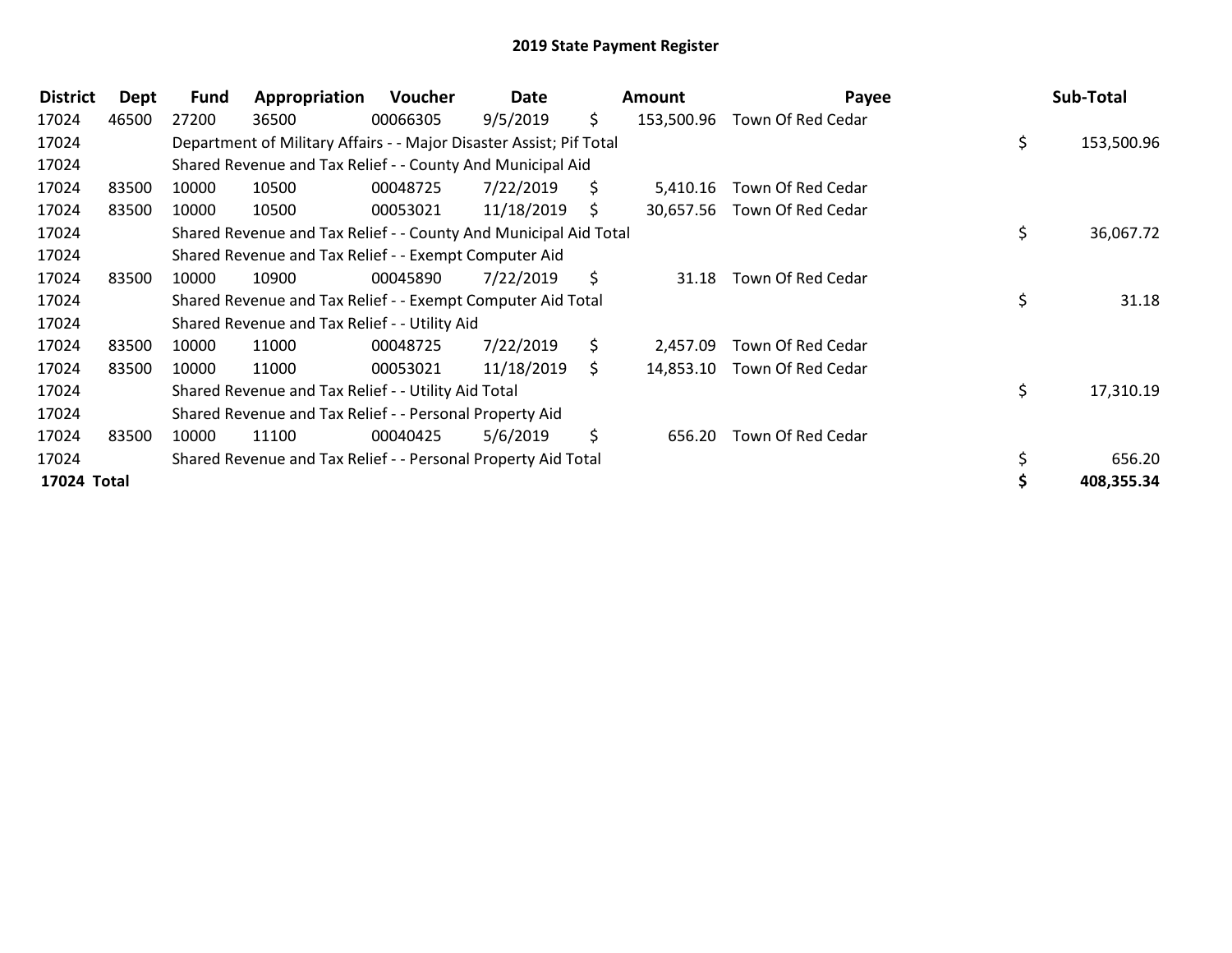# 2019 State Payment Register

| District | Dept | Fund | Appropriation | Voucher | Date | Amount | Payee | Sub-Total |
|---|---|---|---|---|---|---|---|---|
| 17024 | 46500 | 27200 | 36500 | 00066305 | 9/5/2019 | $ 153,500.96 | Town Of Red Cedar | |
| 17024 | | Department of Military Affairs - - Major Disaster Assist; Pif Total | | | | | | $ 153,500.96 |
| 17024 | | Shared Revenue and Tax Relief - - County And Municipal Aid | | | | | | |
| 17024 | 83500 | 10000 | 10500 | 00048725 | 7/22/2019 | $ 5,410.16 | Town Of Red Cedar | |
| 17024 | 83500 | 10000 | 10500 | 00053021 | 11/18/2019 | $ 30,657.56 | Town Of Red Cedar | |
| 17024 | | Shared Revenue and Tax Relief - - County And Municipal Aid Total | | | | | | $ 36,067.72 |
| 17024 | | Shared Revenue and Tax Relief - - Exempt Computer Aid | | | | | | |
| 17024 | 83500 | 10000 | 10900 | 00045890 | 7/22/2019 | $ 31.18 | Town Of Red Cedar | |
| 17024 | | Shared Revenue and Tax Relief - - Exempt Computer Aid Total | | | | | | $ 31.18 |
| 17024 | | Shared Revenue and Tax Relief - - Utility Aid | | | | | | |
| 17024 | 83500 | 10000 | 11000 | 00048725 | 7/22/2019 | $ 2,457.09 | Town Of Red Cedar | |
| 17024 | 83500 | 10000 | 11000 | 00053021 | 11/18/2019 | $ 14,853.10 | Town Of Red Cedar | |
| 17024 | | Shared Revenue and Tax Relief - - Utility Aid Total | | | | | | $ 17,310.19 |
| 17024 | | Shared Revenue and Tax Relief - - Personal Property Aid | | | | | | |
| 17024 | 83500 | 10000 | 11100 | 00040425 | 5/6/2019 | $ 656.20 | Town Of Red Cedar | |
| 17024 | | Shared Revenue and Tax Relief - - Personal Property Aid Total | | | | | | $ 656.20 |
| **17024 Total** | | | | | | | | **$ 408,355.34** |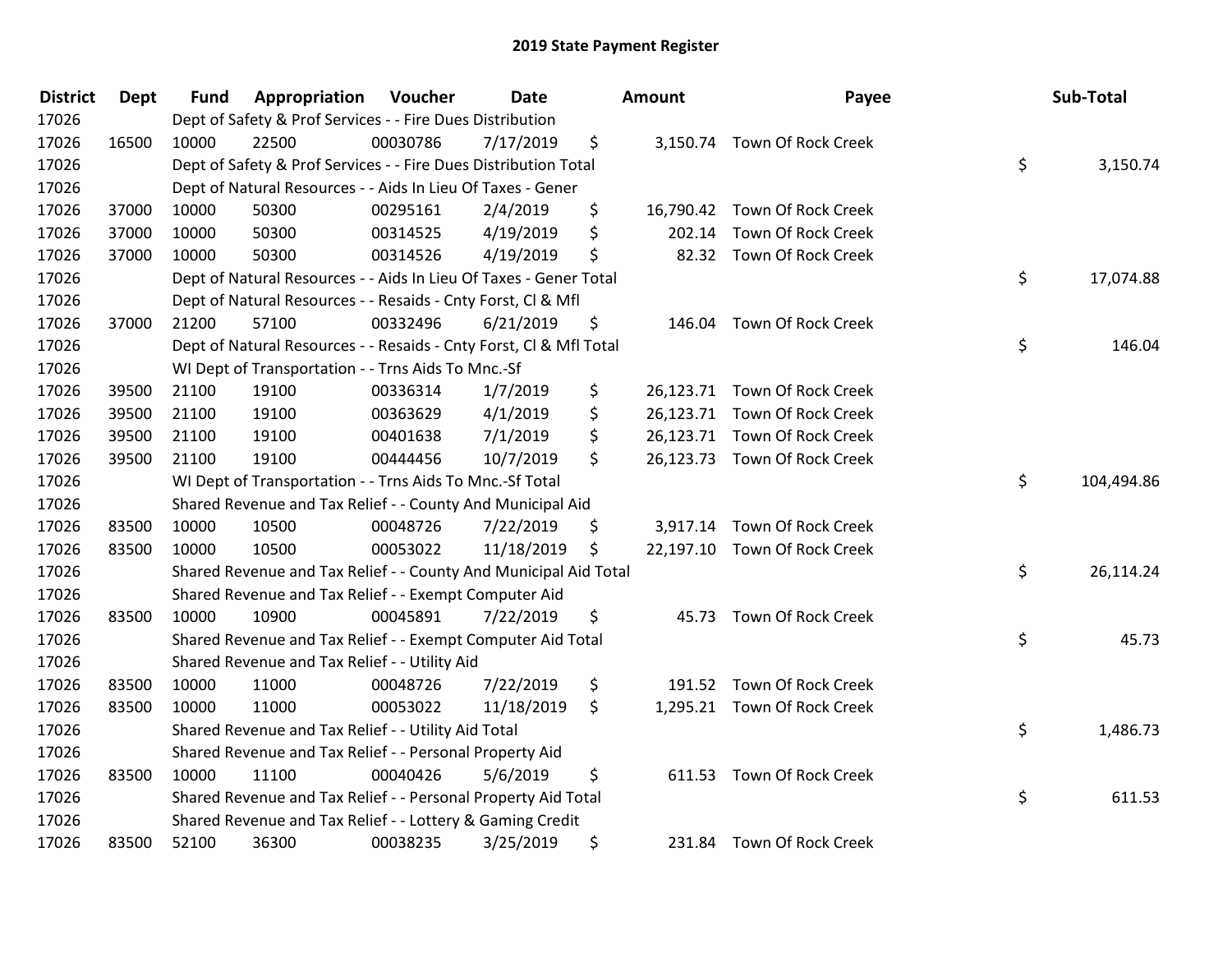# 2019 State Payment Register

| District | Dept | Fund | Appropriation | Voucher | Date | Amount | Payee | Sub-Total |
|---|---|---|---|---|---|---|---|---|
| 17026 | | | Dept of Safety & Prof Services - - Fire Dues Distribution | | | | | |
| 17026 | 16500 | 10000 | 22500 | 00030786 | 7/17/2019 | $ 3,150.74 | Town Of Rock Creek | |
| 17026 | | | Dept of Safety & Prof Services - - Fire Dues Distribution Total | | | | | $ 3,150.74 |
| 17026 | | | Dept of Natural Resources - - Aids In Lieu Of Taxes - Gener | | | | | |
| 17026 | 37000 | 10000 | 50300 | 00295161 | 2/4/2019 | $ 16,790.42 | Town Of Rock Creek | |
| 17026 | 37000 | 10000 | 50300 | 00314525 | 4/19/2019 | $ 202.14 | Town Of Rock Creek | |
| 17026 | 37000 | 10000 | 50300 | 00314526 | 4/19/2019 | $ 82.32 | Town Of Rock Creek | |
| 17026 | | | Dept of Natural Resources - - Aids In Lieu Of Taxes - Gener Total | | | | | $ 17,074.88 |
| 17026 | | | Dept of Natural Resources - - Resaids - Cnty Forst, Cl & Mfl | | | | | |
| 17026 | 37000 | 21200 | 57100 | 00332496 | 6/21/2019 | $ 146.04 | Town Of Rock Creek | |
| 17026 | | | Dept of Natural Resources - - Resaids - Cnty Forst, Cl & Mfl Total | | | | | $ 146.04 |
| 17026 | | | WI Dept of Transportation - - Trns Aids To Mnc.-Sf | | | | | |
| 17026 | 39500 | 21100 | 19100 | 00336314 | 1/7/2019 | $ 26,123.71 | Town Of Rock Creek | |
| 17026 | 39500 | 21100 | 19100 | 00363629 | 4/1/2019 | $ 26,123.71 | Town Of Rock Creek | |
| 17026 | 39500 | 21100 | 19100 | 00401638 | 7/1/2019 | $ 26,123.71 | Town Of Rock Creek | |
| 17026 | 39500 | 21100 | 19100 | 00444456 | 10/7/2019 | $ 26,123.73 | Town Of Rock Creek | |
| 17026 | | | WI Dept of Transportation - - Trns Aids To Mnc.-Sf Total | | | | | $ 104,494.86 |
| 17026 | | | Shared Revenue and Tax Relief - - County And Municipal Aid | | | | | |
| 17026 | 83500 | 10000 | 10500 | 00048726 | 7/22/2019 | $ 3,917.14 | Town Of Rock Creek | |
| 17026 | 83500 | 10000 | 10500 | 00053022 | 11/18/2019 | $ 22,197.10 | Town Of Rock Creek | |
| 17026 | | | Shared Revenue and Tax Relief - - County And Municipal Aid Total | | | | | $ 26,114.24 |
| 17026 | | | Shared Revenue and Tax Relief - - Exempt Computer Aid | | | | | |
| 17026 | 83500 | 10000 | 10900 | 00045891 | 7/22/2019 | $ 45.73 | Town Of Rock Creek | |
| 17026 | | | Shared Revenue and Tax Relief - - Exempt Computer Aid Total | | | | | $ 45.73 |
| 17026 | | | Shared Revenue and Tax Relief - - Utility Aid | | | | | |
| 17026 | 83500 | 10000 | 11000 | 00048726 | 7/22/2019 | $ 191.52 | Town Of Rock Creek | |
| 17026 | 83500 | 10000 | 11000 | 00053022 | 11/18/2019 | $ 1,295.21 | Town Of Rock Creek | |
| 17026 | | | Shared Revenue and Tax Relief - - Utility Aid Total | | | | | $ 1,486.73 |
| 17026 | | | Shared Revenue and Tax Relief - - Personal Property Aid | | | | | |
| 17026 | 83500 | 10000 | 11100 | 00040426 | 5/6/2019 | $ 611.53 | Town Of Rock Creek | |
| 17026 | | | Shared Revenue and Tax Relief - - Personal Property Aid Total | | | | | $ 611.53 |
| 17026 | | | Shared Revenue and Tax Relief - - Lottery & Gaming Credit | | | | | |
| 17026 | 83500 | 52100 | 36300 | 00038235 | 3/25/2019 | $ 231.84 | Town Of Rock Creek | |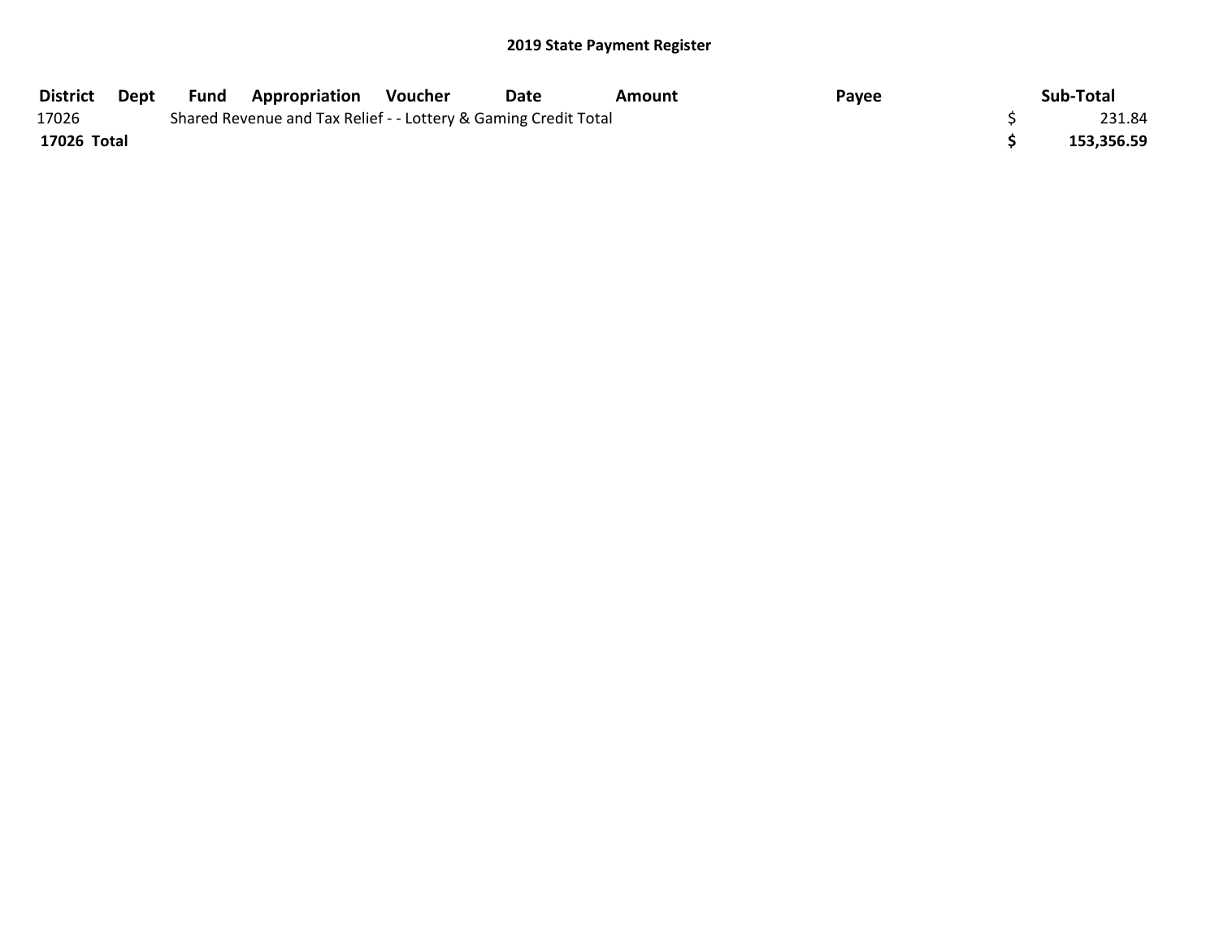## 2019 State Payment Register

| District | Dept | Fund | Appropriation | Voucher | Date | Amount | Payee | Sub-Total |
|---|---|---|---|---|---|---|---|---|
| 17026 | | Shared Revenue and Tax Relief - - Lottery & Gaming Credit Total | | | | | | $ 231.84 |
| **17026 Total** | | | | | | | | **$ 153,356.59** |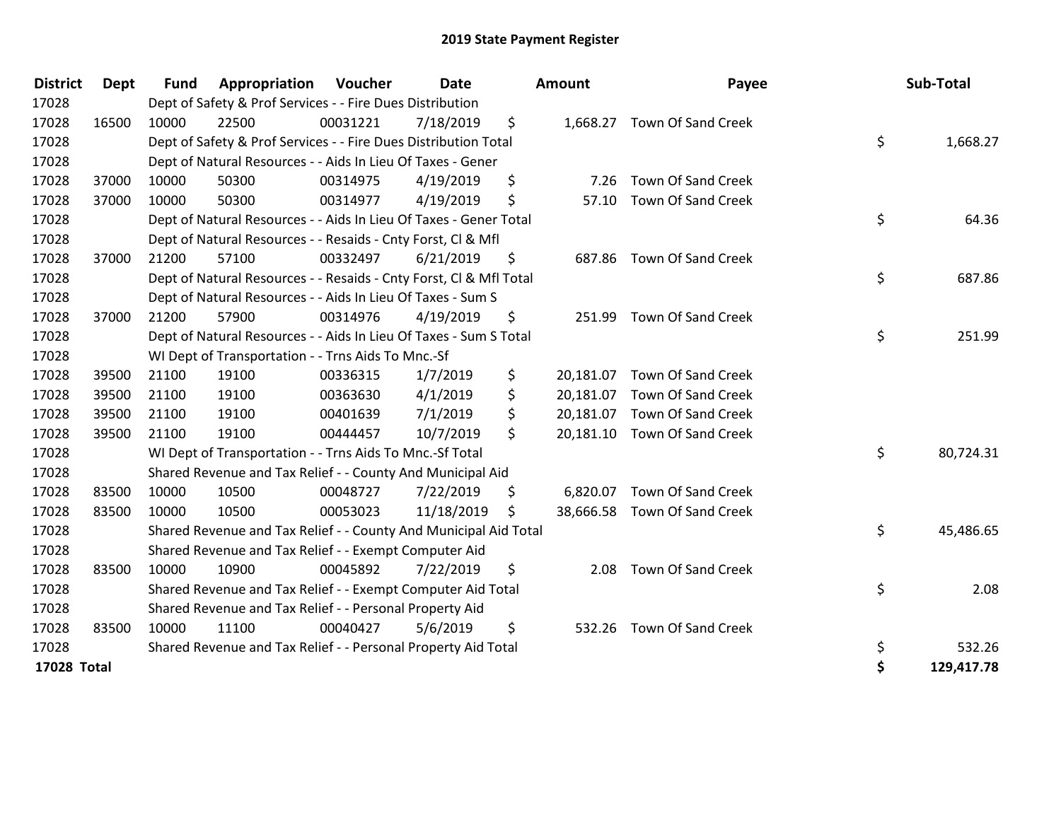# 2019 State Payment Register

| District | Dept | Fund | Appropriation | Voucher | Date | Amount | Payee | Sub-Total |
|---|---|---|---|---|---|---|---|---|
| 17028 | | Dept of Safety & Prof Services - - Fire Dues Distribution | | | | | | |
| 17028 | 16500 | 10000 | 22500 | 00031221 | 7/18/2019 | $ 1,668.27 | Town Of Sand Creek | |
| 17028 | | Dept of Safety & Prof Services - - Fire Dues Distribution Total | | | | | | $ 1,668.27 |
| 17028 | | Dept of Natural Resources - - Aids In Lieu Of Taxes - Gener | | | | | | |
| 17028 | 37000 | 10000 | 50300 | 00314975 | 4/19/2019 | $ 7.26 | Town Of Sand Creek | |
| 17028 | 37000 | 10000 | 50300 | 00314977 | 4/19/2019 | $ 57.10 | Town Of Sand Creek | |
| 17028 | | Dept of Natural Resources - - Aids In Lieu Of Taxes - Gener Total | | | | | | $ 64.36 |
| 17028 | | Dept of Natural Resources - - Resaids - Cnty Forst, Cl & Mfl | | | | | | |
| 17028 | 37000 | 21200 | 57100 | 00332497 | 6/21/2019 | $ 687.86 | Town Of Sand Creek | |
| 17028 | | Dept of Natural Resources - - Resaids - Cnty Forst, Cl & Mfl Total | | | | | | $ 687.86 |
| 17028 | | Dept of Natural Resources - - Aids In Lieu Of Taxes - Sum S | | | | | | |
| 17028 | 37000 | 21200 | 57900 | 00314976 | 4/19/2019 | $ 251.99 | Town Of Sand Creek | |
| 17028 | | Dept of Natural Resources - - Aids In Lieu Of Taxes - Sum S Total | | | | | | $ 251.99 |
| 17028 | | WI Dept of Transportation - - Trns Aids To Mnc.-Sf | | | | | | |
| 17028 | 39500 | 21100 | 19100 | 00336315 | 1/7/2019 | $ 20,181.07 | Town Of Sand Creek | |
| 17028 | 39500 | 21100 | 19100 | 00363630 | 4/1/2019 | $ 20,181.07 | Town Of Sand Creek | |
| 17028 | 39500 | 21100 | 19100 | 00401639 | 7/1/2019 | $ 20,181.07 | Town Of Sand Creek | |
| 17028 | 39500 | 21100 | 19100 | 00444457 | 10/7/2019 | $ 20,181.10 | Town Of Sand Creek | |
| 17028 | | WI Dept of Transportation - - Trns Aids To Mnc.-Sf Total | | | | | | $ 80,724.31 |
| 17028 | | Shared Revenue and Tax Relief - - County And Municipal Aid | | | | | | |
| 17028 | 83500 | 10000 | 10500 | 00048727 | 7/22/2019 | $ 6,820.07 | Town Of Sand Creek | |
| 17028 | 83500 | 10000 | 10500 | 00053023 | 11/18/2019 | $ 38,666.58 | Town Of Sand Creek | |
| 17028 | | Shared Revenue and Tax Relief - - County And Municipal Aid Total | | | | | | $ 45,486.65 |
| 17028 | | Shared Revenue and Tax Relief - - Exempt Computer Aid | | | | | | |
| 17028 | 83500 | 10000 | 10900 | 00045892 | 7/22/2019 | $ 2.08 | Town Of Sand Creek | |
| 17028 | | Shared Revenue and Tax Relief - - Exempt Computer Aid Total | | | | | | $ 2.08 |
| 17028 | | Shared Revenue and Tax Relief - - Personal Property Aid | | | | | | |
| 17028 | 83500 | 10000 | 11100 | 00040427 | 5/6/2019 | $ 532.26 | Town Of Sand Creek | |
| 17028 | | Shared Revenue and Tax Relief - - Personal Property Aid Total | | | | | | $ 532.26 |
| **17028 Total** | | | | | | | | **$ 129,417.78** |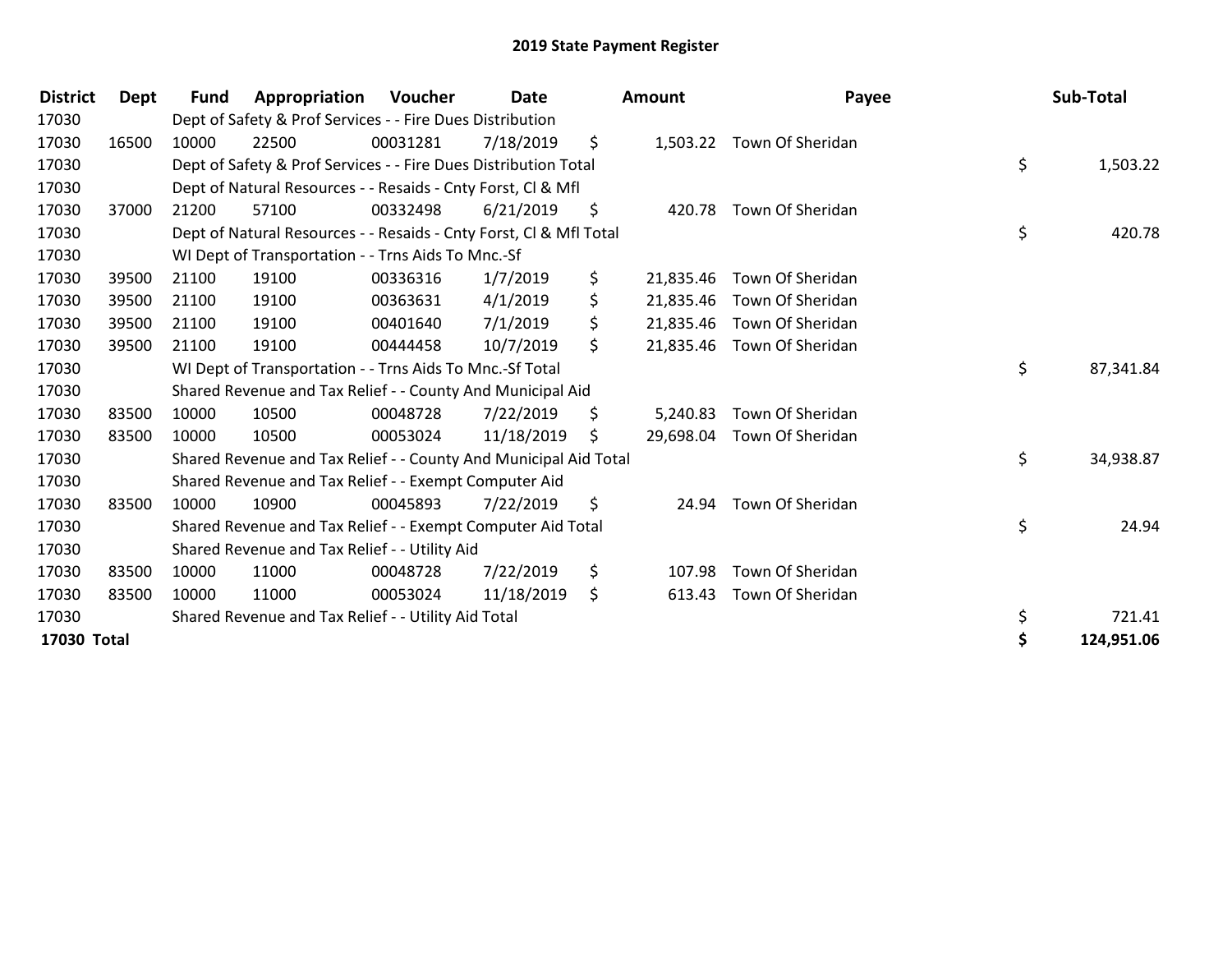# 2019 State Payment Register

| District | Dept | Fund | Appropriation | Voucher | Date | Amount | Payee | Sub-Total |
|---|---|---|---|---|---|---|---|---|
| 17030 | | Dept of Safety & Prof Services - - Fire Dues Distribution | | | | | | |
| 17030 | 16500 | 10000 | 22500 | 00031281 | 7/18/2019 | $ 1,503.22 | Town Of Sheridan | |
| 17030 | | Dept of Safety & Prof Services - - Fire Dues Distribution Total | | | | | | $ 1,503.22 |
| 17030 | | Dept of Natural Resources - - Resaids - Cnty Forst, Cl & Mfl | | | | | | |
| 17030 | 37000 | 21200 | 57100 | 00332498 | 6/21/2019 | $ 420.78 | Town Of Sheridan | |
| 17030 | | Dept of Natural Resources - - Resaids - Cnty Forst, Cl & Mfl Total | | | | | | $ 420.78 |
| 17030 | | WI Dept of Transportation - - Trns Aids To Mnc.-Sf | | | | | | |
| 17030 | 39500 | 21100 | 19100 | 00336316 | 1/7/2019 | $ 21,835.46 | Town Of Sheridan | |
| 17030 | 39500 | 21100 | 19100 | 00363631 | 4/1/2019 | $ 21,835.46 | Town Of Sheridan | |
| 17030 | 39500 | 21100 | 19100 | 00401640 | 7/1/2019 | $ 21,835.46 | Town Of Sheridan | |
| 17030 | 39500 | 21100 | 19100 | 00444458 | 10/7/2019 | $ 21,835.46 | Town Of Sheridan | |
| 17030 | | WI Dept of Transportation - - Trns Aids To Mnc.-Sf Total | | | | | | $ 87,341.84 |
| 17030 | | Shared Revenue and Tax Relief - - County And Municipal Aid | | | | | | |
| 17030 | 83500 | 10000 | 10500 | 00048728 | 7/22/2019 | $ 5,240.83 | Town Of Sheridan | |
| 17030 | 83500 | 10000 | 10500 | 00053024 | 11/18/2019 | $ 29,698.04 | Town Of Sheridan | |
| 17030 | | Shared Revenue and Tax Relief - - County And Municipal Aid Total | | | | | | $ 34,938.87 |
| 17030 | | Shared Revenue and Tax Relief - - Exempt Computer Aid | | | | | | |
| 17030 | 83500 | 10000 | 10900 | 00045893 | 7/22/2019 | $ 24.94 | Town Of Sheridan | |
| 17030 | | Shared Revenue and Tax Relief - - Exempt Computer Aid Total | | | | | | $ 24.94 |
| 17030 | | Shared Revenue and Tax Relief - - Utility Aid | | | | | | |
| 17030 | 83500 | 10000 | 11000 | 00048728 | 7/22/2019 | $ 107.98 | Town Of Sheridan | |
| 17030 | 83500 | 10000 | 11000 | 00053024 | 11/18/2019 | $ 613.43 | Town Of Sheridan | |
| 17030 | | Shared Revenue and Tax Relief - - Utility Aid Total | | | | | | $ 721.41 |
| **17030 Total** | | | | | | | | **$ 124,951.06** |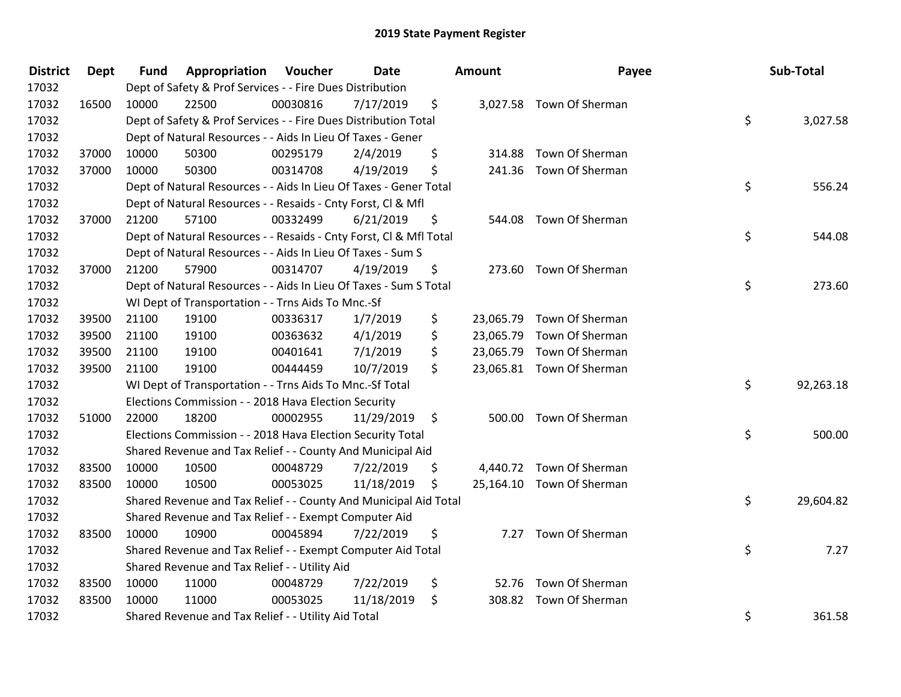# 2019 State Payment Register

| District | Dept | Fund | Appropriation | Voucher | Date | Amount | Payee | Sub-Total |
|---|---|---|---|---|---|---|---|---|
| 17032 | | Dept of Safety & Prof Services - - Fire Dues Distribution | | | | | | |
| 17032 | 16500 | 10000 | 22500 | 00030816 | 7/17/2019 | $ 3,027.58 | Town Of Sherman | |
| 17032 | | Dept of Safety & Prof Services - - Fire Dues Distribution Total | | | | | | $ 3,027.58 |
| 17032 | | Dept of Natural Resources - - Aids In Lieu Of Taxes - Gener | | | | | | |
| 17032 | 37000 | 10000 | 50300 | 00295179 | 2/4/2019 | $ 314.88 | Town Of Sherman | |
| 17032 | 37000 | 10000 | 50300 | 00314708 | 4/19/2019 | $ 241.36 | Town Of Sherman | |
| 17032 | | Dept of Natural Resources - - Aids In Lieu Of Taxes - Gener Total | | | | | | $ 556.24 |
| 17032 | | Dept of Natural Resources - - Resaids - Cnty Forst, Cl & Mfl | | | | | | |
| 17032 | 37000 | 21200 | 57100 | 00332499 | 6/21/2019 | $ 544.08 | Town Of Sherman | |
| 17032 | | Dept of Natural Resources - - Resaids - Cnty Forst, Cl & Mfl Total | | | | | | $ 544.08 |
| 17032 | | Dept of Natural Resources - - Aids In Lieu Of Taxes - Sum S | | | | | | |
| 17032 | 37000 | 21200 | 57900 | 00314707 | 4/19/2019 | $ 273.60 | Town Of Sherman | |
| 17032 | | Dept of Natural Resources - - Aids In Lieu Of Taxes - Sum S Total | | | | | | $ 273.60 |
| 17032 | | WI Dept of Transportation - - Trns Aids To Mnc.-Sf | | | | | | |
| 17032 | 39500 | 21100 | 19100 | 00336317 | 1/7/2019 | $ 23,065.79 | Town Of Sherman | |
| 17032 | 39500 | 21100 | 19100 | 00363632 | 4/1/2019 | $ 23,065.79 | Town Of Sherman | |
| 17032 | 39500 | 21100 | 19100 | 00401641 | 7/1/2019 | $ 23,065.79 | Town Of Sherman | |
| 17032 | 39500 | 21100 | 19100 | 00444459 | 10/7/2019 | $ 23,065.81 | Town Of Sherman | |
| 17032 | | WI Dept of Transportation - - Trns Aids To Mnc.-Sf Total | | | | | | $ 92,263.18 |
| 17032 | | Elections Commission - - 2018 Hava Election Security | | | | | | |
| 17032 | 51000 | 22000 | 18200 | 00002955 | 11/29/2019 | $ 500.00 | Town Of Sherman | |
| 17032 | | Elections Commission - - 2018 Hava Election Security Total | | | | | | $ 500.00 |
| 17032 | | Shared Revenue and Tax Relief - - County And Municipal Aid | | | | | | |
| 17032 | 83500 | 10000 | 10500 | 00048729 | 7/22/2019 | $ 4,440.72 | Town Of Sherman | |
| 17032 | 83500 | 10000 | 10500 | 00053025 | 11/18/2019 | $ 25,164.10 | Town Of Sherman | |
| 17032 | | Shared Revenue and Tax Relief - - County And Municipal Aid Total | | | | | | $ 29,604.82 |
| 17032 | | Shared Revenue and Tax Relief - - Exempt Computer Aid | | | | | | |
| 17032 | 83500 | 10000 | 10900 | 00045894 | 7/22/2019 | $ 7.27 | Town Of Sherman | |
| 17032 | | Shared Revenue and Tax Relief - - Exempt Computer Aid Total | | | | | | $ 7.27 |
| 17032 | | Shared Revenue and Tax Relief - - Utility Aid | | | | | | |
| 17032 | 83500 | 10000 | 11000 | 00048729 | 7/22/2019 | $ 52.76 | Town Of Sherman | |
| 17032 | 83500 | 10000 | 11000 | 00053025 | 11/18/2019 | $ 308.82 | Town Of Sherman | |
| 17032 | | Shared Revenue and Tax Relief - - Utility Aid Total | | | | | | $ 361.58 |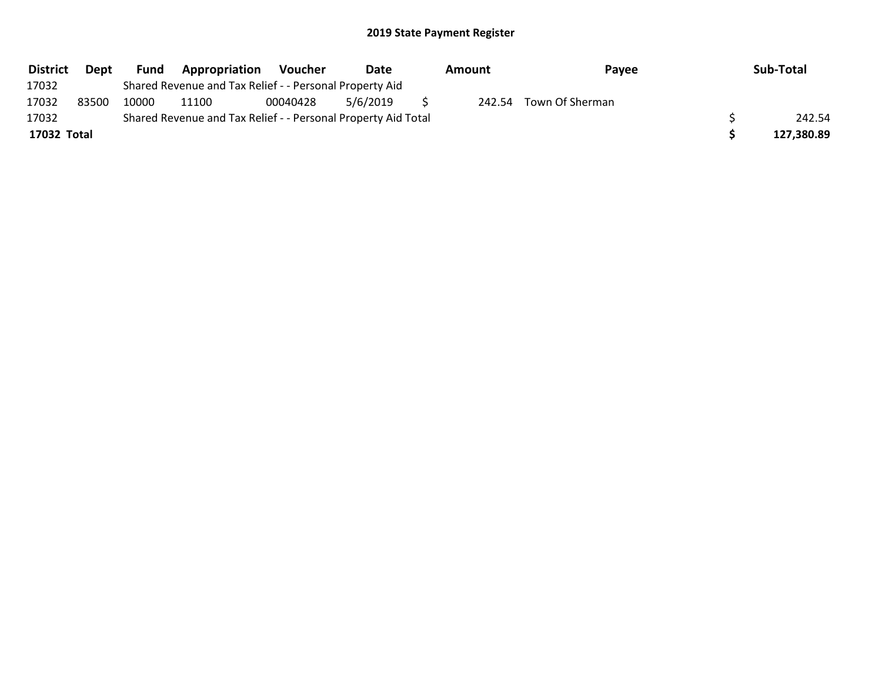## 2019 State Payment Register

| District | Dept | Fund | Appropriation | Voucher | Date | Amount | Payee | Sub-Total |
|---|---|---|---|---|---|---|---|---|
| 17032 | | Shared Revenue and Tax Relief - - Personal Property Aid | | | | | | |
| 17032 | 83500 | 10000 | 11100 | 00040428 | 5/6/2019 | $ 242.54 | Town Of Sherman | |
| 17032 | | Shared Revenue and Tax Relief - - Personal Property Aid Total | | | | | | $ 242.54 |
| **17032 Total** | | | | | | | | **$ 127,380.89** |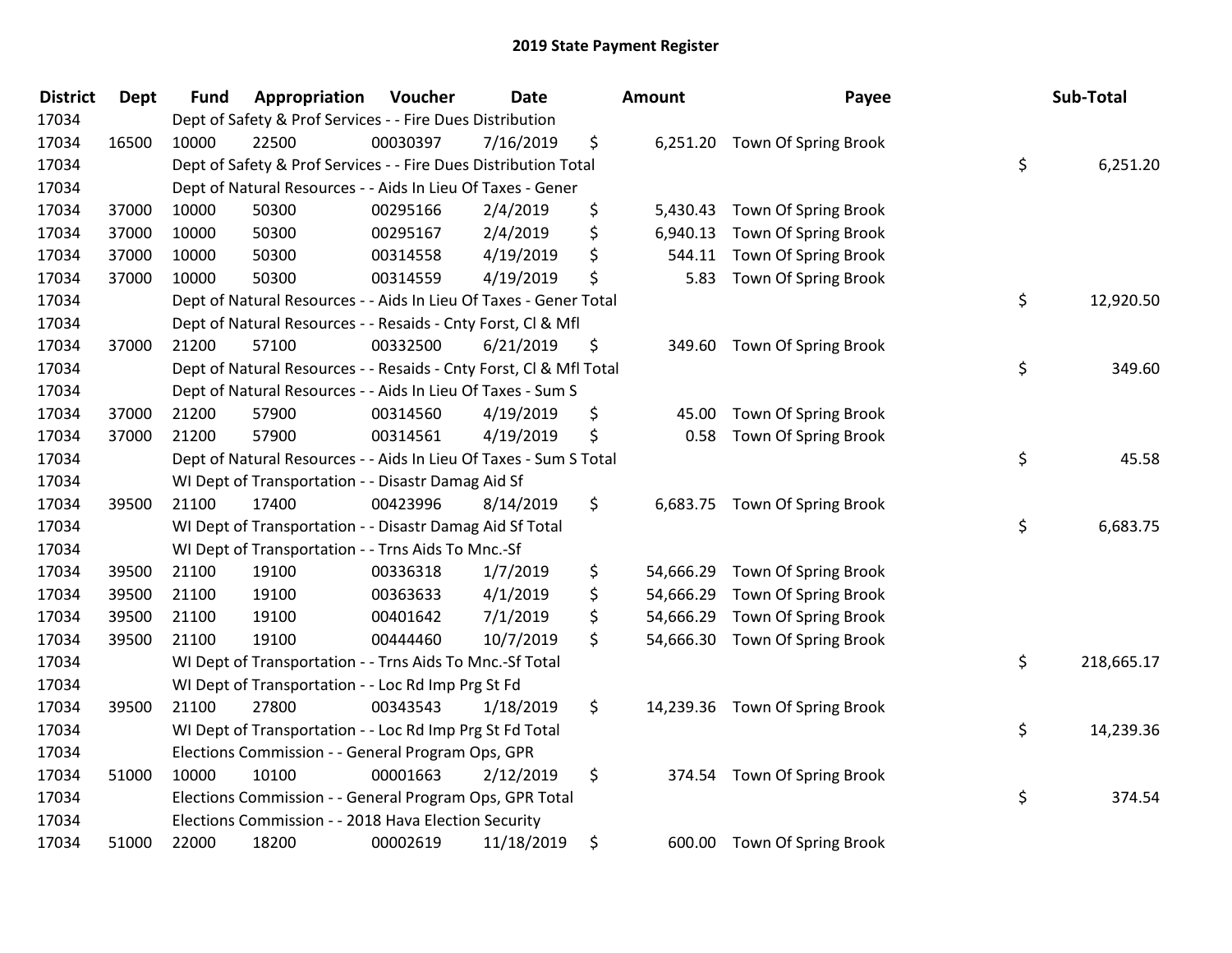# 2019 State Payment Register

| District | Dept | Fund | Appropriation | Voucher | Date | Amount | Payee | Sub-Total |
|---|---|---|---|---|---|---|---|---|
| 17034 | | Dept of Safety & Prof Services - - Fire Dues Distribution | | | | | | |
| 17034 | 16500 | 10000 | 22500 | 00030397 | 7/16/2019 | $ 6,251.20 | Town Of Spring Brook | |
| 17034 | | Dept of Safety & Prof Services - - Fire Dues Distribution Total | | | | | | $ 6,251.20 |
| 17034 | | Dept of Natural Resources - - Aids In Lieu Of Taxes - Gener | | | | | | |
| 17034 | 37000 | 10000 | 50300 | 00295166 | 2/4/2019 | $ 5,430.43 | Town Of Spring Brook | |
| 17034 | 37000 | 10000 | 50300 | 00295167 | 2/4/2019 | $ 6,940.13 | Town Of Spring Brook | |
| 17034 | 37000 | 10000 | 50300 | 00314558 | 4/19/2019 | $ 544.11 | Town Of Spring Brook | |
| 17034 | 37000 | 10000 | 50300 | 00314559 | 4/19/2019 | $ 5.83 | Town Of Spring Brook | |
| 17034 | | Dept of Natural Resources - - Aids In Lieu Of Taxes - Gener Total | | | | | | $ 12,920.50 |
| 17034 | | Dept of Natural Resources - - Resaids - Cnty Forst, Cl & Mfl | | | | | | |
| 17034 | 37000 | 21200 | 57100 | 00332500 | 6/21/2019 | $ 349.60 | Town Of Spring Brook | |
| 17034 | | Dept of Natural Resources - - Resaids - Cnty Forst, Cl & Mfl Total | | | | | | $ 349.60 |
| 17034 | | Dept of Natural Resources - - Aids In Lieu Of Taxes - Sum S | | | | | | |
| 17034 | 37000 | 21200 | 57900 | 00314560 | 4/19/2019 | $ 45.00 | Town Of Spring Brook | |
| 17034 | 37000 | 21200 | 57900 | 00314561 | 4/19/2019 | $ 0.58 | Town Of Spring Brook | |
| 17034 | | Dept of Natural Resources - - Aids In Lieu Of Taxes - Sum S Total | | | | | | $ 45.58 |
| 17034 | | WI Dept of Transportation - - Disastr Damag Aid Sf | | | | | | |
| 17034 | 39500 | 21100 | 17400 | 00423996 | 8/14/2019 | $ 6,683.75 | Town Of Spring Brook | |
| 17034 | | WI Dept of Transportation - - Disastr Damag Aid Sf Total | | | | | | $ 6,683.75 |
| 17034 | | WI Dept of Transportation - - Trns Aids To Mnc.-Sf | | | | | | |
| 17034 | 39500 | 21100 | 19100 | 00336318 | 1/7/2019 | $ 54,666.29 | Town Of Spring Brook | |
| 17034 | 39500 | 21100 | 19100 | 00363633 | 4/1/2019 | $ 54,666.29 | Town Of Spring Brook | |
| 17034 | 39500 | 21100 | 19100 | 00401642 | 7/1/2019 | $ 54,666.29 | Town Of Spring Brook | |
| 17034 | 39500 | 21100 | 19100 | 00444460 | 10/7/2019 | $ 54,666.30 | Town Of Spring Brook | |
| 17034 | | WI Dept of Transportation - - Trns Aids To Mnc.-Sf Total | | | | | | $ 218,665.17 |
| 17034 | | WI Dept of Transportation - - Loc Rd Imp Prg St Fd | | | | | | |
| 17034 | 39500 | 21100 | 27800 | 00343543 | 1/18/2019 | $ 14,239.36 | Town Of Spring Brook | |
| 17034 | | WI Dept of Transportation - - Loc Rd Imp Prg St Fd Total | | | | | | $ 14,239.36 |
| 17034 | | Elections Commission - - General Program Ops, GPR | | | | | | |
| 17034 | 51000 | 10000 | 10100 | 00001663 | 2/12/2019 | $ 374.54 | Town Of Spring Brook | |
| 17034 | | Elections Commission - - General Program Ops, GPR Total | | | | | | $ 374.54 |
| 17034 | | Elections Commission - - 2018 Hava Election Security | | | | | | |
| 17034 | 51000 | 22000 | 18200 | 00002619 | 11/18/2019 | $ 600.00 | Town Of Spring Brook | |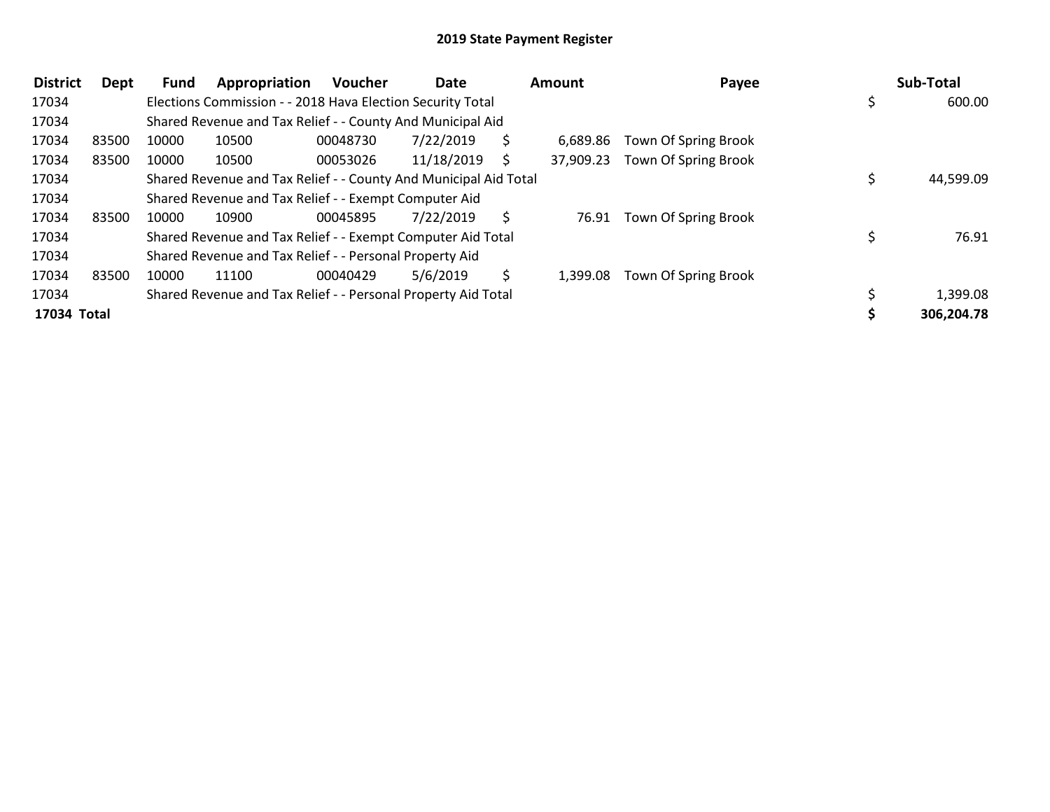## 2019 State Payment Register

| District | Dept | Fund | Appropriation | Voucher | Date | Amount | Payee | Sub-Total |
|---|---|---|---|---|---|---|---|---|
| 17034 | | Elections Commission - - 2018 Hava Election Security Total | | | | | | $ 600.00 |
| 17034 | | Shared Revenue and Tax Relief - - County And Municipal Aid | | | | | | |
| 17034 | 83500 | 10000 | 10500 | 00048730 | 7/22/2019 | $ 6,689.86 | Town Of Spring Brook | |
| 17034 | 83500 | 10000 | 10500 | 00053026 | 11/18/2019 | $ 37,909.23 | Town Of Spring Brook | |
| 17034 | | Shared Revenue and Tax Relief - - County And Municipal Aid Total | | | | | | $ 44,599.09 |
| 17034 | | Shared Revenue and Tax Relief - - Exempt Computer Aid | | | | | | |
| 17034 | 83500 | 10000 | 10900 | 00045895 | 7/22/2019 | $ 76.91 | Town Of Spring Brook | |
| 17034 | | Shared Revenue and Tax Relief - - Exempt Computer Aid Total | | | | | | $ 76.91 |
| 17034 | | Shared Revenue and Tax Relief - - Personal Property Aid | | | | | | |
| 17034 | 83500 | 10000 | 11100 | 00040429 | 5/6/2019 | $ 1,399.08 | Town Of Spring Brook | |
| 17034 | | Shared Revenue and Tax Relief - - Personal Property Aid Total | | | | | | $ 1,399.08 |
| **17034 Total** | | | | | | | | **$ 306,204.78** |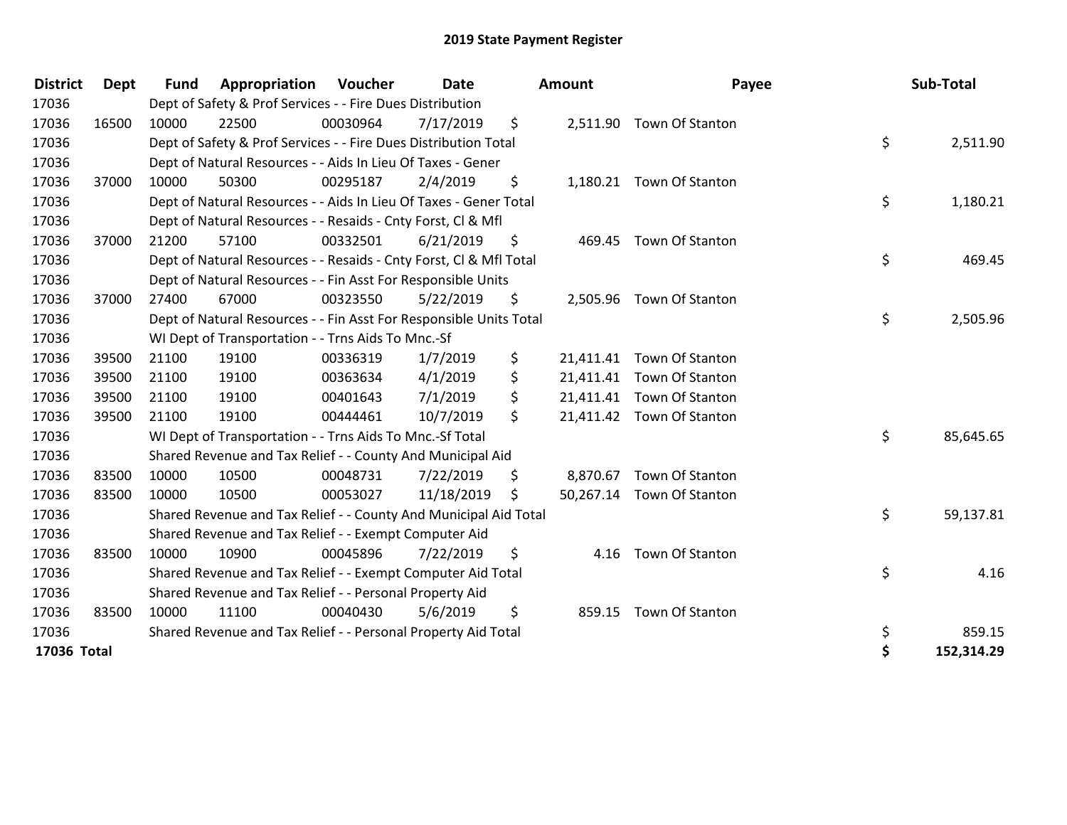# 2019 State Payment Register

| District | Dept | Fund | Appropriation | Voucher | Date | Amount | Payee | Sub-Total |
|---|---|---|---|---|---|---|---|---|
| 17036 | | Dept of Safety & Prof Services - - Fire Dues Distribution | | | | | | |
| 17036 | 16500 | 10000 | 22500 | 00030964 | 7/17/2019 | $ 2,511.90 | Town Of Stanton | |
| 17036 | | Dept of Safety & Prof Services - - Fire Dues Distribution Total | | | | | | $ 2,511.90 |
| 17036 | | Dept of Natural Resources - - Aids In Lieu Of Taxes - Gener | | | | | | |
| 17036 | 37000 | 10000 | 50300 | 00295187 | 2/4/2019 | $ 1,180.21 | Town Of Stanton | |
| 17036 | | Dept of Natural Resources - - Aids In Lieu Of Taxes - Gener Total | | | | | | $ 1,180.21 |
| 17036 | | Dept of Natural Resources - - Resaids - Cnty Forst, Cl & Mfl | | | | | | |
| 17036 | 37000 | 21200 | 57100 | 00332501 | 6/21/2019 | $ 469.45 | Town Of Stanton | |
| 17036 | | Dept of Natural Resources - - Resaids - Cnty Forst, Cl & Mfl Total | | | | | | $ 469.45 |
| 17036 | | Dept of Natural Resources - - Fin Asst For Responsible Units | | | | | | |
| 17036 | 37000 | 27400 | 67000 | 00323550 | 5/22/2019 | $ 2,505.96 | Town Of Stanton | |
| 17036 | | Dept of Natural Resources - - Fin Asst For Responsible Units Total | | | | | | $ 2,505.96 |
| 17036 | | WI Dept of Transportation - - Trns Aids To Mnc.-Sf | | | | | | |
| 17036 | 39500 | 21100 | 19100 | 00336319 | 1/7/2019 | $ 21,411.41 | Town Of Stanton | |
| 17036 | 39500 | 21100 | 19100 | 00363634 | 4/1/2019 | $ 21,411.41 | Town Of Stanton | |
| 17036 | 39500 | 21100 | 19100 | 00401643 | 7/1/2019 | $ 21,411.41 | Town Of Stanton | |
| 17036 | 39500 | 21100 | 19100 | 00444461 | 10/7/2019 | $ 21,411.42 | Town Of Stanton | |
| 17036 | | WI Dept of Transportation - - Trns Aids To Mnc.-Sf Total | | | | | | $ 85,645.65 |
| 17036 | | Shared Revenue and Tax Relief - - County And Municipal Aid | | | | | | |
| 17036 | 83500 | 10000 | 10500 | 00048731 | 7/22/2019 | $ 8,870.67 | Town Of Stanton | |
| 17036 | 83500 | 10000 | 10500 | 00053027 | 11/18/2019 | $ 50,267.14 | Town Of Stanton | |
| 17036 | | Shared Revenue and Tax Relief - - County And Municipal Aid Total | | | | | | $ 59,137.81 |
| 17036 | | Shared Revenue and Tax Relief - - Exempt Computer Aid | | | | | | |
| 17036 | 83500 | 10000 | 10900 | 00045896 | 7/22/2019 | $ 4.16 | Town Of Stanton | |
| 17036 | | Shared Revenue and Tax Relief - - Exempt Computer Aid Total | | | | | | $ 4.16 |
| 17036 | | Shared Revenue and Tax Relief - - Personal Property Aid | | | | | | |
| 17036 | 83500 | 10000 | 11100 | 00040430 | 5/6/2019 | $ 859.15 | Town Of Stanton | |
| 17036 | | Shared Revenue and Tax Relief - - Personal Property Aid Total | | | | | | $ 859.15 |
| **17036 Total** | | | | | | | | **$ 152,314.29** |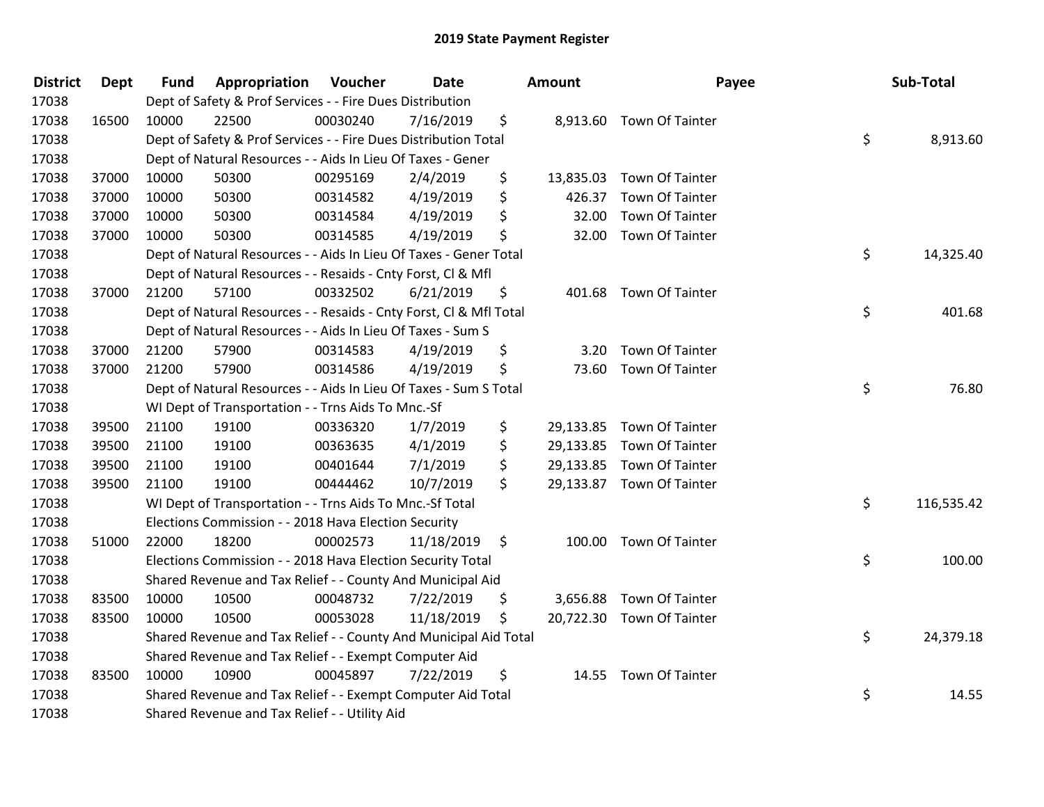# 2019 State Payment Register

| District | Dept | Fund | Appropriation | Voucher | Date | Amount | Payee | Sub-Total |
|---|---|---|---|---|---|---|---|---|
| 17038 | | Dept of Safety & Prof Services - - Fire Dues Distribution | | | | | | |
| 17038 | 16500 | 10000 | 22500 | 00030240 | 7/16/2019 | $ 8,913.60 | Town Of Tainter | |
| 17038 | | Dept of Safety & Prof Services - - Fire Dues Distribution Total | | | | | | $ 8,913.60 |
| 17038 | | Dept of Natural Resources - - Aids In Lieu Of Taxes - Gener | | | | | | |
| 17038 | 37000 | 10000 | 50300 | 00295169 | 2/4/2019 | $ 13,835.03 | Town Of Tainter | |
| 17038 | 37000 | 10000 | 50300 | 00314582 | 4/19/2019 | $ 426.37 | Town Of Tainter | |
| 17038 | 37000 | 10000 | 50300 | 00314584 | 4/19/2019 | $ 32.00 | Town Of Tainter | |
| 17038 | 37000 | 10000 | 50300 | 00314585 | 4/19/2019 | $ 32.00 | Town Of Tainter | |
| 17038 | | Dept of Natural Resources - - Aids In Lieu Of Taxes - Gener Total | | | | | | $ 14,325.40 |
| 17038 | | Dept of Natural Resources - - Resaids - Cnty Forst, Cl & Mfl | | | | | | |
| 17038 | 37000 | 21200 | 57100 | 00332502 | 6/21/2019 | $ 401.68 | Town Of Tainter | |
| 17038 | | Dept of Natural Resources - - Resaids - Cnty Forst, Cl & Mfl Total | | | | | | $ 401.68 |
| 17038 | | Dept of Natural Resources - - Aids In Lieu Of Taxes - Sum S | | | | | | |
| 17038 | 37000 | 21200 | 57900 | 00314583 | 4/19/2019 | $ 3.20 | Town Of Tainter | |
| 17038 | 37000 | 21200 | 57900 | 00314586 | 4/19/2019 | $ 73.60 | Town Of Tainter | |
| 17038 | | Dept of Natural Resources - - Aids In Lieu Of Taxes - Sum S Total | | | | | | $ 76.80 |
| 17038 | | WI Dept of Transportation - - Trns Aids To Mnc.-Sf | | | | | | |
| 17038 | 39500 | 21100 | 19100 | 00336320 | 1/7/2019 | $ 29,133.85 | Town Of Tainter | |
| 17038 | 39500 | 21100 | 19100 | 00363635 | 4/1/2019 | $ 29,133.85 | Town Of Tainter | |
| 17038 | 39500 | 21100 | 19100 | 00401644 | 7/1/2019 | $ 29,133.85 | Town Of Tainter | |
| 17038 | 39500 | 21100 | 19100 | 00444462 | 10/7/2019 | $ 29,133.87 | Town Of Tainter | |
| 17038 | | WI Dept of Transportation - - Trns Aids To Mnc.-Sf Total | | | | | | $ 116,535.42 |
| 17038 | | Elections Commission - - 2018 Hava Election Security | | | | | | |
| 17038 | 51000 | 22000 | 18200 | 00002573 | 11/18/2019 | $ 100.00 | Town Of Tainter | |
| 17038 | | Elections Commission - - 2018 Hava Election Security Total | | | | | | $ 100.00 |
| 17038 | | Shared Revenue and Tax Relief - - County And Municipal Aid | | | | | | |
| 17038 | 83500 | 10000 | 10500 | 00048732 | 7/22/2019 | $ 3,656.88 | Town Of Tainter | |
| 17038 | 83500 | 10000 | 10500 | 00053028 | 11/18/2019 | $ 20,722.30 | Town Of Tainter | |
| 17038 | | Shared Revenue and Tax Relief - - County And Municipal Aid Total | | | | | | $ 24,379.18 |
| 17038 | | Shared Revenue and Tax Relief - - Exempt Computer Aid | | | | | | |
| 17038 | 83500 | 10000 | 10900 | 00045897 | 7/22/2019 | $ 14.55 | Town Of Tainter | |
| 17038 | | Shared Revenue and Tax Relief - - Exempt Computer Aid Total | | | | | | $ 14.55 |
| 17038 | | Shared Revenue and Tax Relief - - Utility Aid | | | | | | |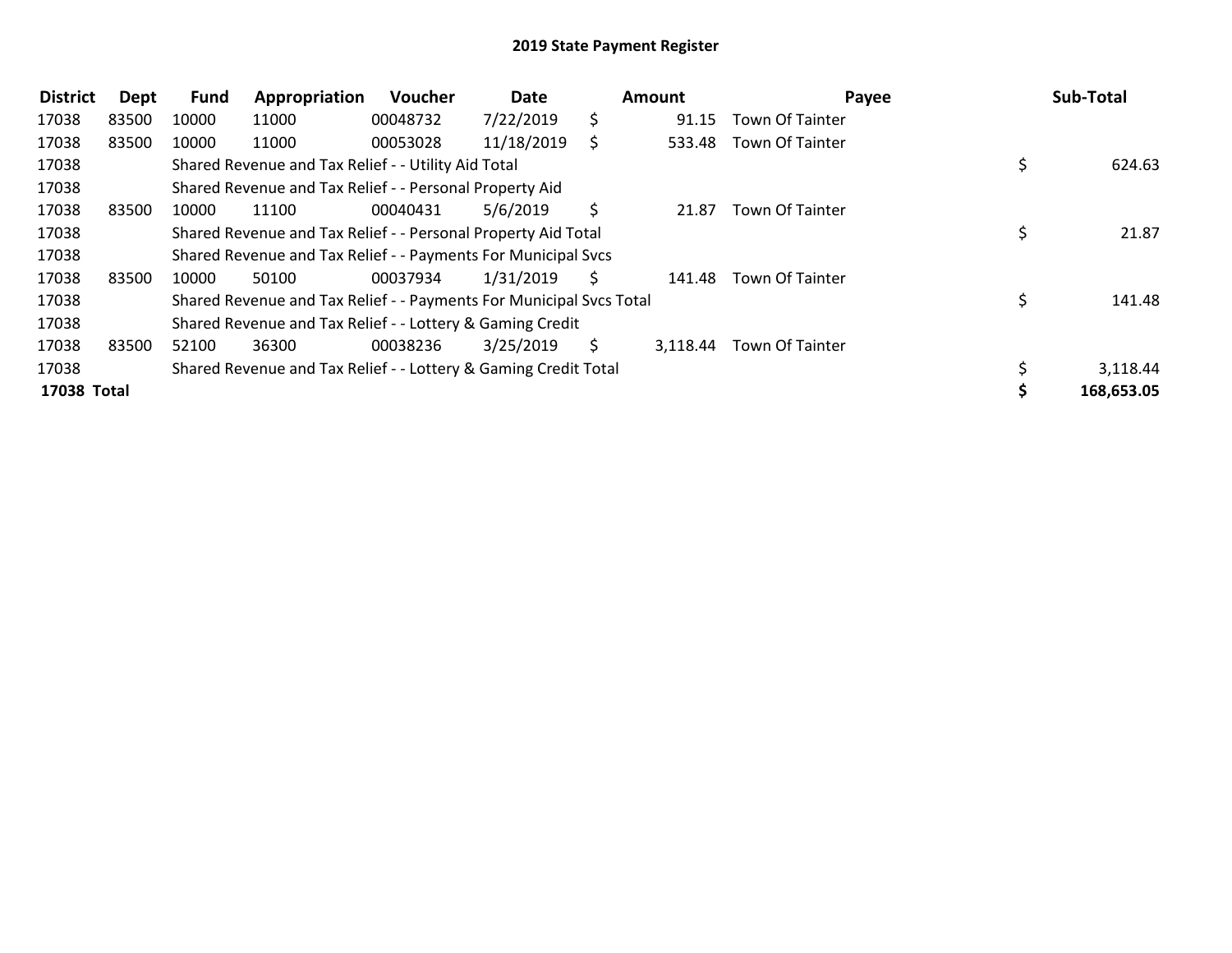# 2019 State Payment Register

| District | Dept | Fund | Appropriation | Voucher | Date | Amount | Payee | Sub-Total |
|---|---|---|---|---|---|---|---|---|
| 17038 | 83500 | 10000 | 11000 | 00048732 | 7/22/2019 | $ 91.15 | Town Of Tainter | |
| 17038 | 83500 | 10000 | 11000 | 00053028 | 11/18/2019 | $ 533.48 | Town Of Tainter | |
| 17038 | | Shared Revenue and Tax Relief - - Utility Aid Total | | | | | | $ 624.63 |
| 17038 | | Shared Revenue and Tax Relief - - Personal Property Aid | | | | | | |
| 17038 | 83500 | 10000 | 11100 | 00040431 | 5/6/2019 | $ 21.87 | Town Of Tainter | |
| 17038 | | Shared Revenue and Tax Relief - - Personal Property Aid Total | | | | | | $ 21.87 |
| 17038 | | Shared Revenue and Tax Relief - - Payments For Municipal Svcs | | | | | | |
| 17038 | 83500 | 10000 | 50100 | 00037934 | 1/31/2019 | $ 141.48 | Town Of Tainter | |
| 17038 | | Shared Revenue and Tax Relief - - Payments For Municipal Svcs Total | | | | | | $ 141.48 |
| 17038 | | Shared Revenue and Tax Relief - - Lottery & Gaming Credit | | | | | | |
| 17038 | 83500 | 52100 | 36300 | 00038236 | 3/25/2019 | $ 3,118.44 | Town Of Tainter | |
| 17038 | | Shared Revenue and Tax Relief - - Lottery & Gaming Credit Total | | | | | | $ 3,118.44 |
| **17038 Total** | | | | | | | | **$ 168,653.05** |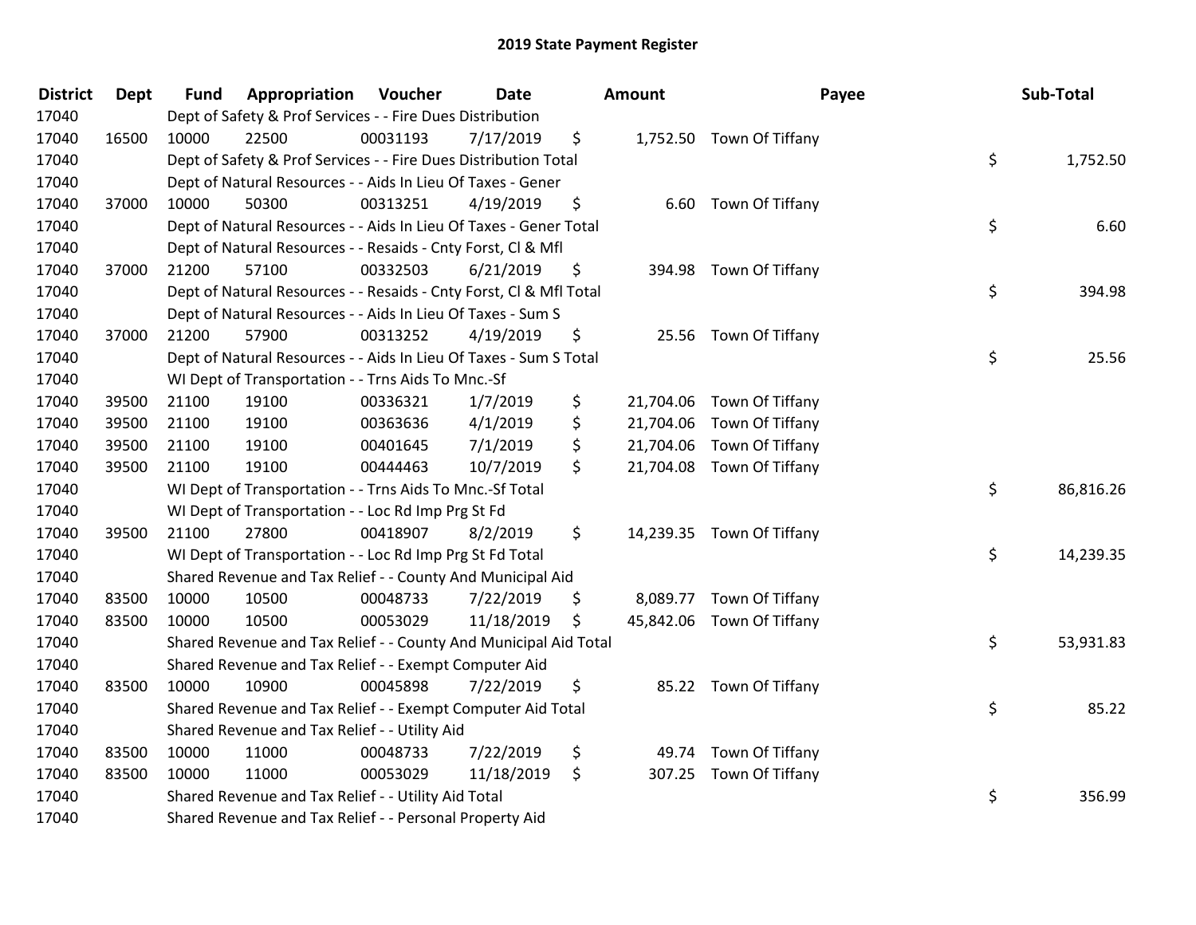# 2019 State Payment Register

| District | Dept | Fund | Appropriation | Voucher | Date | Amount | Payee | Sub-Total |
|---|---|---|---|---|---|---|---|---|
| 17040 | | Dept of Safety & Prof Services - - Fire Dues Distribution | | | | | | |
| 17040 | 16500 | 10000 | 22500 | 00031193 | 7/17/2019 | $ 1,752.50 | Town Of Tiffany | |
| 17040 | | Dept of Safety & Prof Services - - Fire Dues Distribution Total | | | | | | $ 1,752.50 |
| 17040 | | Dept of Natural Resources - - Aids In Lieu Of Taxes - Gener | | | | | | |
| 17040 | 37000 | 10000 | 50300 | 00313251 | 4/19/2019 | $ 6.60 | Town Of Tiffany | |
| 17040 | | Dept of Natural Resources - - Aids In Lieu Of Taxes - Gener Total | | | | | | $ 6.60 |
| 17040 | | Dept of Natural Resources - - Resaids - Cnty Forst, Cl & Mfl | | | | | | |
| 17040 | 37000 | 21200 | 57100 | 00332503 | 6/21/2019 | $ 394.98 | Town Of Tiffany | |
| 17040 | | Dept of Natural Resources - - Resaids - Cnty Forst, Cl & Mfl Total | | | | | | $ 394.98 |
| 17040 | | Dept of Natural Resources - - Aids In Lieu Of Taxes - Sum S | | | | | | |
| 17040 | 37000 | 21200 | 57900 | 00313252 | 4/19/2019 | $ 25.56 | Town Of Tiffany | |
| 17040 | | Dept of Natural Resources - - Aids In Lieu Of Taxes - Sum S Total | | | | | | $ 25.56 |
| 17040 | | WI Dept of Transportation - - Trns Aids To Mnc.-Sf | | | | | | |
| 17040 | 39500 | 21100 | 19100 | 00336321 | 1/7/2019 | $ 21,704.06 | Town Of Tiffany | |
| 17040 | 39500 | 21100 | 19100 | 00363636 | 4/1/2019 | $ 21,704.06 | Town Of Tiffany | |
| 17040 | 39500 | 21100 | 19100 | 00401645 | 7/1/2019 | $ 21,704.06 | Town Of Tiffany | |
| 17040 | 39500 | 21100 | 19100 | 00444463 | 10/7/2019 | $ 21,704.08 | Town Of Tiffany | |
| 17040 | | WI Dept of Transportation - - Trns Aids To Mnc.-Sf Total | | | | | | $ 86,816.26 |
| 17040 | | WI Dept of Transportation - - Loc Rd Imp Prg St Fd | | | | | | |
| 17040 | 39500 | 21100 | 27800 | 00418907 | 8/2/2019 | $ 14,239.35 | Town Of Tiffany | |
| 17040 | | WI Dept of Transportation - - Loc Rd Imp Prg St Fd Total | | | | | | $ 14,239.35 |
| 17040 | | Shared Revenue and Tax Relief - - County And Municipal Aid | | | | | | |
| 17040 | 83500 | 10000 | 10500 | 00048733 | 7/22/2019 | $ 8,089.77 | Town Of Tiffany | |
| 17040 | 83500 | 10000 | 10500 | 00053029 | 11/18/2019 | $ 45,842.06 | Town Of Tiffany | |
| 17040 | | Shared Revenue and Tax Relief - - County And Municipal Aid Total | | | | | | $ 53,931.83 |
| 17040 | | Shared Revenue and Tax Relief - - Exempt Computer Aid | | | | | | |
| 17040 | 83500 | 10000 | 10900 | 00045898 | 7/22/2019 | $ 85.22 | Town Of Tiffany | |
| 17040 | | Shared Revenue and Tax Relief - - Exempt Computer Aid Total | | | | | | $ 85.22 |
| 17040 | | Shared Revenue and Tax Relief - - Utility Aid | | | | | | |
| 17040 | 83500 | 10000 | 11000 | 00048733 | 7/22/2019 | $ 49.74 | Town Of Tiffany | |
| 17040 | 83500 | 10000 | 11000 | 00053029 | 11/18/2019 | $ 307.25 | Town Of Tiffany | |
| 17040 | | Shared Revenue and Tax Relief - - Utility Aid Total | | | | | | $ 356.99 |
| 17040 | | Shared Revenue and Tax Relief - - Personal Property Aid | | | | | | |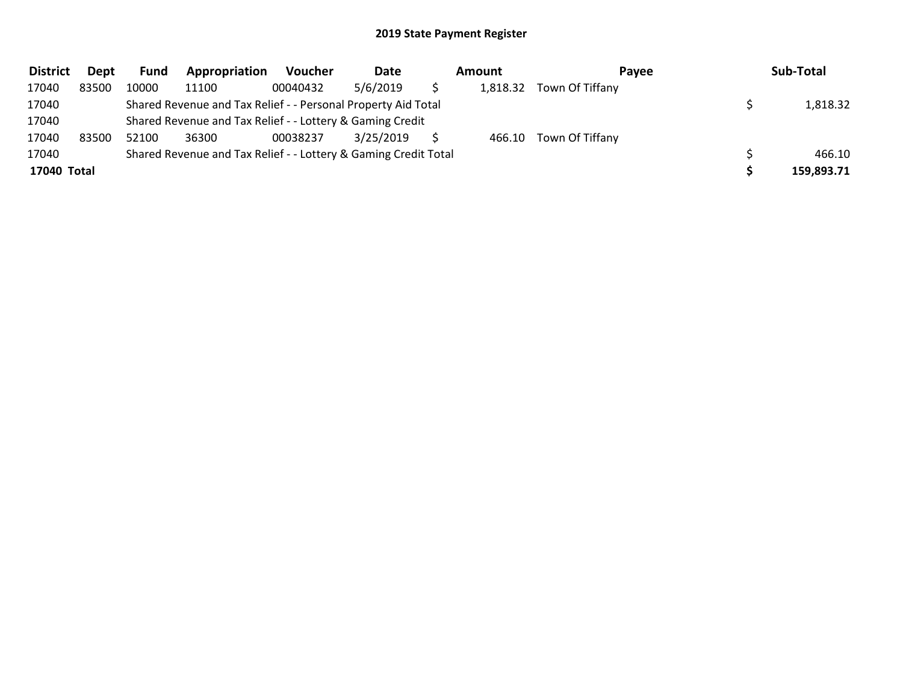## 2019 State Payment Register

| District | Dept | Fund | Appropriation | Voucher | Date | Amount | Payee | Sub-Total |
|---|---|---|---|---|---|---|---|---|
| 17040 | 83500 | 10000 | 11100 | 00040432 | 5/6/2019 | $ 1,818.32 | Town Of Tiffany | |
| 17040 | | Shared Revenue and Tax Relief - - Personal Property Aid Total | | | | | | $ 1,818.32 |
| 17040 | | Shared Revenue and Tax Relief - - Lottery & Gaming Credit | | | | | | |
| 17040 | 83500 | 52100 | 36300 | 00038237 | 3/25/2019 | $ 466.10 | Town Of Tiffany | |
| 17040 | | Shared Revenue and Tax Relief - - Lottery & Gaming Credit Total | | | | | | $ 466.10 |
| **17040 Total** | | | | | | | | **$ 159,893.71** |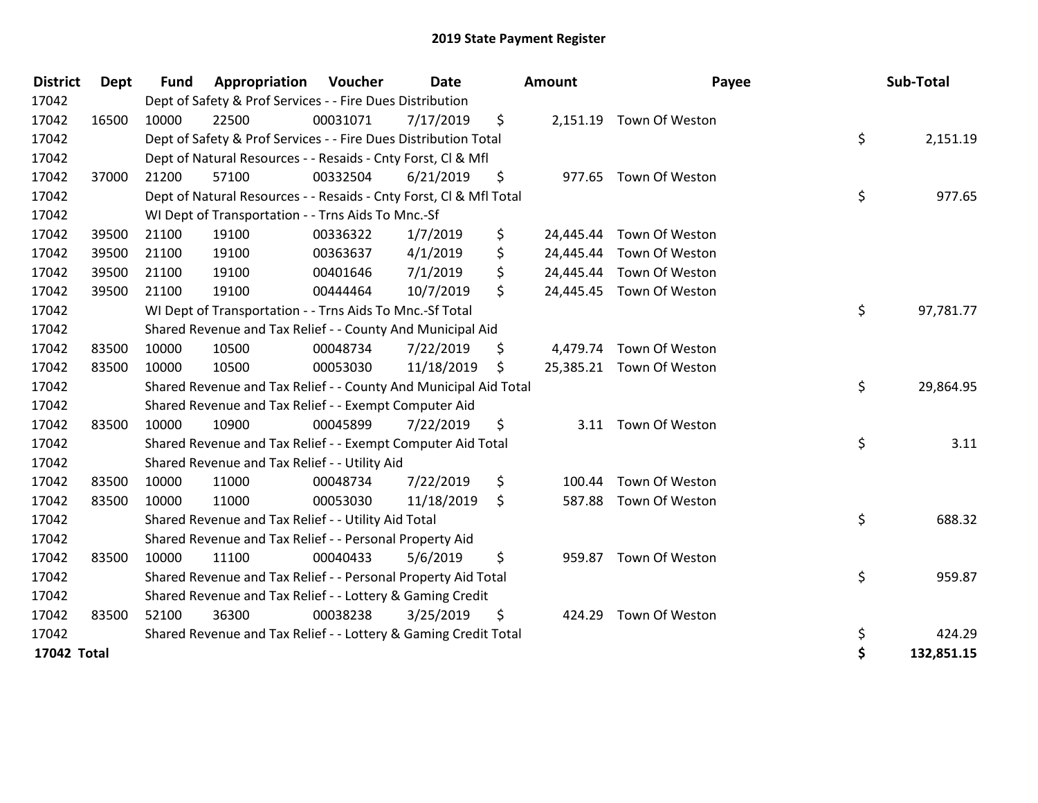# 2019 State Payment Register

| District | Dept | Fund | Appropriation | Voucher | Date | Amount | Payee | Sub-Total |
|---|---|---|---|---|---|---|---|---|
| 17042 | | Dept of Safety & Prof Services - - Fire Dues Distribution | | | | | | |
| 17042 | 16500 | 10000 | 22500 | 00031071 | 7/17/2019 | $ 2,151.19 | Town Of Weston | |
| 17042 | | Dept of Safety & Prof Services - - Fire Dues Distribution Total | | | | | | $ 2,151.19 |
| 17042 | | Dept of Natural Resources - - Resaids - Cnty Forst, Cl & Mfl | | | | | | |
| 17042 | 37000 | 21200 | 57100 | 00332504 | 6/21/2019 | $ 977.65 | Town Of Weston | |
| 17042 | | Dept of Natural Resources - - Resaids - Cnty Forst, Cl & Mfl Total | | | | | | $ 977.65 |
| 17042 | | WI Dept of Transportation - - Trns Aids To Mnc.-Sf | | | | | | |
| 17042 | 39500 | 21100 | 19100 | 00336322 | 1/7/2019 | $ 24,445.44 | Town Of Weston | |
| 17042 | 39500 | 21100 | 19100 | 00363637 | 4/1/2019 | $ 24,445.44 | Town Of Weston | |
| 17042 | 39500 | 21100 | 19100 | 00401646 | 7/1/2019 | $ 24,445.44 | Town Of Weston | |
| 17042 | 39500 | 21100 | 19100 | 00444464 | 10/7/2019 | $ 24,445.45 | Town Of Weston | |
| 17042 | | WI Dept of Transportation - - Trns Aids To Mnc.-Sf Total | | | | | | $ 97,781.77 |
| 17042 | | Shared Revenue and Tax Relief - - County And Municipal Aid | | | | | | |
| 17042 | 83500 | 10000 | 10500 | 00048734 | 7/22/2019 | $ 4,479.74 | Town Of Weston | |
| 17042 | 83500 | 10000 | 10500 | 00053030 | 11/18/2019 | $ 25,385.21 | Town Of Weston | |
| 17042 | | Shared Revenue and Tax Relief - - County And Municipal Aid Total | | | | | | $ 29,864.95 |
| 17042 | | Shared Revenue and Tax Relief - - Exempt Computer Aid | | | | | | |
| 17042 | 83500 | 10000 | 10900 | 00045899 | 7/22/2019 | $ 3.11 | Town Of Weston | |
| 17042 | | Shared Revenue and Tax Relief - - Exempt Computer Aid Total | | | | | | $ 3.11 |
| 17042 | | Shared Revenue and Tax Relief - - Utility Aid | | | | | | |
| 17042 | 83500 | 10000 | 11000 | 00048734 | 7/22/2019 | $ 100.44 | Town Of Weston | |
| 17042 | 83500 | 10000 | 11000 | 00053030 | 11/18/2019 | $ 587.88 | Town Of Weston | |
| 17042 | | Shared Revenue and Tax Relief - - Utility Aid Total | | | | | | $ 688.32 |
| 17042 | | Shared Revenue and Tax Relief - - Personal Property Aid | | | | | | |
| 17042 | 83500 | 10000 | 11100 | 00040433 | 5/6/2019 | $ 959.87 | Town Of Weston | |
| 17042 | | Shared Revenue and Tax Relief - - Personal Property Aid Total | | | | | | $ 959.87 |
| 17042 | | Shared Revenue and Tax Relief - - Lottery & Gaming Credit | | | | | | |
| 17042 | 83500 | 52100 | 36300 | 00038238 | 3/25/2019 | $ 424.29 | Town Of Weston | |
| 17042 | | Shared Revenue and Tax Relief - - Lottery & Gaming Credit Total | | | | | | $ 424.29 |
| **17042 Total** | | | | | | | | **$ 132,851.15** |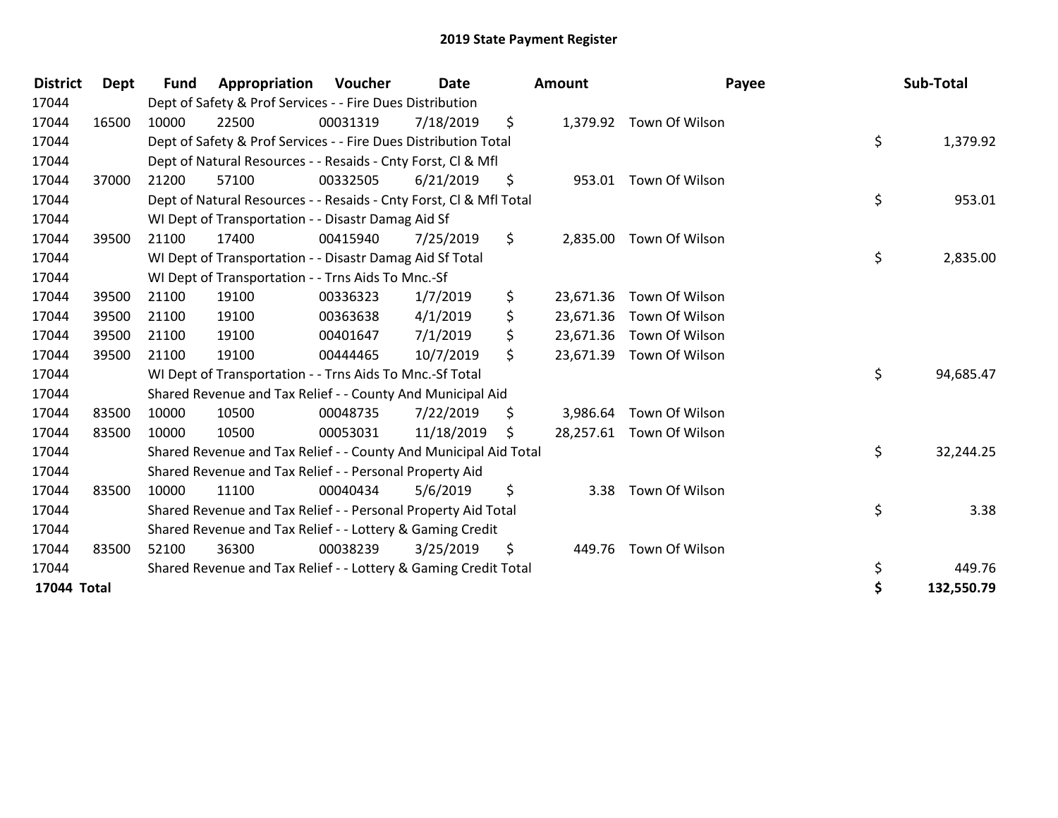# 2019 State Payment Register

| District | Dept | Fund | Appropriation | Voucher | Date | Amount | Payee | Sub-Total |
|---|---|---|---|---|---|---|---|---|
| 17044 | | Dept of Safety & Prof Services - - Fire Dues Distribution | | | | | | |
| 17044 | 16500 | 10000 | 22500 | 00031319 | 7/18/2019 | $ 1,379.92 | Town Of Wilson | |
| 17044 | | Dept of Safety & Prof Services - - Fire Dues Distribution Total | | | | | | $ 1,379.92 |
| 17044 | | Dept of Natural Resources - - Resaids - Cnty Forst, Cl & Mfl | | | | | | |
| 17044 | 37000 | 21200 | 57100 | 00332505 | 6/21/2019 | $ 953.01 | Town Of Wilson | |
| 17044 | | Dept of Natural Resources - - Resaids - Cnty Forst, Cl & Mfl Total | | | | | | $ 953.01 |
| 17044 | | WI Dept of Transportation - - Disastr Damag Aid Sf | | | | | | |
| 17044 | 39500 | 21100 | 17400 | 00415940 | 7/25/2019 | $ 2,835.00 | Town Of Wilson | |
| 17044 | | WI Dept of Transportation - - Disastr Damag Aid Sf Total | | | | | | $ 2,835.00 |
| 17044 | | WI Dept of Transportation - - Trns Aids To Mnc.-Sf | | | | | | |
| 17044 | 39500 | 21100 | 19100 | 00336323 | 1/7/2019 | $ 23,671.36 | Town Of Wilson | |
| 17044 | 39500 | 21100 | 19100 | 00363638 | 4/1/2019 | $ 23,671.36 | Town Of Wilson | |
| 17044 | 39500 | 21100 | 19100 | 00401647 | 7/1/2019 | $ 23,671.36 | Town Of Wilson | |
| 17044 | 39500 | 21100 | 19100 | 00444465 | 10/7/2019 | $ 23,671.39 | Town Of Wilson | |
| 17044 | | WI Dept of Transportation - - Trns Aids To Mnc.-Sf Total | | | | | | $ 94,685.47 |
| 17044 | | Shared Revenue and Tax Relief - - County And Municipal Aid | | | | | | |
| 17044 | 83500 | 10000 | 10500 | 00048735 | 7/22/2019 | $ 3,986.64 | Town Of Wilson | |
| 17044 | 83500 | 10000 | 10500 | 00053031 | 11/18/2019 | $ 28,257.61 | Town Of Wilson | |
| 17044 | | Shared Revenue and Tax Relief - - County And Municipal Aid Total | | | | | | $ 32,244.25 |
| 17044 | | Shared Revenue and Tax Relief - - Personal Property Aid | | | | | | |
| 17044 | 83500 | 10000 | 11100 | 00040434 | 5/6/2019 | $ 3.38 | Town Of Wilson | |
| 17044 | | Shared Revenue and Tax Relief - - Personal Property Aid Total | | | | | | $ 3.38 |
| 17044 | | Shared Revenue and Tax Relief - - Lottery & Gaming Credit | | | | | | |
| 17044 | 83500 | 52100 | 36300 | 00038239 | 3/25/2019 | $ 449.76 | Town Of Wilson | |
| 17044 | | Shared Revenue and Tax Relief - - Lottery & Gaming Credit Total | | | | | | $ 449.76 |
| **17044 Total** | | | | | | | | **$ 132,550.79** |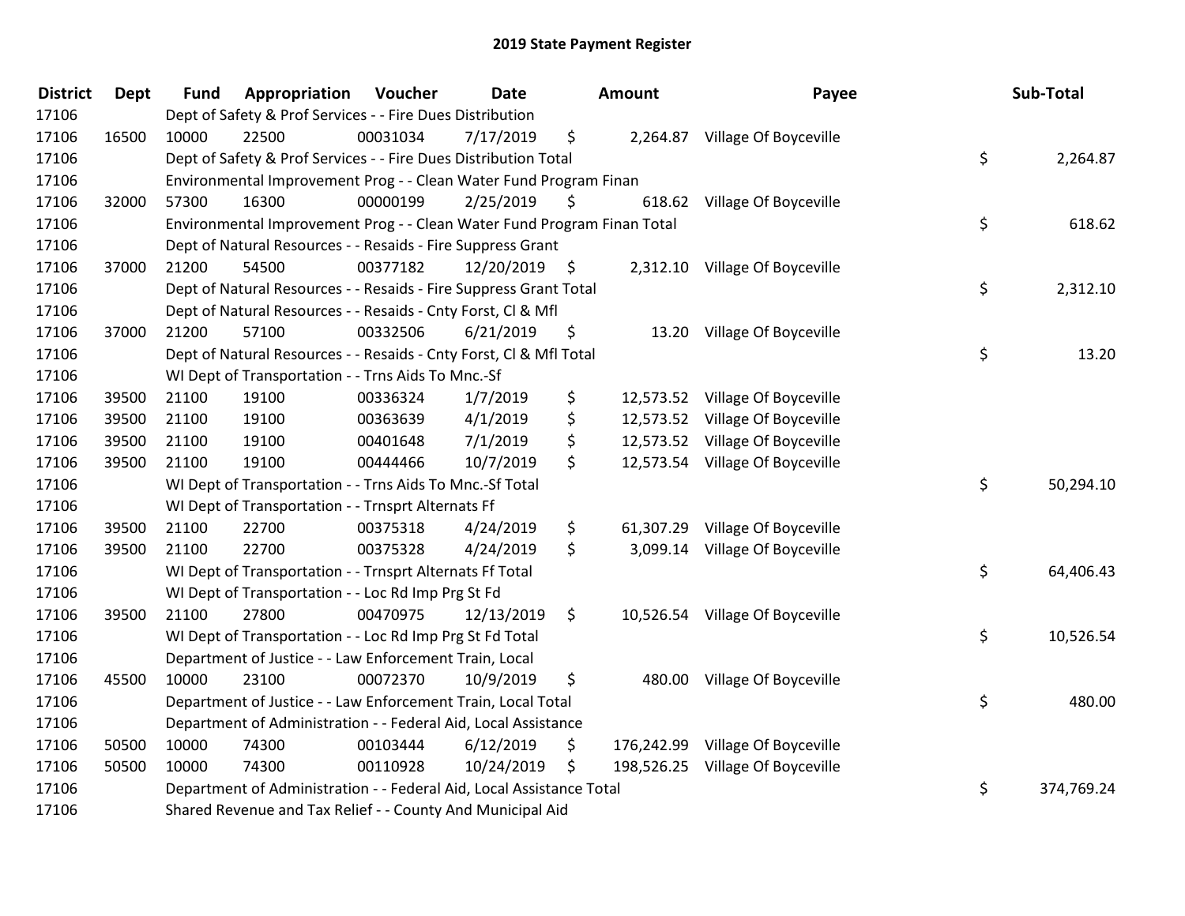# 2019 State Payment Register

| District | Dept | Fund | Appropriation | Voucher | Date | Amount | Payee | Sub-Total |
|---|---|---|---|---|---|---|---|---|
| 17106 | | Dept of Safety & Prof Services - - Fire Dues Distribution | | | | | | |
| 17106 | 16500 | 10000 | 22500 | 00031034 | 7/17/2019 | $ 2,264.87 | Village Of Boyceville | |
| 17106 | | Dept of Safety & Prof Services - - Fire Dues Distribution Total | | | | | | $ 2,264.87 |
| 17106 | | Environmental Improvement Prog - - Clean Water Fund Program Finan | | | | | | |
| 17106 | 32000 | 57300 | 16300 | 00000199 | 2/25/2019 | $ 618.62 | Village Of Boyceville | |
| 17106 | | Environmental Improvement Prog - - Clean Water Fund Program Finan Total | | | | | | $ 618.62 |
| 17106 | | Dept of Natural Resources - - Resaids - Fire Suppress Grant | | | | | | |
| 17106 | 37000 | 21200 | 54500 | 00377182 | 12/20/2019 | $ 2,312.10 | Village Of Boyceville | |
| 17106 | | Dept of Natural Resources - - Resaids - Fire Suppress Grant Total | | | | | | $ 2,312.10 |
| 17106 | | Dept of Natural Resources - - Resaids - Cnty Forst, Cl & Mfl | | | | | | |
| 17106 | 37000 | 21200 | 57100 | 00332506 | 6/21/2019 | $ 13.20 | Village Of Boyceville | |
| 17106 | | Dept of Natural Resources - - Resaids - Cnty Forst, Cl & Mfl Total | | | | | | $ 13.20 |
| 17106 | | WI Dept of Transportation - - Trns Aids To Mnc.-Sf | | | | | | |
| 17106 | 39500 | 21100 | 19100 | 00336324 | 1/7/2019 | $ 12,573.52 | Village Of Boyceville | |
| 17106 | 39500 | 21100 | 19100 | 00363639 | 4/1/2019 | $ 12,573.52 | Village Of Boyceville | |
| 17106 | 39500 | 21100 | 19100 | 00401648 | 7/1/2019 | $ 12,573.52 | Village Of Boyceville | |
| 17106 | 39500 | 21100 | 19100 | 00444466 | 10/7/2019 | $ 12,573.54 | Village Of Boyceville | |
| 17106 | | WI Dept of Transportation - - Trns Aids To Mnc.-Sf Total | | | | | | $ 50,294.10 |
| 17106 | | WI Dept of Transportation - - Trnsprt Alternats Ff | | | | | | |
| 17106 | 39500 | 21100 | 22700 | 00375318 | 4/24/2019 | $ 61,307.29 | Village Of Boyceville | |
| 17106 | 39500 | 21100 | 22700 | 00375328 | 4/24/2019 | $ 3,099.14 | Village Of Boyceville | |
| 17106 | | WI Dept of Transportation - - Trnsprt Alternats Ff Total | | | | | | $ 64,406.43 |
| 17106 | | WI Dept of Transportation - - Loc Rd Imp Prg St Fd | | | | | | |
| 17106 | 39500 | 21100 | 27800 | 00470975 | 12/13/2019 | $ 10,526.54 | Village Of Boyceville | |
| 17106 | | WI Dept of Transportation - - Loc Rd Imp Prg St Fd Total | | | | | | $ 10,526.54 |
| 17106 | | Department of Justice - - Law Enforcement Train, Local | | | | | | |
| 17106 | 45500 | 10000 | 23100 | 00072370 | 10/9/2019 | $ 480.00 | Village Of Boyceville | |
| 17106 | | Department of Justice - - Law Enforcement Train, Local Total | | | | | | $ 480.00 |
| 17106 | | Department of Administration - - Federal Aid, Local Assistance | | | | | | |
| 17106 | 50500 | 10000 | 74300 | 00103444 | 6/12/2019 | $ 176,242.99 | Village Of Boyceville | |
| 17106 | 50500 | 10000 | 74300 | 00110928 | 10/24/2019 | $ 198,526.25 | Village Of Boyceville | |
| 17106 | | Department of Administration - - Federal Aid, Local Assistance Total | | | | | | $ 374,769.24 |
| 17106 | | Shared Revenue and Tax Relief - - County And Municipal Aid | | | | | | |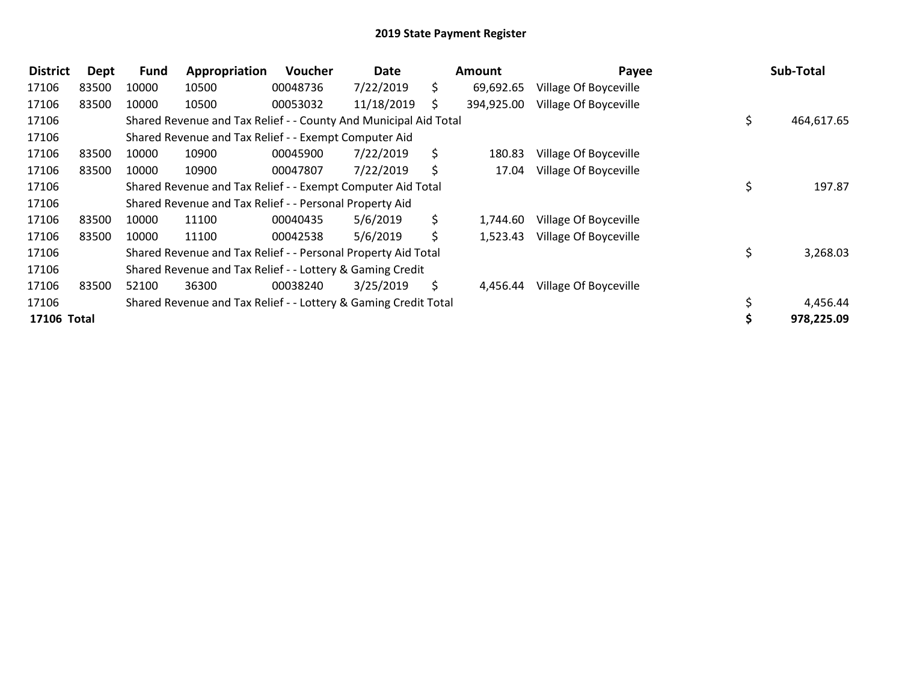# 2019 State Payment Register

| District | Dept | Fund | Appropriation | Voucher | Date | Amount | Payee | Sub-Total |
|---|---|---|---|---|---|---|---|---|
| 17106 | 83500 | 10000 | 10500 | 00048736 | 7/22/2019 | $ 69,692.65 | Village Of Boyceville | |
| 17106 | 83500 | 10000 | 10500 | 00053032 | 11/18/2019 | $ 394,925.00 | Village Of Boyceville | |
| 17106 | | Shared Revenue and Tax Relief - - County And Municipal Aid Total | | | | | | $ 464,617.65 |
| 17106 | | Shared Revenue and Tax Relief - - Exempt Computer Aid | | | | | | |
| 17106 | 83500 | 10000 | 10900 | 00045900 | 7/22/2019 | $ 180.83 | Village Of Boyceville | |
| 17106 | 83500 | 10000 | 10900 | 00047807 | 7/22/2019 | $ 17.04 | Village Of Boyceville | |
| 17106 | | Shared Revenue and Tax Relief - - Exempt Computer Aid Total | | | | | | $ 197.87 |
| 17106 | | Shared Revenue and Tax Relief - - Personal Property Aid | | | | | | |
| 17106 | 83500 | 10000 | 11100 | 00040435 | 5/6/2019 | $ 1,744.60 | Village Of Boyceville | |
| 17106 | 83500 | 10000 | 11100 | 00042538 | 5/6/2019 | $ 1,523.43 | Village Of Boyceville | |
| 17106 | | Shared Revenue and Tax Relief - - Personal Property Aid Total | | | | | | $ 3,268.03 |
| 17106 | | Shared Revenue and Tax Relief - - Lottery & Gaming Credit | | | | | | |
| 17106 | 83500 | 52100 | 36300 | 00038240 | 3/25/2019 | $ 4,456.44 | Village Of Boyceville | |
| 17106 | | Shared Revenue and Tax Relief - - Lottery & Gaming Credit Total | | | | | | $ 4,456.44 |
| **17106 Total** | | | | | | | | **$ 978,225.09** |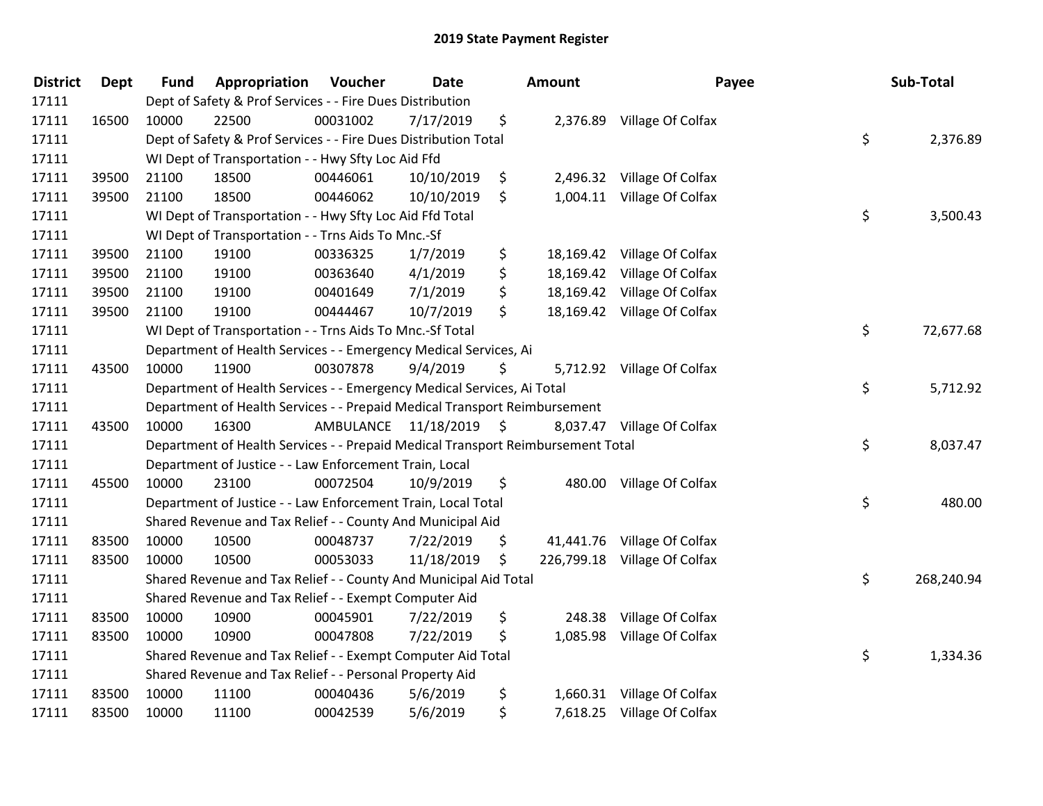# 2019 State Payment Register

| District | Dept | Fund | Appropriation | Voucher | Date | Amount | Payee | Sub-Total |
|---|---|---|---|---|---|---|---|---|
| 17111 | | Dept of Safety & Prof Services - - Fire Dues Distribution | | | | | | |
| 17111 | 16500 | 10000 | 22500 | 00031002 | 7/17/2019 | $ 2,376.89 | Village Of Colfax | |
| 17111 | | Dept of Safety & Prof Services - - Fire Dues Distribution Total | | | | | | $ 2,376.89 |
| 17111 | | WI Dept of Transportation - - Hwy Sfty Loc Aid Ffd | | | | | | |
| 17111 | 39500 | 21100 | 18500 | 00446061 | 10/10/2019 | $ 2,496.32 | Village Of Colfax | |
| 17111 | 39500 | 21100 | 18500 | 00446062 | 10/10/2019 | $ 1,004.11 | Village Of Colfax | |
| 17111 | | WI Dept of Transportation - - Hwy Sfty Loc Aid Ffd Total | | | | | | $ 3,500.43 |
| 17111 | | WI Dept of Transportation - - Trns Aids To Mnc.-Sf | | | | | | |
| 17111 | 39500 | 21100 | 19100 | 00336325 | 1/7/2019 | $ 18,169.42 | Village Of Colfax | |
| 17111 | 39500 | 21100 | 19100 | 00363640 | 4/1/2019 | $ 18,169.42 | Village Of Colfax | |
| 17111 | 39500 | 21100 | 19100 | 00401649 | 7/1/2019 | $ 18,169.42 | Village Of Colfax | |
| 17111 | 39500 | 21100 | 19100 | 00444467 | 10/7/2019 | $ 18,169.42 | Village Of Colfax | |
| 17111 | | WI Dept of Transportation - - Trns Aids To Mnc.-Sf Total | | | | | | $ 72,677.68 |
| 17111 | | Department of Health Services - - Emergency Medical Services, Ai | | | | | | |
| 17111 | 43500 | 10000 | 11900 | 00307878 | 9/4/2019 | $ 5,712.92 | Village Of Colfax | |
| 17111 | | Department of Health Services - - Emergency Medical Services, Ai Total | | | | | | $ 5,712.92 |
| 17111 | | Department of Health Services - - Prepaid Medical Transport Reimbursement | | | | | | |
| 17111 | 43500 | 10000 | 16300 | AMBULANCE | 11/18/2019 | $ 8,037.47 | Village Of Colfax | |
| 17111 | | Department of Health Services - - Prepaid Medical Transport Reimbursement Total | | | | | | $ 8,037.47 |
| 17111 | | Department of Justice - - Law Enforcement Train, Local | | | | | | |
| 17111 | 45500 | 10000 | 23100 | 00072504 | 10/9/2019 | $ 480.00 | Village Of Colfax | |
| 17111 | | Department of Justice - - Law Enforcement Train, Local Total | | | | | | $ 480.00 |
| 17111 | | Shared Revenue and Tax Relief - - County And Municipal Aid | | | | | | |
| 17111 | 83500 | 10000 | 10500 | 00048737 | 7/22/2019 | $ 41,441.76 | Village Of Colfax | |
| 17111 | 83500 | 10000 | 10500 | 00053033 | 11/18/2019 | $ 226,799.18 | Village Of Colfax | |
| 17111 | | Shared Revenue and Tax Relief - - County And Municipal Aid Total | | | | | | $ 268,240.94 |
| 17111 | | Shared Revenue and Tax Relief - - Exempt Computer Aid | | | | | | |
| 17111 | 83500 | 10000 | 10900 | 00045901 | 7/22/2019 | $ 248.38 | Village Of Colfax | |
| 17111 | 83500 | 10000 | 10900 | 00047808 | 7/22/2019 | $ 1,085.98 | Village Of Colfax | |
| 17111 | | Shared Revenue and Tax Relief - - Exempt Computer Aid Total | | | | | | $ 1,334.36 |
| 17111 | | Shared Revenue and Tax Relief - - Personal Property Aid | | | | | | |
| 17111 | 83500 | 10000 | 11100 | 00040436 | 5/6/2019 | $ 1,660.31 | Village Of Colfax | |
| 17111 | 83500 | 10000 | 11100 | 00042539 | 5/6/2019 | $ 7,618.25 | Village Of Colfax | |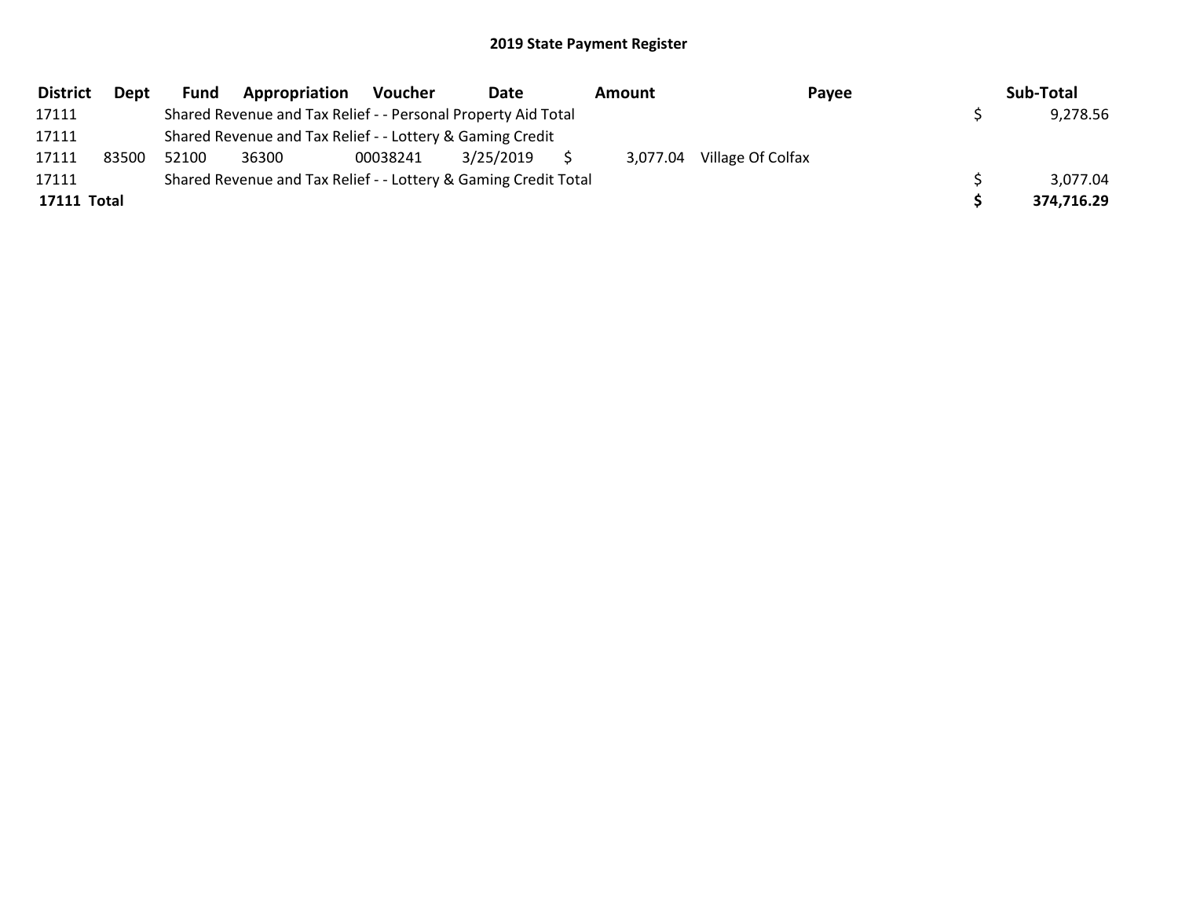# 2019 State Payment Register

| District | Dept | Fund | Appropriation | Voucher | Date | Amount | Payee | Sub-Total |
|---|---|---|---|---|---|---|---|---|
| 17111 | | Shared Revenue and Tax Relief - - Personal Property Aid Total | | | | | | $ 9,278.56 |
| 17111 | | Shared Revenue and Tax Relief - - Lottery & Gaming Credit | | | | | | |
| 17111 | 83500 | 52100 | 36300 | 00038241 | 3/25/2019 | $ 3,077.04 | Village Of Colfax | |
| 17111 | | Shared Revenue and Tax Relief - - Lottery & Gaming Credit Total | | | | | | $ 3,077.04 |
| **17111 Total** | | | | | | | | **$ 374,716.29** |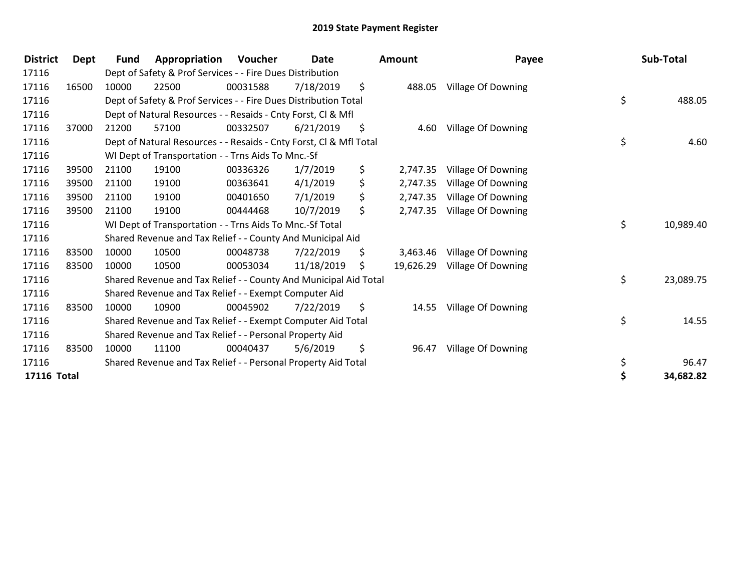# 2019 State Payment Register

| District | Dept | Fund | Appropriation | Voucher | Date | Amount | Payee | Sub-Total |
|---|---|---|---|---|---|---|---|---|
| 17116 | | Dept of Safety & Prof Services - - Fire Dues Distribution | | | | | | |
| 17116 | 16500 | 10000 | 22500 | 00031588 | 7/18/2019 | $ 488.05 | Village Of Downing | |
| 17116 | | Dept of Safety & Prof Services - - Fire Dues Distribution Total | | | | | | $ 488.05 |
| 17116 | | Dept of Natural Resources - - Resaids - Cnty Forst, Cl & Mfl | | | | | | |
| 17116 | 37000 | 21200 | 57100 | 00332507 | 6/21/2019 | $ 4.60 | Village Of Downing | |
| 17116 | | Dept of Natural Resources - - Resaids - Cnty Forst, Cl & Mfl Total | | | | | | $ 4.60 |
| 17116 | | WI Dept of Transportation - - Trns Aids To Mnc.-Sf | | | | | | |
| 17116 | 39500 | 21100 | 19100 | 00336326 | 1/7/2019 | $ 2,747.35 | Village Of Downing | |
| 17116 | 39500 | 21100 | 19100 | 00363641 | 4/1/2019 | $ 2,747.35 | Village Of Downing | |
| 17116 | 39500 | 21100 | 19100 | 00401650 | 7/1/2019 | $ 2,747.35 | Village Of Downing | |
| 17116 | 39500 | 21100 | 19100 | 00444468 | 10/7/2019 | $ 2,747.35 | Village Of Downing | |
| 17116 | | WI Dept of Transportation - - Trns Aids To Mnc.-Sf Total | | | | | | $ 10,989.40 |
| 17116 | | Shared Revenue and Tax Relief - - County And Municipal Aid | | | | | | |
| 17116 | 83500 | 10000 | 10500 | 00048738 | 7/22/2019 | $ 3,463.46 | Village Of Downing | |
| 17116 | 83500 | 10000 | 10500 | 00053034 | 11/18/2019 | $ 19,626.29 | Village Of Downing | |
| 17116 | | Shared Revenue and Tax Relief - - County And Municipal Aid Total | | | | | | $ 23,089.75 |
| 17116 | | Shared Revenue and Tax Relief - - Exempt Computer Aid | | | | | | |
| 17116 | 83500 | 10000 | 10900 | 00045902 | 7/22/2019 | $ 14.55 | Village Of Downing | |
| 17116 | | Shared Revenue and Tax Relief - - Exempt Computer Aid Total | | | | | | $ 14.55 |
| 17116 | | Shared Revenue and Tax Relief - - Personal Property Aid | | | | | | |
| 17116 | 83500 | 10000 | 11100 | 00040437 | 5/6/2019 | $ 96.47 | Village Of Downing | |
| 17116 | | Shared Revenue and Tax Relief - - Personal Property Aid Total | | | | | | $ 96.47 |
| **17116 Total** | | | | | | | | **$ 34,682.82** |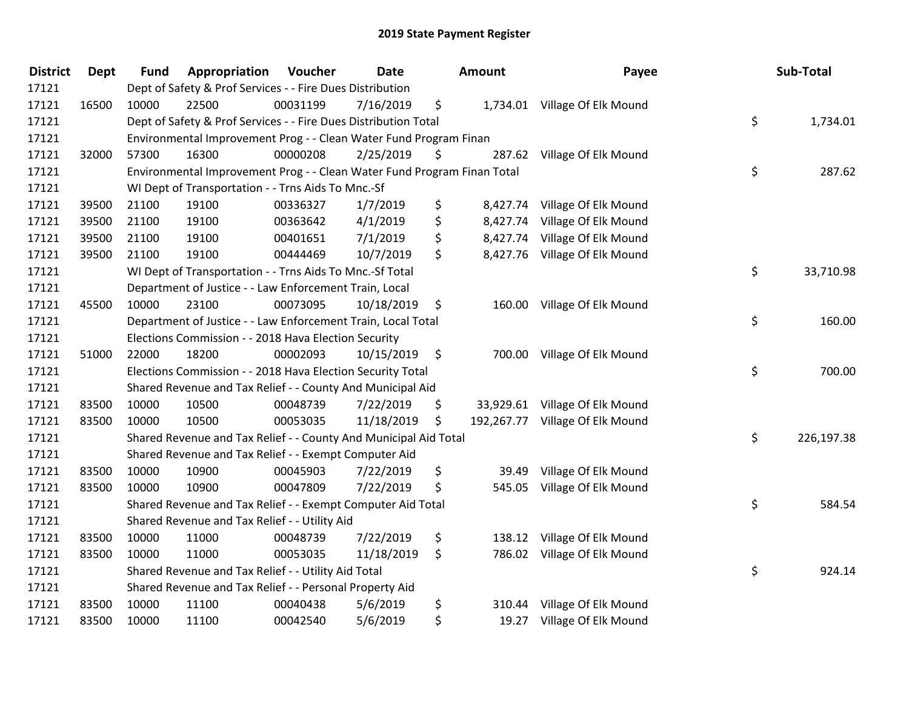# 2019 State Payment Register

| District | Dept | Fund | Appropriation | Voucher | Date | Amount | Payee | Sub-Total |
|---|---|---|---|---|---|---|---|---|
| 17121 | | Dept of Safety & Prof Services - - Fire Dues Distribution | | | | | | |
| 17121 | 16500 | 10000 | 22500 | 00031199 | 7/16/2019 | $ 1,734.01 | Village Of Elk Mound | |
| 17121 | | Dept of Safety & Prof Services - - Fire Dues Distribution Total | | | | | | $ 1,734.01 |
| 17121 | | Environmental Improvement Prog - - Clean Water Fund Program Finan | | | | | | |
| 17121 | 32000 | 57300 | 16300 | 00000208 | 2/25/2019 | $ 287.62 | Village Of Elk Mound | |
| 17121 | | Environmental Improvement Prog - - Clean Water Fund Program Finan Total | | | | | | $ 287.62 |
| 17121 | | WI Dept of Transportation - - Trns Aids To Mnc.-Sf | | | | | | |
| 17121 | 39500 | 21100 | 19100 | 00336327 | 1/7/2019 | $ 8,427.74 | Village Of Elk Mound | |
| 17121 | 39500 | 21100 | 19100 | 00363642 | 4/1/2019 | $ 8,427.74 | Village Of Elk Mound | |
| 17121 | 39500 | 21100 | 19100 | 00401651 | 7/1/2019 | $ 8,427.74 | Village Of Elk Mound | |
| 17121 | 39500 | 21100 | 19100 | 00444469 | 10/7/2019 | $ 8,427.76 | Village Of Elk Mound | |
| 17121 | | WI Dept of Transportation - - Trns Aids To Mnc.-Sf Total | | | | | | $ 33,710.98 |
| 17121 | | Department of Justice - - Law Enforcement Train, Local | | | | | | |
| 17121 | 45500 | 10000 | 23100 | 00073095 | 10/18/2019 | $ 160.00 | Village Of Elk Mound | |
| 17121 | | Department of Justice - - Law Enforcement Train, Local Total | | | | | | $ 160.00 |
| 17121 | | Elections Commission - - 2018 Hava Election Security | | | | | | |
| 17121 | 51000 | 22000 | 18200 | 00002093 | 10/15/2019 | $ 700.00 | Village Of Elk Mound | |
| 17121 | | Elections Commission - - 2018 Hava Election Security Total | | | | | | $ 700.00 |
| 17121 | | Shared Revenue and Tax Relief - - County And Municipal Aid | | | | | | |
| 17121 | 83500 | 10000 | 10500 | 00048739 | 7/22/2019 | $ 33,929.61 | Village Of Elk Mound | |
| 17121 | 83500 | 10000 | 10500 | 00053035 | 11/18/2019 | $ 192,267.77 | Village Of Elk Mound | |
| 17121 | | Shared Revenue and Tax Relief - - County And Municipal Aid Total | | | | | | $ 226,197.38 |
| 17121 | | Shared Revenue and Tax Relief - - Exempt Computer Aid | | | | | | |
| 17121 | 83500 | 10000 | 10900 | 00045903 | 7/22/2019 | $ 39.49 | Village Of Elk Mound | |
| 17121 | 83500 | 10000 | 10900 | 00047809 | 7/22/2019 | $ 545.05 | Village Of Elk Mound | |
| 17121 | | Shared Revenue and Tax Relief - - Exempt Computer Aid Total | | | | | | $ 584.54 |
| 17121 | | Shared Revenue and Tax Relief - - Utility Aid | | | | | | |
| 17121 | 83500 | 10000 | 11000 | 00048739 | 7/22/2019 | $ 138.12 | Village Of Elk Mound | |
| 17121 | 83500 | 10000 | 11000 | 00053035 | 11/18/2019 | $ 786.02 | Village Of Elk Mound | |
| 17121 | | Shared Revenue and Tax Relief - - Utility Aid Total | | | | | | $ 924.14 |
| 17121 | | Shared Revenue and Tax Relief - - Personal Property Aid | | | | | | |
| 17121 | 83500 | 10000 | 11100 | 00040438 | 5/6/2019 | $ 310.44 | Village Of Elk Mound | |
| 17121 | 83500 | 10000 | 11100 | 00042540 | 5/6/2019 | $ 19.27 | Village Of Elk Mound | |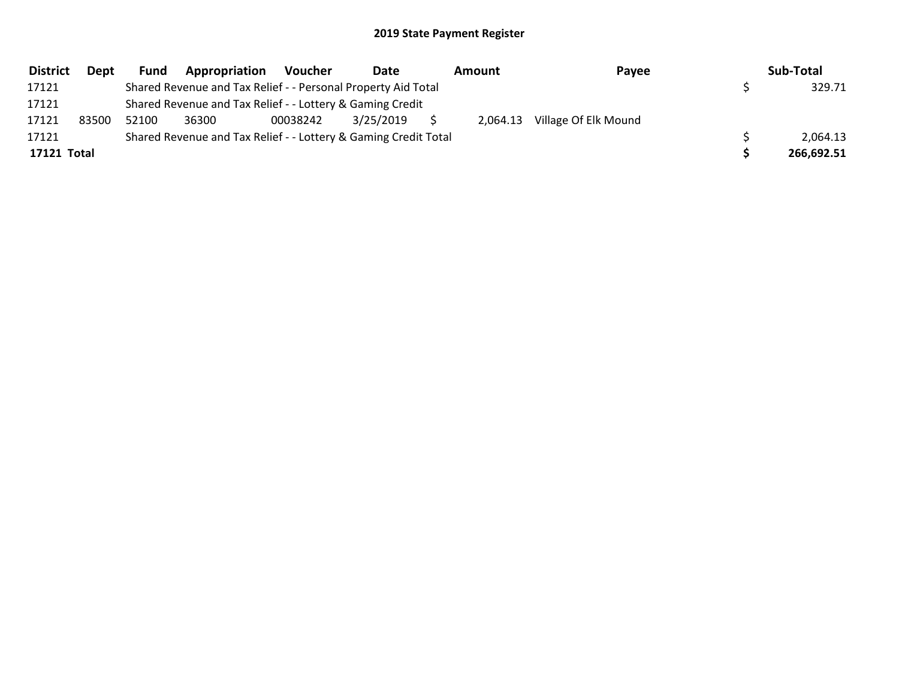# 2019 State Payment Register

| District | Dept | Fund | Appropriation | Voucher | Date | Amount | Payee | Sub-Total |
|---|---|---|---|---|---|---|---|---|
| 17121 | | Shared Revenue and Tax Relief - - Personal Property Aid Total | | | | | | $ 329.71 |
| 17121 | | Shared Revenue and Tax Relief - - Lottery & Gaming Credit | | | | | | |
| 17121 | 83500 | 52100 | 36300 | 00038242 | 3/25/2019 | $ 2,064.13 | Village Of Elk Mound | |
| 17121 | | Shared Revenue and Tax Relief - - Lottery & Gaming Credit Total | | | | | | $ 2,064.13 |
| **17121 Total** | | | | | | | | **$ 266,692.51** |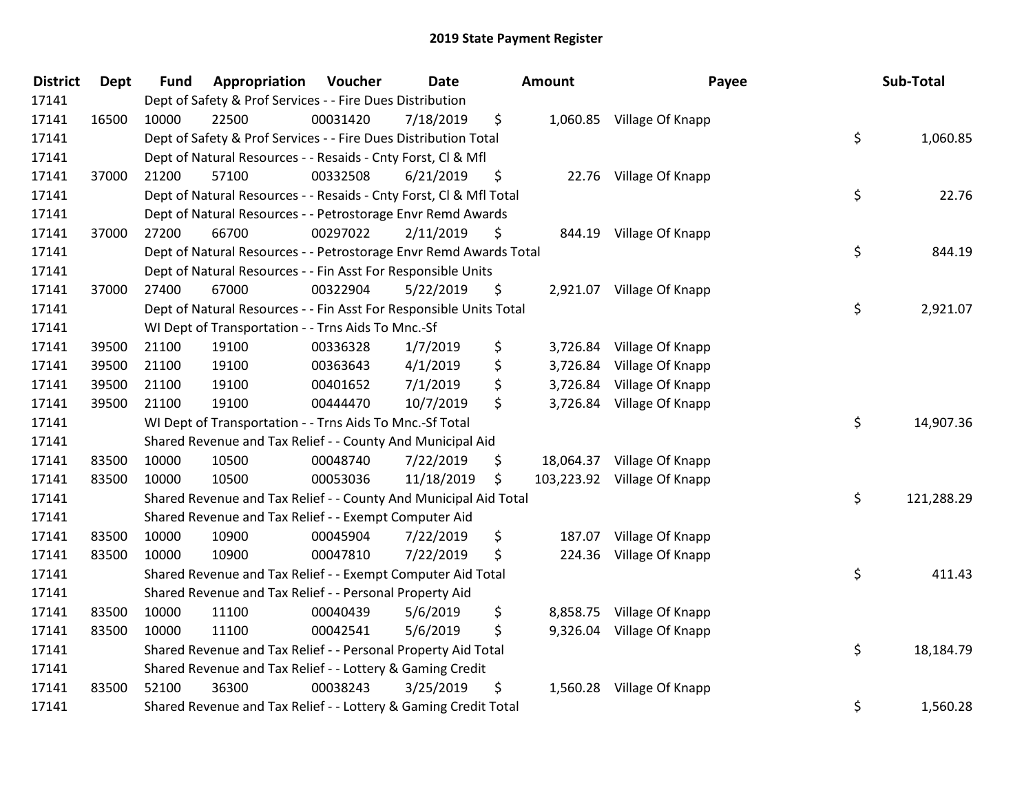# 2019 State Payment Register

| District | Dept | Fund | Appropriation | Voucher | Date | Amount | Payee | Sub-Total |
|---|---|---|---|---|---|---|---|---|
| 17141 | | Dept of Safety & Prof Services - - Fire Dues Distribution | | | | | | |
| 17141 | 16500 | 10000 | 22500 | 00031420 | 7/18/2019 | $ 1,060.85 | Village Of Knapp | |
| 17141 | | Dept of Safety & Prof Services - - Fire Dues Distribution Total | | | | | | $ 1,060.85 |
| 17141 | | Dept of Natural Resources - - Resaids - Cnty Forst, Cl & Mfl | | | | | | |
| 17141 | 37000 | 21200 | 57100 | 00332508 | 6/21/2019 | $ 22.76 | Village Of Knapp | |
| 17141 | | Dept of Natural Resources - - Resaids - Cnty Forst, Cl & Mfl Total | | | | | | $ 22.76 |
| 17141 | | Dept of Natural Resources - - Petrostorage Envr Remd Awards | | | | | | |
| 17141 | 37000 | 27200 | 66700 | 00297022 | 2/11/2019 | $ 844.19 | Village Of Knapp | |
| 17141 | | Dept of Natural Resources - - Petrostorage Envr Remd Awards Total | | | | | | $ 844.19 |
| 17141 | | Dept of Natural Resources - - Fin Asst For Responsible Units | | | | | | |
| 17141 | 37000 | 27400 | 67000 | 00322904 | 5/22/2019 | $ 2,921.07 | Village Of Knapp | |
| 17141 | | Dept of Natural Resources - - Fin Asst For Responsible Units Total | | | | | | $ 2,921.07 |
| 17141 | | WI Dept of Transportation - - Trns Aids To Mnc.-Sf | | | | | | |
| 17141 | 39500 | 21100 | 19100 | 00336328 | 1/7/2019 | $ 3,726.84 | Village Of Knapp | |
| 17141 | 39500 | 21100 | 19100 | 00363643 | 4/1/2019 | $ 3,726.84 | Village Of Knapp | |
| 17141 | 39500 | 21100 | 19100 | 00401652 | 7/1/2019 | $ 3,726.84 | Village Of Knapp | |
| 17141 | 39500 | 21100 | 19100 | 00444470 | 10/7/2019 | $ 3,726.84 | Village Of Knapp | |
| 17141 | | WI Dept of Transportation - - Trns Aids To Mnc.-Sf Total | | | | | | $ 14,907.36 |
| 17141 | | Shared Revenue and Tax Relief - - County And Municipal Aid | | | | | | |
| 17141 | 83500 | 10000 | 10500 | 00048740 | 7/22/2019 | $ 18,064.37 | Village Of Knapp | |
| 17141 | 83500 | 10000 | 10500 | 00053036 | 11/18/2019 | $ 103,223.92 | Village Of Knapp | |
| 17141 | | Shared Revenue and Tax Relief - - County And Municipal Aid Total | | | | | | $ 121,288.29 |
| 17141 | | Shared Revenue and Tax Relief - - Exempt Computer Aid | | | | | | |
| 17141 | 83500 | 10000 | 10900 | 00045904 | 7/22/2019 | $ 187.07 | Village Of Knapp | |
| 17141 | 83500 | 10000 | 10900 | 00047810 | 7/22/2019 | $ 224.36 | Village Of Knapp | |
| 17141 | | Shared Revenue and Tax Relief - - Exempt Computer Aid Total | | | | | | $ 411.43 |
| 17141 | | Shared Revenue and Tax Relief - - Personal Property Aid | | | | | | |
| 17141 | 83500 | 10000 | 11100 | 00040439 | 5/6/2019 | $ 8,858.75 | Village Of Knapp | |
| 17141 | 83500 | 10000 | 11100 | 00042541 | 5/6/2019 | $ 9,326.04 | Village Of Knapp | |
| 17141 | | Shared Revenue and Tax Relief - - Personal Property Aid Total | | | | | | $ 18,184.79 |
| 17141 | | Shared Revenue and Tax Relief - - Lottery & Gaming Credit | | | | | | |
| 17141 | 83500 | 52100 | 36300 | 00038243 | 3/25/2019 | $ 1,560.28 | Village Of Knapp | |
| 17141 | | Shared Revenue and Tax Relief - - Lottery & Gaming Credit Total | | | | | | $ 1,560.28 |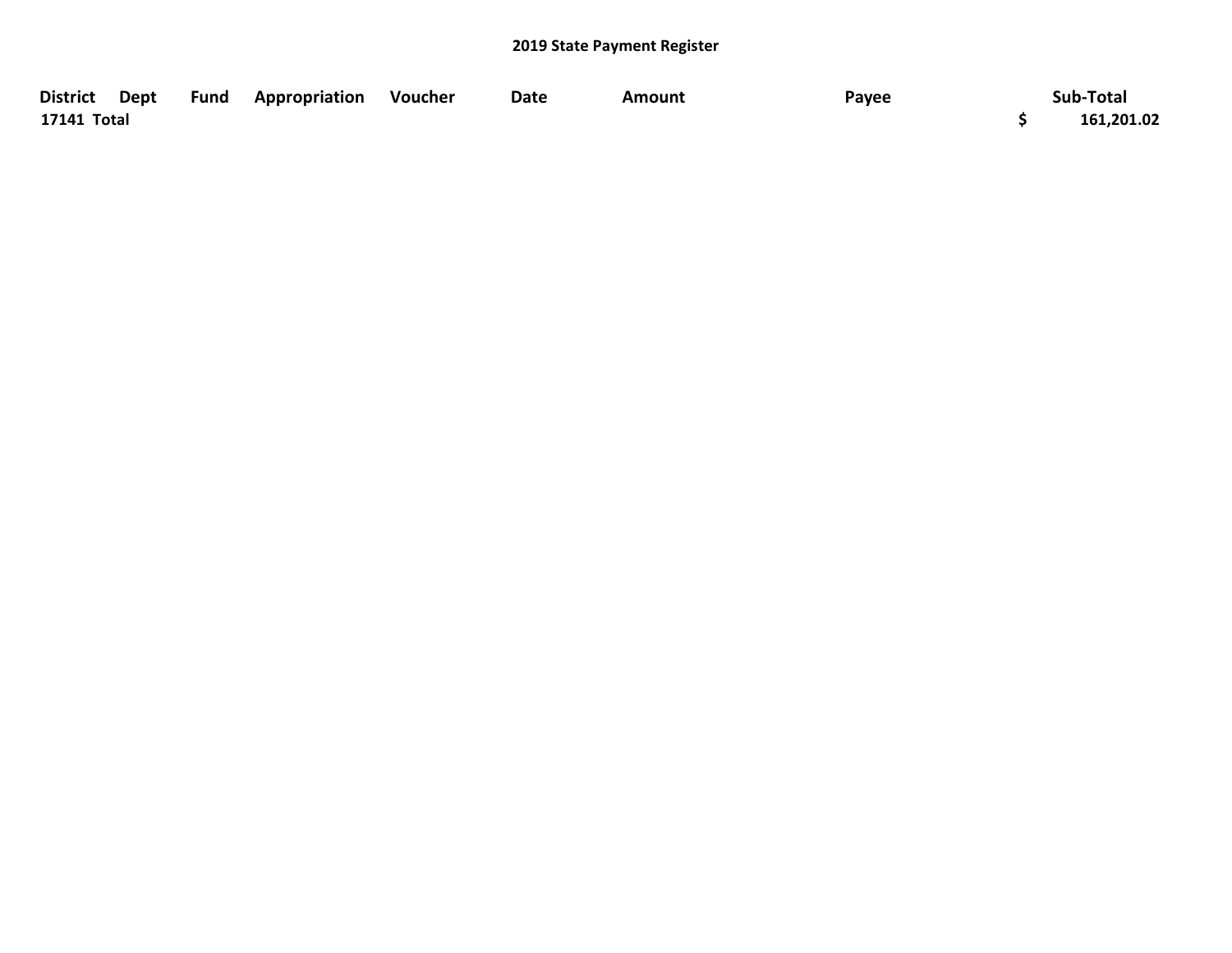## 2019 State Payment Register

| District | Dept | Fund | Appropriation | Voucher | Date | Amount | Payee | Sub-Total |
|---|---|---|---|---|---|---|---|---|
| **17141 Total** | | | | | | | | **$ 161,201.02** |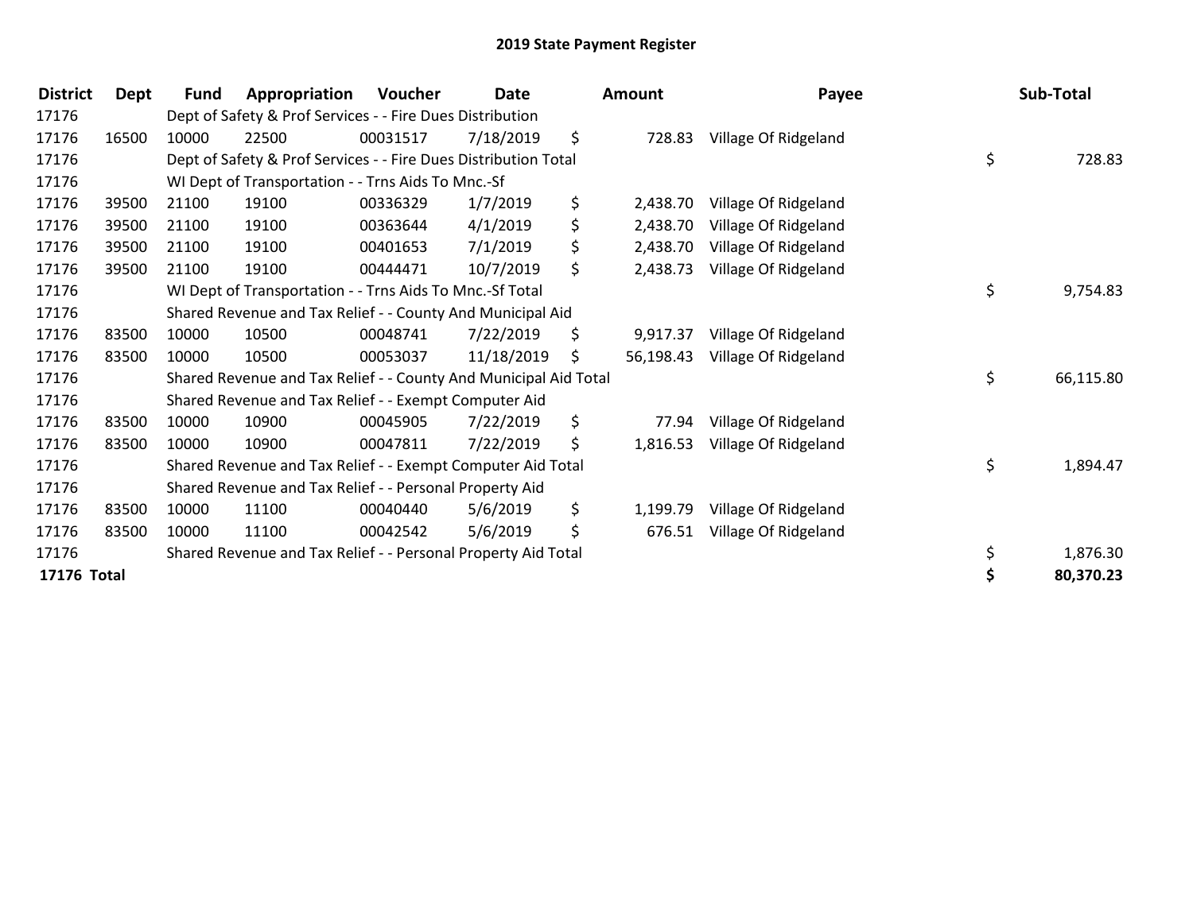# 2019 State Payment Register

| District | Dept | Fund | Appropriation | Voucher | Date | Amount | Payee | Sub-Total |
|---|---|---|---|---|---|---|---|---|
| 17176 | | Dept of Safety & Prof Services - - Fire Dues Distribution | | | | | | |
| 17176 | 16500 | 10000 | 22500 | 00031517 | 7/18/2019 | $ 728.83 | Village Of Ridgeland | |
| 17176 | | Dept of Safety & Prof Services - - Fire Dues Distribution Total | | | | | | $ 728.83 |
| 17176 | | WI Dept of Transportation - - Trns Aids To Mnc.-Sf | | | | | | |
| 17176 | 39500 | 21100 | 19100 | 00336329 | 1/7/2019 | $ 2,438.70 | Village Of Ridgeland | |
| 17176 | 39500 | 21100 | 19100 | 00363644 | 4/1/2019 | $ 2,438.70 | Village Of Ridgeland | |
| 17176 | 39500 | 21100 | 19100 | 00401653 | 7/1/2019 | $ 2,438.70 | Village Of Ridgeland | |
| 17176 | 39500 | 21100 | 19100 | 00444471 | 10/7/2019 | $ 2,438.73 | Village Of Ridgeland | |
| 17176 | | WI Dept of Transportation - - Trns Aids To Mnc.-Sf Total | | | | | | $ 9,754.83 |
| 17176 | | Shared Revenue and Tax Relief - - County And Municipal Aid | | | | | | |
| 17176 | 83500 | 10000 | 10500 | 00048741 | 7/22/2019 | $ 9,917.37 | Village Of Ridgeland | |
| 17176 | 83500 | 10000 | 10500 | 00053037 | 11/18/2019 | $ 56,198.43 | Village Of Ridgeland | |
| 17176 | | Shared Revenue and Tax Relief - - County And Municipal Aid Total | | | | | | $ 66,115.80 |
| 17176 | | Shared Revenue and Tax Relief - - Exempt Computer Aid | | | | | | |
| 17176 | 83500 | 10000 | 10900 | 00045905 | 7/22/2019 | $ 77.94 | Village Of Ridgeland | |
| 17176 | 83500 | 10000 | 10900 | 00047811 | 7/22/2019 | $ 1,816.53 | Village Of Ridgeland | |
| 17176 | | Shared Revenue and Tax Relief - - Exempt Computer Aid Total | | | | | | $ 1,894.47 |
| 17176 | | Shared Revenue and Tax Relief - - Personal Property Aid | | | | | | |
| 17176 | 83500 | 10000 | 11100 | 00040440 | 5/6/2019 | $ 1,199.79 | Village Of Ridgeland | |
| 17176 | 83500 | 10000 | 11100 | 00042542 | 5/6/2019 | $ 676.51 | Village Of Ridgeland | |
| 17176 | | Shared Revenue and Tax Relief - - Personal Property Aid Total | | | | | | $ 1,876.30 |
| **17176 Total** | | | | | | | | **$ 80,370.23** |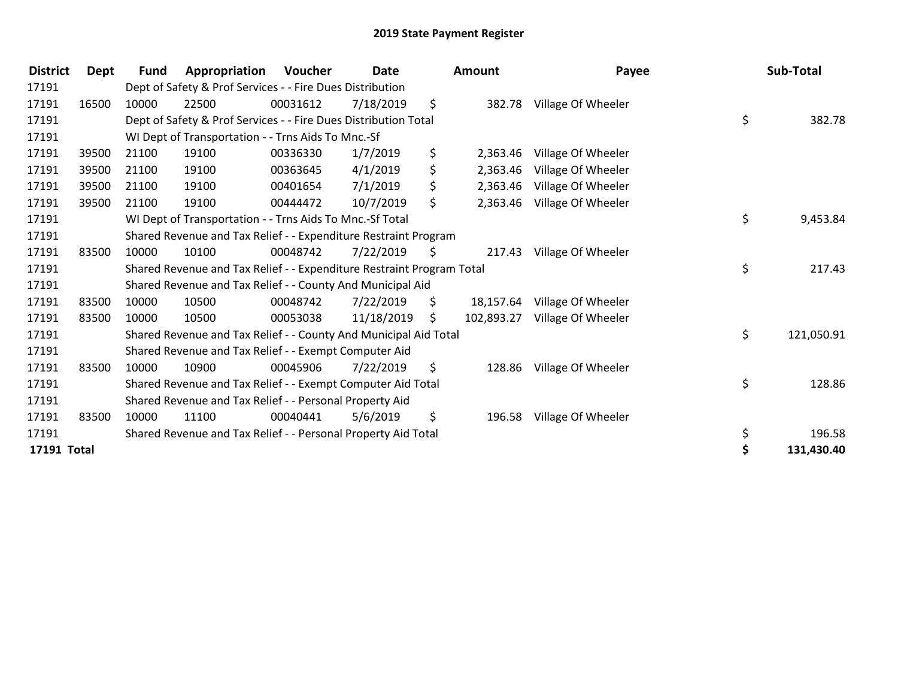# 2019 State Payment Register

| District | Dept | Fund | Appropriation | Voucher | Date | Amount | Payee | Sub-Total |
|---|---|---|---|---|---|---|---|---|
| 17191 | | Dept of Safety & Prof Services - - Fire Dues Distribution | | | | | | |
| 17191 | 16500 | 10000 | 22500 | 00031612 | 7/18/2019 | $ 382.78 | Village Of Wheeler | |
| 17191 | | Dept of Safety & Prof Services - - Fire Dues Distribution Total | | | | | | $ 382.78 |
| 17191 | | WI Dept of Transportation - - Trns Aids To Mnc.-Sf | | | | | | |
| 17191 | 39500 | 21100 | 19100 | 00336330 | 1/7/2019 | $ 2,363.46 | Village Of Wheeler | |
| 17191 | 39500 | 21100 | 19100 | 00363645 | 4/1/2019 | $ 2,363.46 | Village Of Wheeler | |
| 17191 | 39500 | 21100 | 19100 | 00401654 | 7/1/2019 | $ 2,363.46 | Village Of Wheeler | |
| 17191 | 39500 | 21100 | 19100 | 00444472 | 10/7/2019 | $ 2,363.46 | Village Of Wheeler | |
| 17191 | | WI Dept of Transportation - - Trns Aids To Mnc.-Sf Total | | | | | | $ 9,453.84 |
| 17191 | | Shared Revenue and Tax Relief - - Expenditure Restraint Program | | | | | | |
| 17191 | 83500 | 10000 | 10100 | 00048742 | 7/22/2019 | $ 217.43 | Village Of Wheeler | |
| 17191 | | Shared Revenue and Tax Relief - - Expenditure Restraint Program Total | | | | | | $ 217.43 |
| 17191 | | Shared Revenue and Tax Relief - - County And Municipal Aid | | | | | | |
| 17191 | 83500 | 10000 | 10500 | 00048742 | 7/22/2019 | $ 18,157.64 | Village Of Wheeler | |
| 17191 | 83500 | 10000 | 10500 | 00053038 | 11/18/2019 | $ 102,893.27 | Village Of Wheeler | |
| 17191 | | Shared Revenue and Tax Relief - - County And Municipal Aid Total | | | | | | $ 121,050.91 |
| 17191 | | Shared Revenue and Tax Relief - - Exempt Computer Aid | | | | | | |
| 17191 | 83500 | 10000 | 10900 | 00045906 | 7/22/2019 | $ 128.86 | Village Of Wheeler | |
| 17191 | | Shared Revenue and Tax Relief - - Exempt Computer Aid Total | | | | | | $ 128.86 |
| 17191 | | Shared Revenue and Tax Relief - - Personal Property Aid | | | | | | |
| 17191 | 83500 | 10000 | 11100 | 00040441 | 5/6/2019 | $ 196.58 | Village Of Wheeler | |
| 17191 | | Shared Revenue and Tax Relief - - Personal Property Aid Total | | | | | | $ 196.58 |
| **17191 Total** | | | | | | | | **$ 131,430.40** |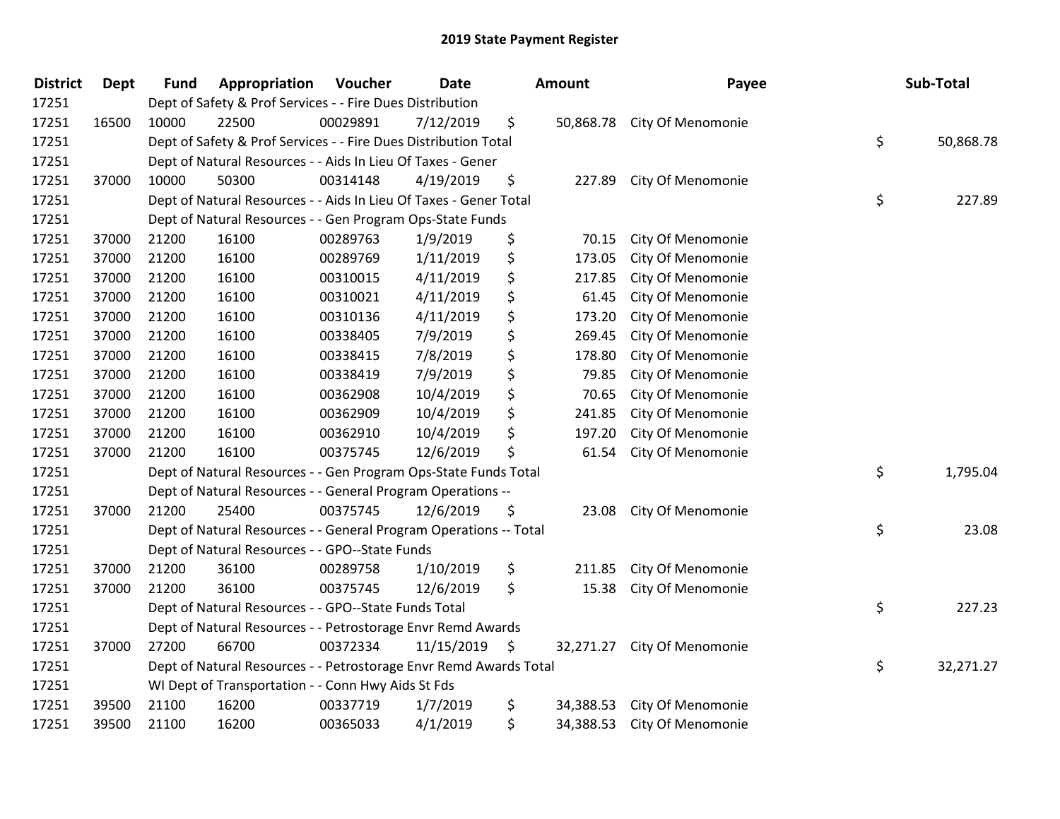# 2019 State Payment Register

| District | Dept | Fund | Appropriation | Voucher | Date | Amount | Payee | Sub-Total |
|---|---|---|---|---|---|---|---|---|
| 17251 | | | Dept of Safety & Prof Services - - Fire Dues Distribution | | | | | |
| 17251 | 16500 | 10000 | 22500 | 00029891 | 7/12/2019 | $ 50,868.78 | City Of Menomonie | |
| 17251 | | | Dept of Safety & Prof Services - - Fire Dues Distribution Total | | | | | $ 50,868.78 |
| 17251 | | | Dept of Natural Resources - - Aids In Lieu Of Taxes - Gener | | | | | |
| 17251 | 37000 | 10000 | 50300 | 00314148 | 4/19/2019 | $ 227.89 | City Of Menomonie | |
| 17251 | | | Dept of Natural Resources - - Aids In Lieu Of Taxes - Gener Total | | | | | $ 227.89 |
| 17251 | | | Dept of Natural Resources - - Gen Program Ops-State Funds | | | | | |
| 17251 | 37000 | 21200 | 16100 | 00289763 | 1/9/2019 | $ 70.15 | City Of Menomonie | |
| 17251 | 37000 | 21200 | 16100 | 00289769 | 1/11/2019 | $ 173.05 | City Of Menomonie | |
| 17251 | 37000 | 21200 | 16100 | 00310015 | 4/11/2019 | $ 217.85 | City Of Menomonie | |
| 17251 | 37000 | 21200 | 16100 | 00310021 | 4/11/2019 | $ 61.45 | City Of Menomonie | |
| 17251 | 37000 | 21200 | 16100 | 00310136 | 4/11/2019 | $ 173.20 | City Of Menomonie | |
| 17251 | 37000 | 21200 | 16100 | 00338405 | 7/9/2019 | $ 269.45 | City Of Menomonie | |
| 17251 | 37000 | 21200 | 16100 | 00338415 | 7/8/2019 | $ 178.80 | City Of Menomonie | |
| 17251 | 37000 | 21200 | 16100 | 00338419 | 7/9/2019 | $ 79.85 | City Of Menomonie | |
| 17251 | 37000 | 21200 | 16100 | 00362908 | 10/4/2019 | $ 70.65 | City Of Menomonie | |
| 17251 | 37000 | 21200 | 16100 | 00362909 | 10/4/2019 | $ 241.85 | City Of Menomonie | |
| 17251 | 37000 | 21200 | 16100 | 00362910 | 10/4/2019 | $ 197.20 | City Of Menomonie | |
| 17251 | 37000 | 21200 | 16100 | 00375745 | 12/6/2019 | $ 61.54 | City Of Menomonie | |
| 17251 | | | Dept of Natural Resources - - Gen Program Ops-State Funds Total | | | | | $ 1,795.04 |
| 17251 | | | Dept of Natural Resources - - General Program Operations -- | | | | | |
| 17251 | 37000 | 21200 | 25400 | 00375745 | 12/6/2019 | $ 23.08 | City Of Menomonie | |
| 17251 | | | Dept of Natural Resources - - General Program Operations -- Total | | | | | $ 23.08 |
| 17251 | | | Dept of Natural Resources - - GPO--State Funds | | | | | |
| 17251 | 37000 | 21200 | 36100 | 00289758 | 1/10/2019 | $ 211.85 | City Of Menomonie | |
| 17251 | 37000 | 21200 | 36100 | 00375745 | 12/6/2019 | $ 15.38 | City Of Menomonie | |
| 17251 | | | Dept of Natural Resources - - GPO--State Funds Total | | | | | $ 227.23 |
| 17251 | | | Dept of Natural Resources - - Petrostorage Envr Remd Awards | | | | | |
| 17251 | 37000 | 27200 | 66700 | 00372334 | 11/15/2019 | $ 32,271.27 | City Of Menomonie | |
| 17251 | | | Dept of Natural Resources - - Petrostorage Envr Remd Awards Total | | | | | $ 32,271.27 |
| 17251 | | | WI Dept of Transportation - - Conn Hwy Aids St Fds | | | | | |
| 17251 | 39500 | 21100 | 16200 | 00337719 | 1/7/2019 | $ 34,388.53 | City Of Menomonie | |
| 17251 | 39500 | 21100 | 16200 | 00365033 | 4/1/2019 | $ 34,388.53 | City Of Menomonie | |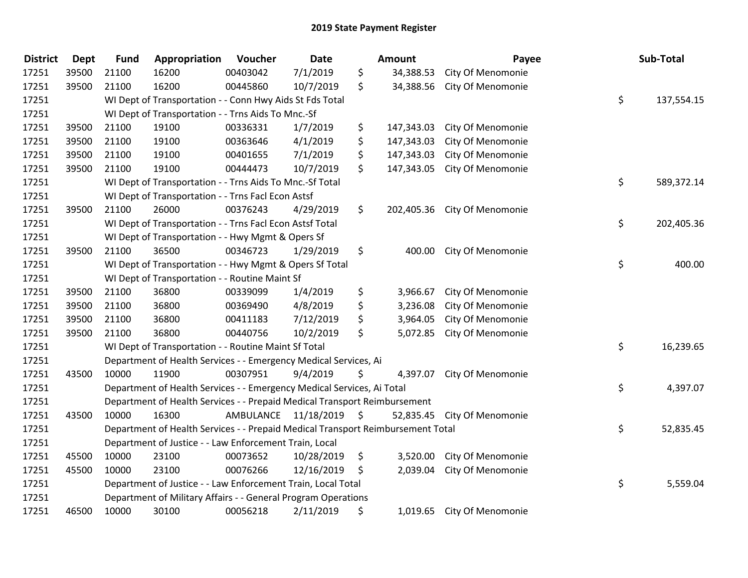# 2019 State Payment Register

| District | Dept | Fund | Appropriation | Voucher | Date | Amount | Payee | Sub-Total |
|---|---|---|---|---|---|---|---|---|
| 17251 | 39500 | 21100 | 16200 | 00403042 | 7/1/2019 | $ 34,388.53 | City Of Menomonie | |
| 17251 | 39500 | 21100 | 16200 | 00445860 | 10/7/2019 | $ 34,388.56 | City Of Menomonie | |
| 17251 | | WI Dept of Transportation - - Conn Hwy Aids St Fds Total | | | | | | $ 137,554.15 |
| 17251 | | WI Dept of Transportation - - Trns Aids To Mnc.-Sf | | | | | | |
| 17251 | 39500 | 21100 | 19100 | 00336331 | 1/7/2019 | $ 147,343.03 | City Of Menomonie | |
| 17251 | 39500 | 21100 | 19100 | 00363646 | 4/1/2019 | $ 147,343.03 | City Of Menomonie | |
| 17251 | 39500 | 21100 | 19100 | 00401655 | 7/1/2019 | $ 147,343.03 | City Of Menomonie | |
| 17251 | 39500 | 21100 | 19100 | 00444473 | 10/7/2019 | $ 147,343.05 | City Of Menomonie | |
| 17251 | | WI Dept of Transportation - - Trns Aids To Mnc.-Sf Total | | | | | | $ 589,372.14 |
| 17251 | | WI Dept of Transportation - - Trns Facl Econ Astsf | | | | | | |
| 17251 | 39500 | 21100 | 26000 | 00376243 | 4/29/2019 | $ 202,405.36 | City Of Menomonie | |
| 17251 | | WI Dept of Transportation - - Trns Facl Econ Astsf Total | | | | | | $ 202,405.36 |
| 17251 | | WI Dept of Transportation - - Hwy Mgmt & Opers Sf | | | | | | |
| 17251 | 39500 | 21100 | 36500 | 00346723 | 1/29/2019 | $ 400.00 | City Of Menomonie | |
| 17251 | | WI Dept of Transportation - - Hwy Mgmt & Opers Sf Total | | | | | | $ 400.00 |
| 17251 | | WI Dept of Transportation - - Routine Maint Sf | | | | | | |
| 17251 | 39500 | 21100 | 36800 | 00339099 | 1/4/2019 | $ 3,966.67 | City Of Menomonie | |
| 17251 | 39500 | 21100 | 36800 | 00369490 | 4/8/2019 | $ 3,236.08 | City Of Menomonie | |
| 17251 | 39500 | 21100 | 36800 | 00411183 | 7/12/2019 | $ 3,964.05 | City Of Menomonie | |
| 17251 | 39500 | 21100 | 36800 | 00440756 | 10/2/2019 | $ 5,072.85 | City Of Menomonie | |
| 17251 | | WI Dept of Transportation - - Routine Maint Sf Total | | | | | | $ 16,239.65 |
| 17251 | | Department of Health Services - - Emergency Medical Services, Ai | | | | | | |
| 17251 | 43500 | 10000 | 11900 | 00307951 | 9/4/2019 | $ 4,397.07 | City Of Menomonie | |
| 17251 | | Department of Health Services - - Emergency Medical Services, Ai Total | | | | | | $ 4,397.07 |
| 17251 | | Department of Health Services - - Prepaid Medical Transport Reimbursement | | | | | | |
| 17251 | 43500 | 10000 | 16300 | AMBULANCE | 11/18/2019 | $ 52,835.45 | City Of Menomonie | |
| 17251 | | Department of Health Services - - Prepaid Medical Transport Reimbursement Total | | | | | | $ 52,835.45 |
| 17251 | | Department of Justice - - Law Enforcement Train, Local | | | | | | |
| 17251 | 45500 | 10000 | 23100 | 00073652 | 10/28/2019 | $ 3,520.00 | City Of Menomonie | |
| 17251 | 45500 | 10000 | 23100 | 00076266 | 12/16/2019 | $ 2,039.04 | City Of Menomonie | |
| 17251 | | Department of Justice - - Law Enforcement Train, Local Total | | | | | | $ 5,559.04 |
| 17251 | | Department of Military Affairs - - General Program Operations | | | | | | |
| 17251 | 46500 | 10000 | 30100 | 00056218 | 2/11/2019 | $ 1,019.65 | City Of Menomonie | |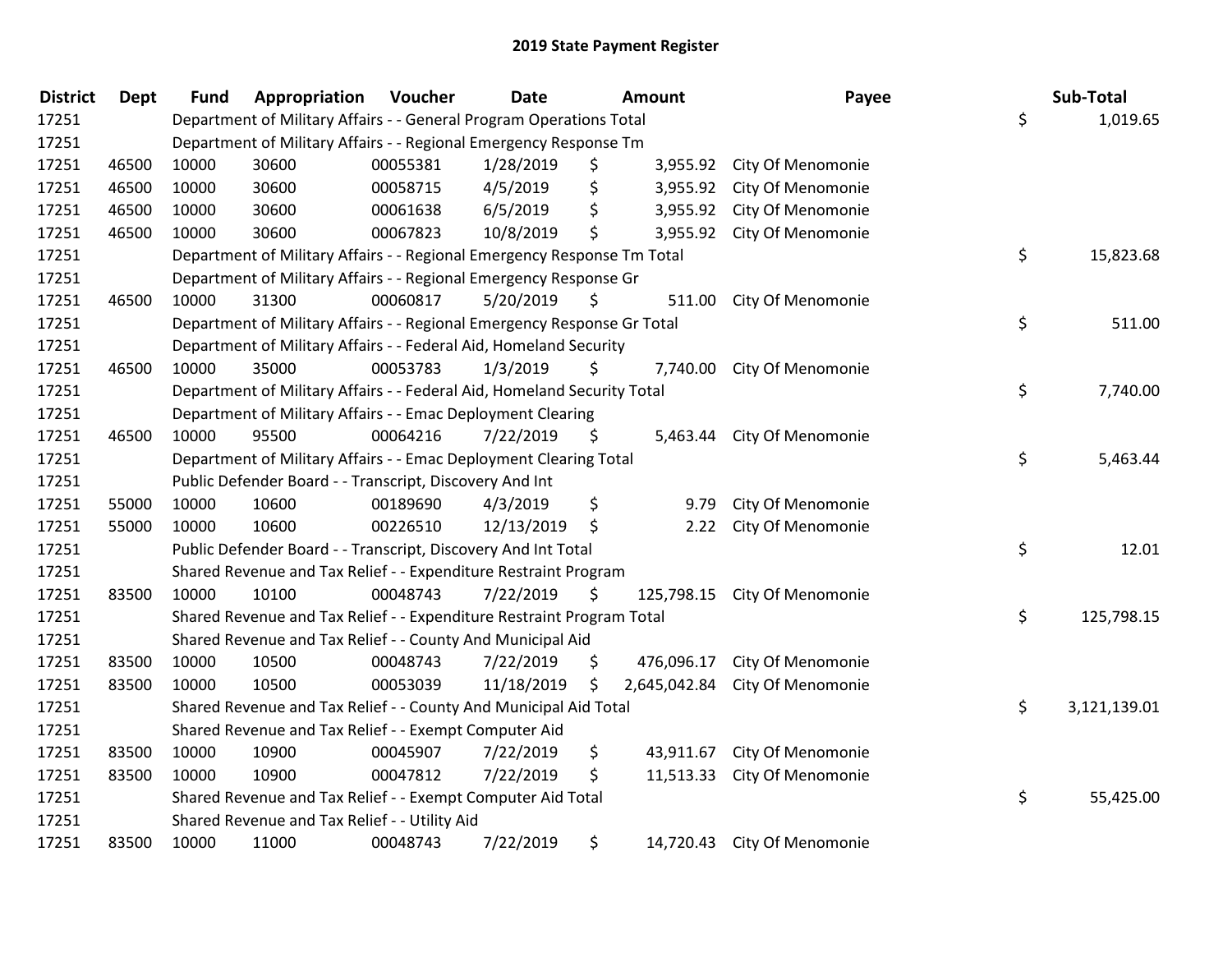# 2019 State Payment Register

| District | Dept | Fund | Appropriation | Voucher | Date | Amount | Payee | Sub-Total |
|---|---|---|---|---|---|---|---|---|
| 17251 | | | Department of Military Affairs - - General Program Operations Total | | | | | $ 1,019.65 |
| 17251 | | | Department of Military Affairs - - Regional Emergency Response Tm | | | | | |
| 17251 | 46500 | 10000 | 30600 | 00055381 | 1/28/2019 | $ 3,955.92 | City Of Menomonie | |
| 17251 | 46500 | 10000 | 30600 | 00058715 | 4/5/2019 | $ 3,955.92 | City Of Menomonie | |
| 17251 | 46500 | 10000 | 30600 | 00061638 | 6/5/2019 | $ 3,955.92 | City Of Menomonie | |
| 17251 | 46500 | 10000 | 30600 | 00067823 | 10/8/2019 | $ 3,955.92 | City Of Menomonie | |
| 17251 | | | Department of Military Affairs - - Regional Emergency Response Tm Total | | | | | $ 15,823.68 |
| 17251 | | | Department of Military Affairs - - Regional Emergency Response Gr | | | | | |
| 17251 | 46500 | 10000 | 31300 | 00060817 | 5/20/2019 | $ 511.00 | City Of Menomonie | |
| 17251 | | | Department of Military Affairs - - Regional Emergency Response Gr Total | | | | | $ 511.00 |
| 17251 | | | Department of Military Affairs - - Federal Aid, Homeland Security | | | | | |
| 17251 | 46500 | 10000 | 35000 | 00053783 | 1/3/2019 | $ 7,740.00 | City Of Menomonie | |
| 17251 | | | Department of Military Affairs - - Federal Aid, Homeland Security Total | | | | | $ 7,740.00 |
| 17251 | | | Department of Military Affairs - - Emac Deployment Clearing | | | | | |
| 17251 | 46500 | 10000 | 95500 | 00064216 | 7/22/2019 | $ 5,463.44 | City Of Menomonie | |
| 17251 | | | Department of Military Affairs - - Emac Deployment Clearing Total | | | | | $ 5,463.44 |
| 17251 | | | Public Defender Board - - Transcript, Discovery And Int | | | | | |
| 17251 | 55000 | 10000 | 10600 | 00189690 | 4/3/2019 | $ 9.79 | City Of Menomonie | |
| 17251 | 55000 | 10000 | 10600 | 00226510 | 12/13/2019 | $ 2.22 | City Of Menomonie | |
| 17251 | | | Public Defender Board - - Transcript, Discovery And Int Total | | | | | $ 12.01 |
| 17251 | | | Shared Revenue and Tax Relief - - Expenditure Restraint Program | | | | | |
| 17251 | 83500 | 10000 | 10100 | 00048743 | 7/22/2019 | $ 125,798.15 | City Of Menomonie | |
| 17251 | | | Shared Revenue and Tax Relief - - Expenditure Restraint Program Total | | | | | $ 125,798.15 |
| 17251 | | | Shared Revenue and Tax Relief - - County And Municipal Aid | | | | | |
| 17251 | 83500 | 10000 | 10500 | 00048743 | 7/22/2019 | $ 476,096.17 | City Of Menomonie | |
| 17251 | 83500 | 10000 | 10500 | 00053039 | 11/18/2019 | $ 2,645,042.84 | City Of Menomonie | |
| 17251 | | | Shared Revenue and Tax Relief - - County And Municipal Aid Total | | | | | $ 3,121,139.01 |
| 17251 | | | Shared Revenue and Tax Relief - - Exempt Computer Aid | | | | | |
| 17251 | 83500 | 10000 | 10900 | 00045907 | 7/22/2019 | $ 43,911.67 | City Of Menomonie | |
| 17251 | 83500 | 10000 | 10900 | 00047812 | 7/22/2019 | $ 11,513.33 | City Of Menomonie | |
| 17251 | | | Shared Revenue and Tax Relief - - Exempt Computer Aid Total | | | | | $ 55,425.00 |
| 17251 | | | Shared Revenue and Tax Relief - - Utility Aid | | | | | |
| 17251 | 83500 | 10000 | 11000 | 00048743 | 7/22/2019 | $ 14,720.43 | City Of Menomonie | |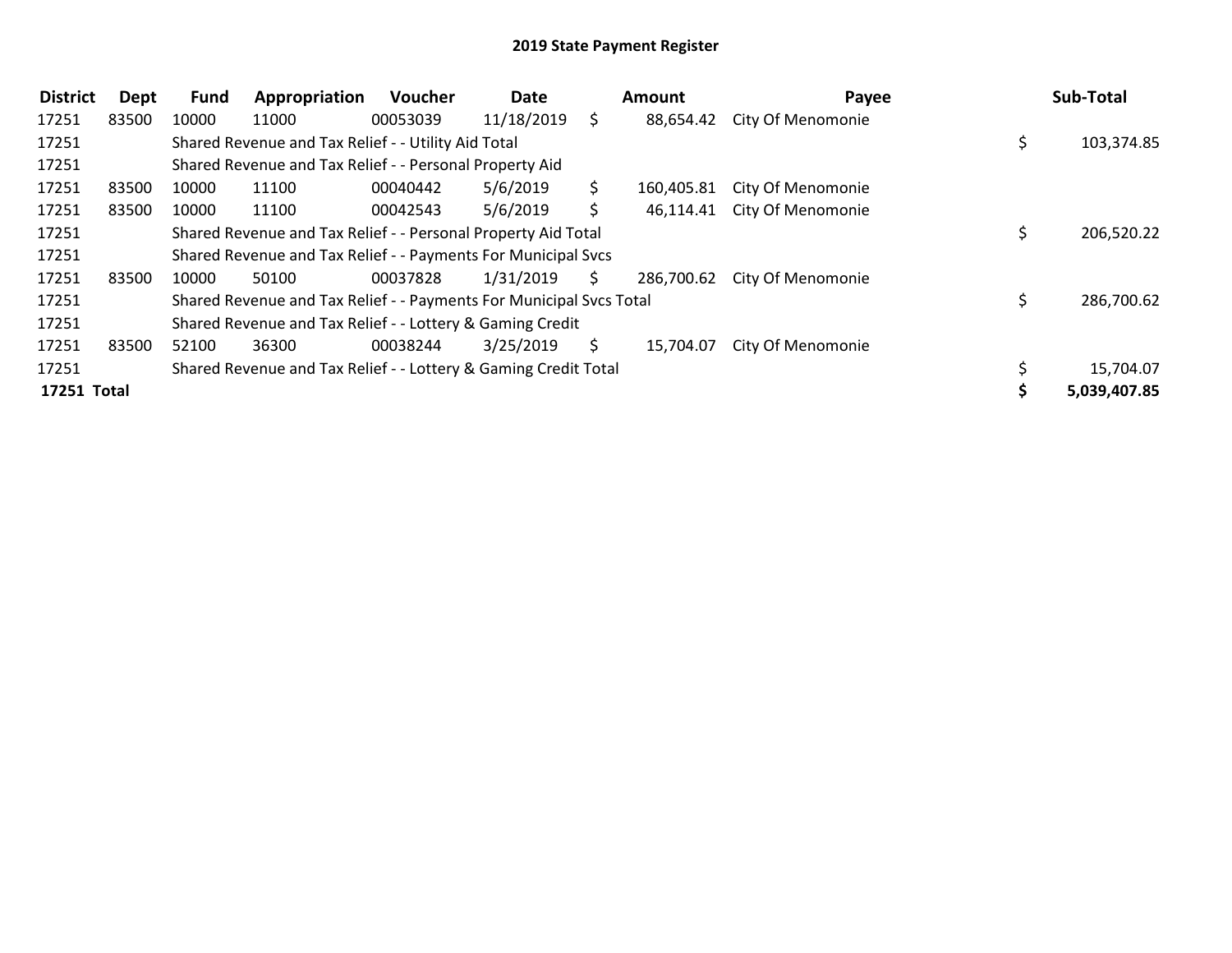## 2019 State Payment Register

| District | Dept | Fund | Appropriation | Voucher | Date | | Amount | Payee | | Sub-Total |
|---|---|---|---|---|---|---|---|---|---|---|
| 17251 | 83500 | 10000 | 11000 | 00053039 | 11/18/2019 | $ | 88,654.42 | City Of Menomonie | | |
| 17251 | | Shared Revenue and Tax Relief - - Utility Aid Total | | | | | | | $ | 103,374.85 |
| 17251 | | Shared Revenue and Tax Relief - - Personal Property Aid | | | | | | | | |
| 17251 | 83500 | 10000 | 11100 | 00040442 | 5/6/2019 | $ | 160,405.81 | City Of Menomonie | | |
| 17251 | 83500 | 10000 | 11100 | 00042543 | 5/6/2019 | $ | 46,114.41 | City Of Menomonie | | |
| 17251 | | Shared Revenue and Tax Relief - - Personal Property Aid Total | | | | | | | $ | 206,520.22 |
| 17251 | | Shared Revenue and Tax Relief - - Payments For Municipal Svcs | | | | | | | | |
| 17251 | 83500 | 10000 | 50100 | 00037828 | 1/31/2019 | $ | 286,700.62 | City Of Menomonie | | |
| 17251 | | Shared Revenue and Tax Relief - - Payments For Municipal Svcs Total | | | | | | | $ | 286,700.62 |
| 17251 | | Shared Revenue and Tax Relief - - Lottery & Gaming Credit | | | | | | | | |
| 17251 | 83500 | 52100 | 36300 | 00038244 | 3/25/2019 | $ | 15,704.07 | City Of Menomonie | | |
| 17251 | | Shared Revenue and Tax Relief - - Lottery & Gaming Credit Total | | | | | | | $ | 15,704.07 |
| **17251 Total** | | | | | | | | | **$** | **5,039,407.85** |